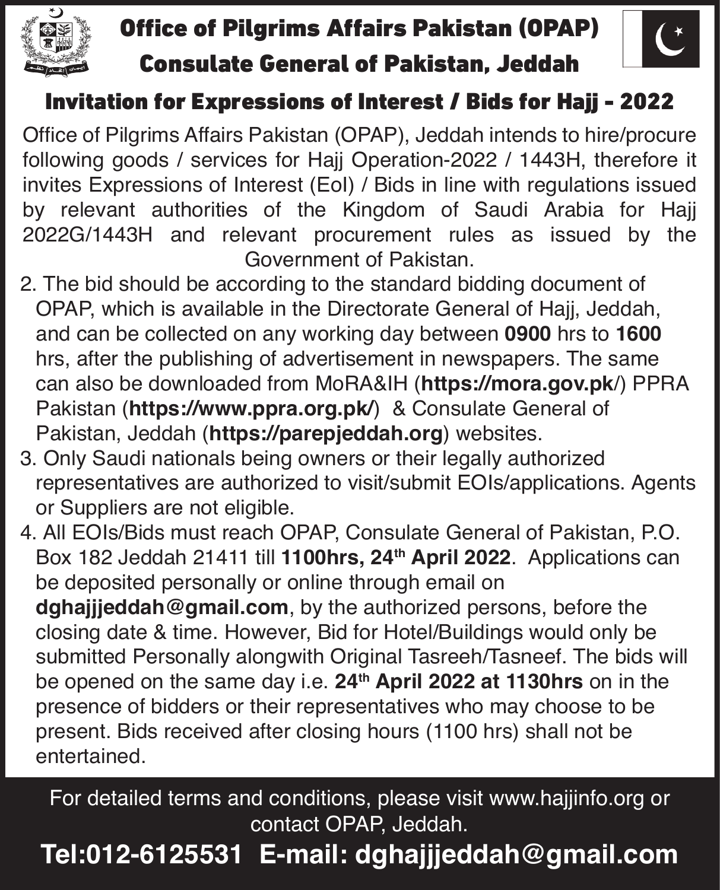# Office of Pilgrims Affairs Pakistan (OPAP)

## Consulate General of Pakistan, Jeddah

### Invitation for Expressions of Interest / Bids for Hajj - 2022

Office of Pilgrims Affairs Pakistan (OPAP), Jeddah intends to hire/procure following goods / services for Hajj Operation-2022 / 1443H, therefore it invites Expressions of Interest (EoI) / Bids in line with regulations issued by relevant authorities of the Kingdom of Saudi Arabia for Hajj 2022G/1443H and relevant procurement rules as issued by the Government of Pakistan.

2. The bid should be according to the standard bidding document of OPAP, which is available in the Directorate General of Hajj, Jeddah, and can be collected on any working day between **0900** hrs to **1600** hrs, after the publishing of advertisement in newspapers. The same can also be downloaded from MoRA&IH (**https://mora.gov.pk**/) PPRA Pakistan (**https://www.ppra.org.pk/**) & Consulate General of Pakistan, Jeddah (**https://parepjeddah.org**) websites.

3. Only Saudi nationals being owners or their legally authorized representatives are authorized to visit/submit EOIs/applications. Agents or Suppliers are not eligible.

4. All EOIs/Bids must reach OPAP, Consulate General of Pakistan, P.O. Box 182 Jeddah 21411 till **1100hrs, 24th April 2022**. Applications can be deposited personally or online through email on **dghajjjeddah@gmail.com**, by the authorized persons, before the closing date & time. However, Bid for Hotel/Buildings would only be submitted Personally alongwith Original Tasreeh/Tasneef. The bids will be opened on the same day i.e. **24th April 2022 at 1130hrs** on in the presence of bidders or their representatives who may choose to be present. Bids received after closing hours (1100 hrs) shall not be entertained.

For detailed terms and conditions, please visit www.hajjinfo.org or contact OPAP, Jeddah.

**Tel:012-6125531 E-mail: dghajjjeddah@gmail.com**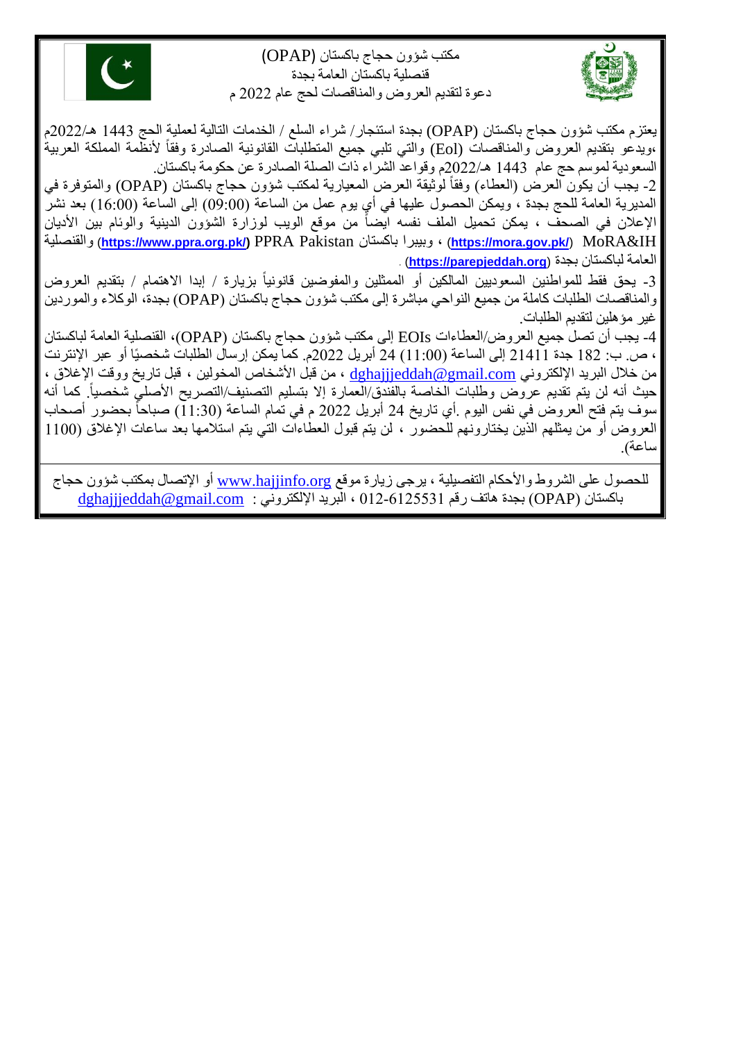مكتب شؤون حجاج باكستان (OPAP)
قنصلية باكستان العامة بجدة
دعوة لتقديم العروض والمناقصات لحج عام 2022 م

يعتزم مكتب شؤون حجاج باكستان (OPAP) بجدة استئجار / شراء السلع / الخدمات التالية لعملية الحج 1443 هـ/2022م ،ويدعو بتقديم العروض والمناقصات (EoI) والتي تلبي جميع المتطلبات القانونية الصادرة وفقاً لأنظمة المملكة العربية السعودية لموسم حج عام 1443 هـ/2022م وقواعد الشراء ذات الصلة الصادرة عن حكومة باكستان.

2- يجب أن يكون العرض (العطاء) وفقاً لوثيقة العرض المعيارية لمكتب شؤون حجاج باكستان (OPAP) والمتوفرة في المديرية العامة للحج بجدة ، ويمكن الحصول عليها في أي يوم عمل من الساعة (09:00) إلى الساعة (16:00) بعد نشر الإعلان في الصحف ، يمكن تحميل الملف نفسه ايضاً من موقع الويب لوزارة الشؤون الدينية والوئام بين الأديان MoRA&IH (https://mora.gov.pk/) ، وبيبرا باكستان PPRA Pakistan (https://www.ppra.org.pk/) والقنصلية العامة لباكستان بجدة (https://parepjeddah.org) .

3- يحق فقط للمواطنين السعوديين المالكين أو الممثلين والمفوضين قانونياً بزيارة / إبدا الاهتمام / بتقديم العروض والمناقصات الطلبات كاملة من جميع النواحي مباشرة إلى مكتب شؤون حجاج باكستان (OPAP) بجدة، الوكلاء والموردين غير مؤهلين لتقديم الطلبات.

4- يجب أن تصل جميع العروض/العطاءات EOIs إلى مكتب شؤون حجاج باكستان (OPAP)، القنصلية العامة لباكستان ، ص. ب: 182 جدة 21411 إلى الساعة (11:00) 24 أبريل 2022م. كما يمكن إرسال الطلبات شخصيًا أو عبر الإنترنت من خلال البريد الإلكتروني dghajjjeddah@gmail.com ، من قبل الأشخاص المخولين ، قبل تاريخ ووقت الإغلاق ، حيث أنه لن يتم تقديم عروض وطلبات الخاصة بالفنادق/العمارة إلا بتسليم التصنيف/التصريح الأصلي شخصياً. كما أنه سوف يتم فتح العروض في نفس اليوم .أي تاريخ 24 أبريل 2022 م في تمام الساعة (11:30) صباحاً بحضور أصحاب العروض أو من يمثلهم الذين يختارونهم للحضور ، لن يتم قبول العطاءات التي يتم استلامها بعد ساعات الإغلاق (1100 ساعة).

للحصول على الشروط والأحكام التفصيلية ، يرجى زيارة موقع www.hajjinfo.org أو الإتصال بمكتب شؤون حجاج باكستان (OPAP) بجدة هاتف رقم 012-6125531 ، البريد الإلكتروني : dghajjjeddah@gmail.com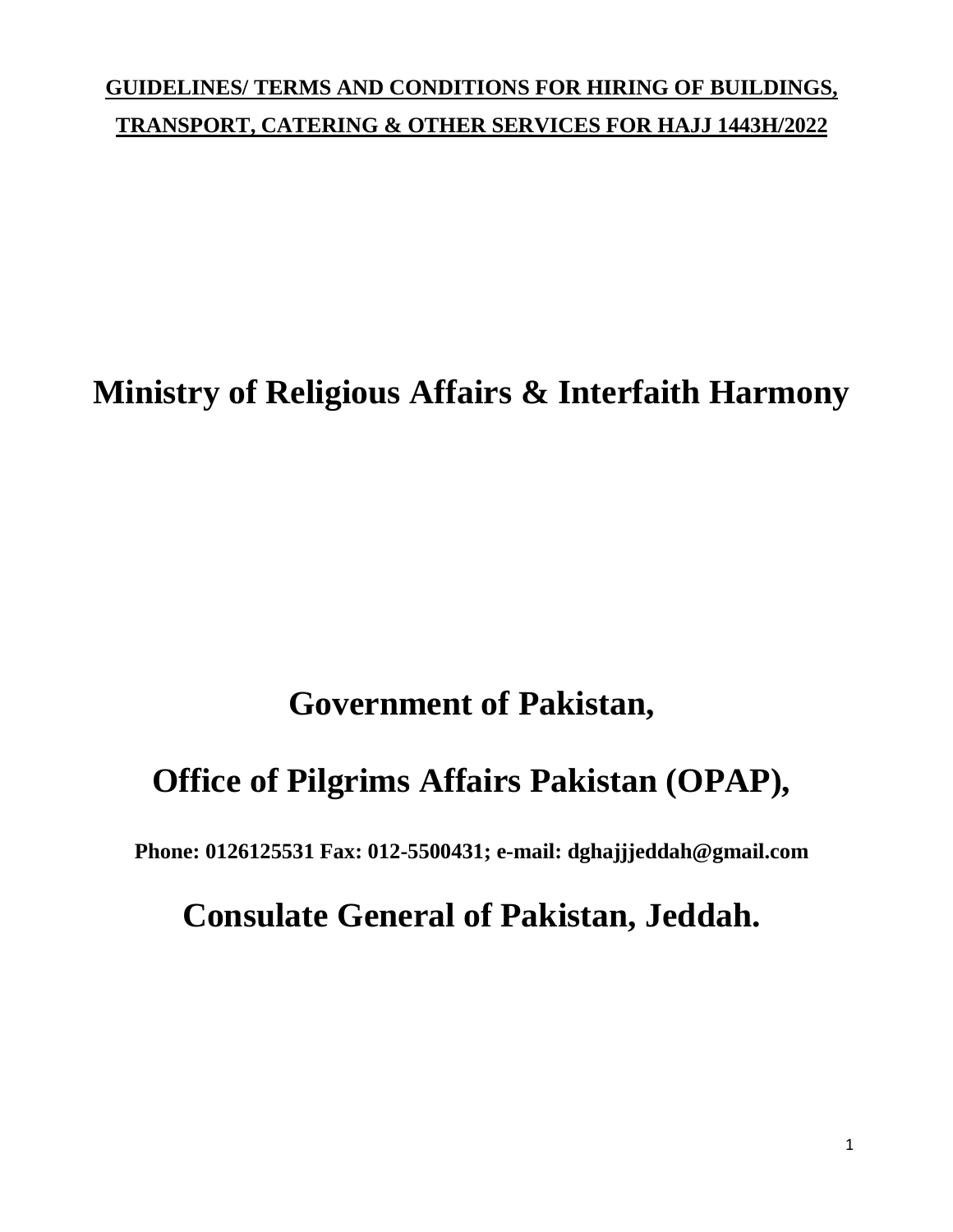**GUIDELINES/ TERMS AND CONDITIONS FOR HIRING OF BUILDINGS, TRANSPORT, CATERING & OTHER SERVICES FOR HAJJ 1443H/2022**

# Ministry of Religious Affairs & Interfaith Harmony

# Government of Pakistan,

# Office of Pilgrims Affairs Pakistan (OPAP),

**Phone: 0126125531 Fax: 012-5500431; e-mail: dghajjjeddah@gmail.com**

# Consulate General of Pakistan, Jeddah.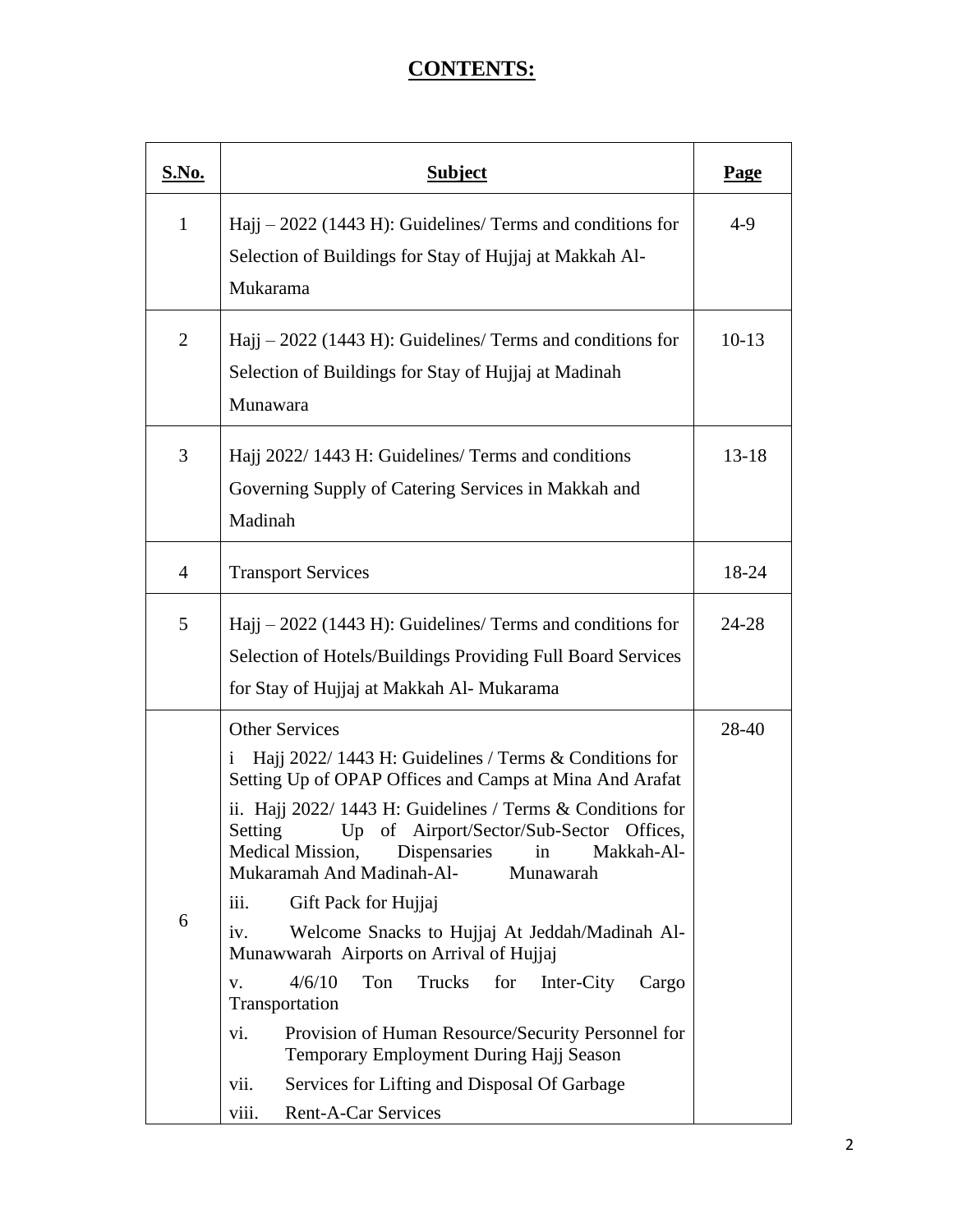# CONTENTS:

| S.No. | Subject | Page |
| --- | --- | --- |
| 1 | Hajj – 2022 (1443 H): Guidelines/ Terms and conditions for Selection of Buildings for Stay of Hujjaj at Makkah Al-Mukarama | 4-9 |
| 2 | Hajj – 2022 (1443 H): Guidelines/ Terms and conditions for Selection of Buildings for Stay of Hujjaj at Madinah Munawara | 10-13 |
| 3 | Hajj 2022/ 1443 H: Guidelines/ Terms and conditions Governing Supply of Catering Services in Makkah and Madinah | 13-18 |
| 4 | Transport Services | 18-24 |
| 5 | Hajj – 2022 (1443 H): Guidelines/ Terms and conditions for Selection of Hotels/Buildings Providing Full Board Services for Stay of Hujjaj at Makkah Al- Mukarama | 24-28 |
| 6 | Other Services<br>i Hajj 2022/ 1443 H: Guidelines / Terms & Conditions for Setting Up of OPAP Offices and Camps at Mina And Arafat<br>ii. Hajj 2022/ 1443 H: Guidelines / Terms & Conditions for Setting Up of Airport/Sector/Sub-Sector Offices, Medical Mission, Dispensaries in Makkah-Al-Mukaramah And Madinah-Al- Munawarah<br>iii. Gift Pack for Hujjaj<br>iv. Welcome Snacks to Hujjaj At Jeddah/Madinah Al-Munawwarah Airports on Arrival of Hujjaj<br>v. 4/6/10 Ton Trucks for Inter-City Cargo Transportation<br>vi. Provision of Human Resource/Security Personnel for Temporary Employment During Hajj Season<br>vii. Services for Lifting and Disposal Of Garbage<br>viii. Rent-A-Car Services | 28-40 |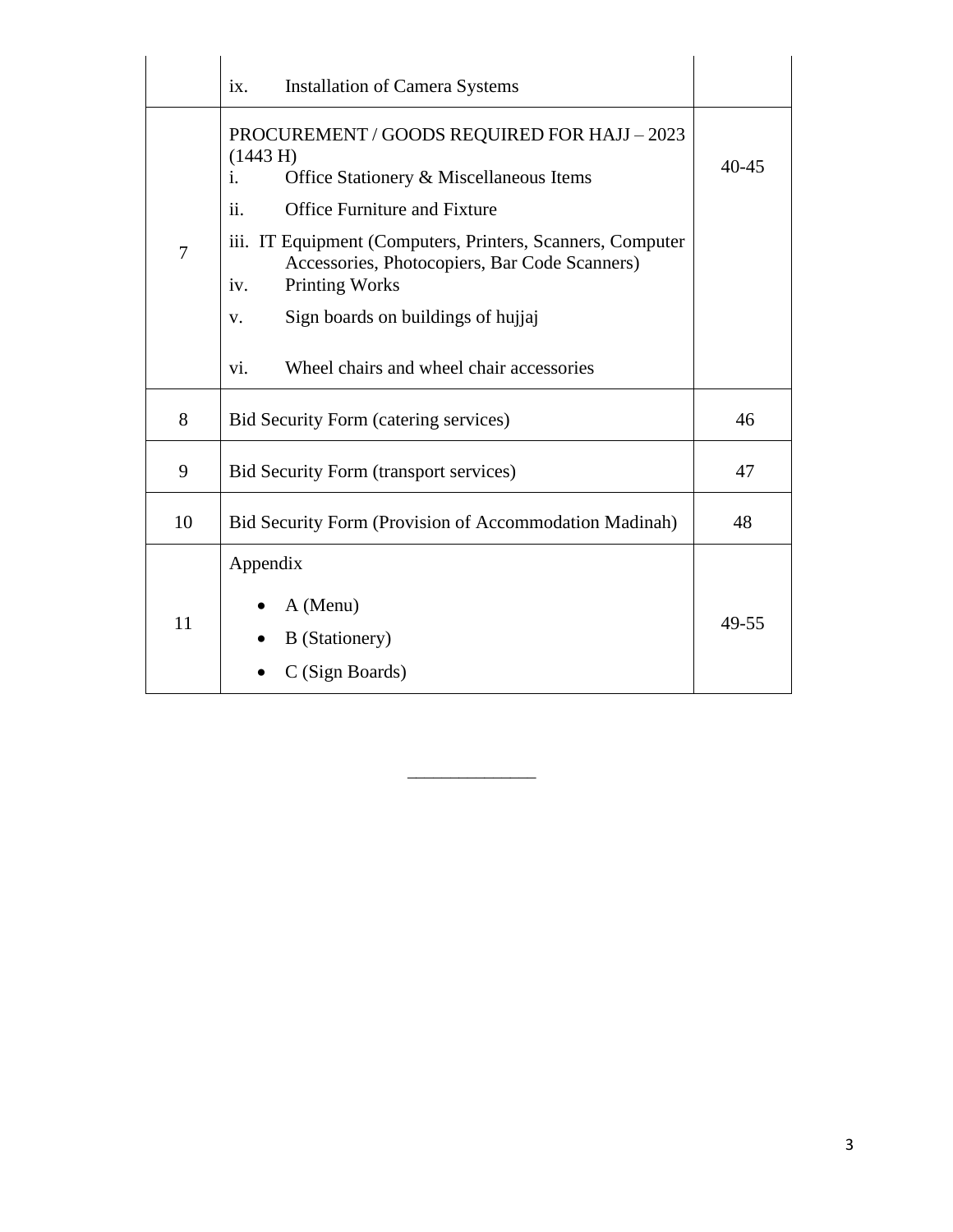| | | |
|---|---|---|
| | ix. Installation of Camera Systems | |
| 7 | PROCUREMENT / GOODS REQUIRED FOR HAJJ – 2023 (1443 H)<br>i. Office Stationery & Miscellaneous Items<br>ii. Office Furniture and Fixture<br>iii. IT Equipment (Computers, Printers, Scanners, Computer Accessories, Photocopiers, Bar Code Scanners)<br>iv. Printing Works<br>v. Sign boards on buildings of hujjaj<br>vi. Wheel chairs and wheel chair accessories | 40-45 |
| 8 | Bid Security Form (catering services) | 46 |
| 9 | Bid Security Form (transport services) | 47 |
| 10 | Bid Security Form (Provision of Accommodation Madinah) | 48 |
| 11 | Appendix<br>• A (Menu)<br>• B (Stationery)<br>• C (Sign Boards) | 49-55 |

______________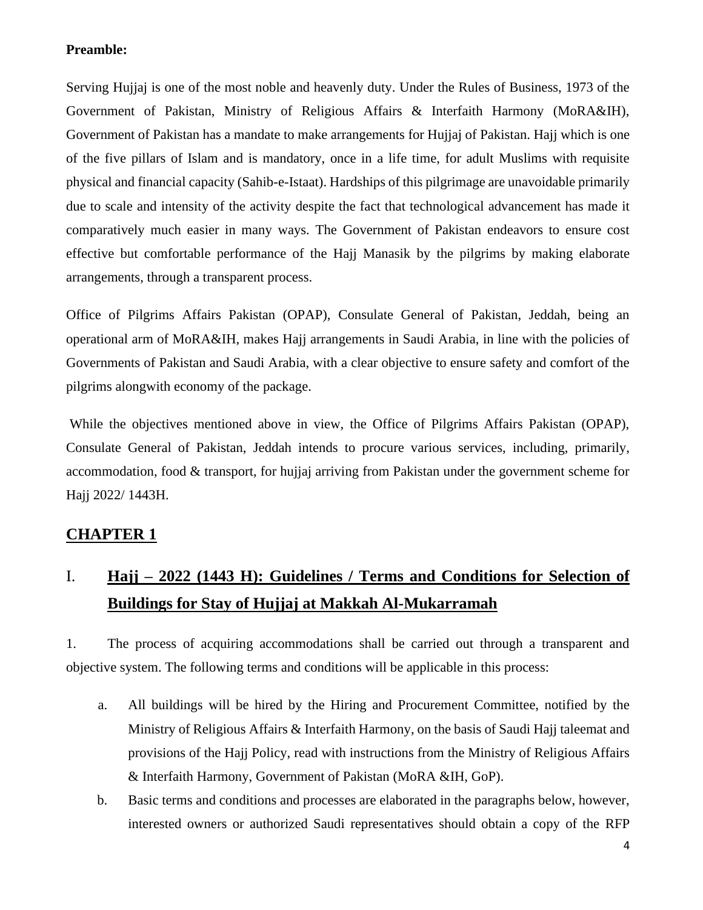**Preamble:**

Serving Hujjaj is one of the most noble and heavenly duty. Under the Rules of Business, 1973 of the Government of Pakistan, Ministry of Religious Affairs & Interfaith Harmony (MoRA&IH), Government of Pakistan has a mandate to make arrangements for Hujjaj of Pakistan. Hajj which is one of the five pillars of Islam and is mandatory, once in a life time, for adult Muslims with requisite physical and financial capacity (Sahib-e-Istaat). Hardships of this pilgrimage are unavoidable primarily due to scale and intensity of the activity despite the fact that technological advancement has made it comparatively much easier in many ways. The Government of Pakistan endeavors to ensure cost effective but comfortable performance of the Hajj Manasik by the pilgrims by making elaborate arrangements, through a transparent process.

Office of Pilgrims Affairs Pakistan (OPAP), Consulate General of Pakistan, Jeddah, being an operational arm of MoRA&IH, makes Hajj arrangements in Saudi Arabia, in line with the policies of Governments of Pakistan and Saudi Arabia, with a clear objective to ensure safety and comfort of the pilgrims alongwith economy of the package.

While the objectives mentioned above in view, the Office of Pilgrims Affairs Pakistan (OPAP), Consulate General of Pakistan, Jeddah intends to procure various services, including, primarily, accommodation, food & transport, for hujjaj arriving from Pakistan under the government scheme for Hajj 2022/ 1443H.

## CHAPTER 1

## I. Hajj – 2022 (1443 H): Guidelines / Terms and Conditions for Selection of Buildings for Stay of Hujjaj at Makkah Al-Mukarramah

1. The process of acquiring accommodations shall be carried out through a transparent and objective system. The following terms and conditions will be applicable in this process:

   a. All buildings will be hired by the Hiring and Procurement Committee, notified by the Ministry of Religious Affairs & Interfaith Harmony, on the basis of Saudi Hajj taleemat and provisions of the Hajj Policy, read with instructions from the Ministry of Religious Affairs & Interfaith Harmony, Government of Pakistan (MoRA &IH, GoP).

   b. Basic terms and conditions and processes are elaborated in the paragraphs below, however, interested owners or authorized Saudi representatives should obtain a copy of the RFP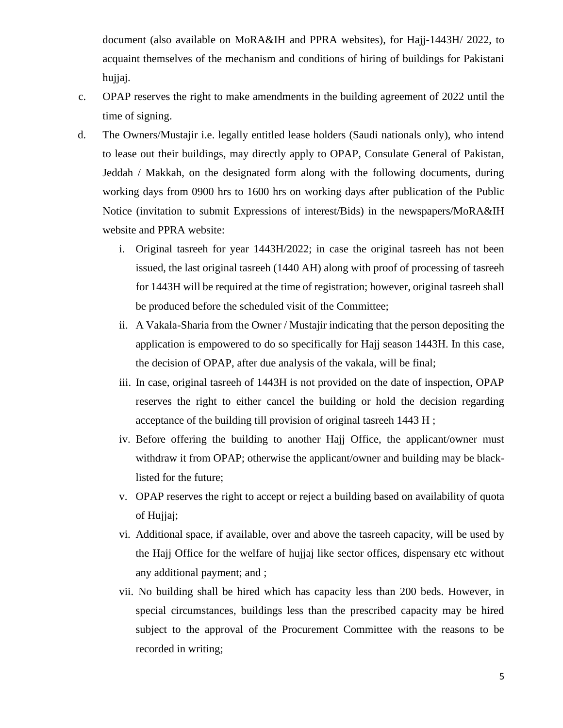document (also available on MoRA&IH and PPRA websites), for Hajj-1443H/ 2022, to acquaint themselves of the mechanism and conditions of hiring of buildings for Pakistani hujjaj.

c. OPAP reserves the right to make amendments in the building agreement of 2022 until the time of signing.

d. The Owners/Mustajir i.e. legally entitled lease holders (Saudi nationals only), who intend to lease out their buildings, may directly apply to OPAP, Consulate General of Pakistan, Jeddah / Makkah, on the designated form along with the following documents, during working days from 0900 hrs to 1600 hrs on working days after publication of the Public Notice (invitation to submit Expressions of interest/Bids) in the newspapers/MoRA&IH website and PPRA website:

   i. Original tasreeh for year 1443H/2022; in case the original tasreeh has not been issued, the last original tasreeh (1440 AH) along with proof of processing of tasreeh for 1443H will be required at the time of registration; however, original tasreeh shall be produced before the scheduled visit of the Committee;

   ii. A Vakala-Sharia from the Owner / Mustajir indicating that the person depositing the application is empowered to do so specifically for Hajj season 1443H. In this case, the decision of OPAP, after due analysis of the vakala, will be final;

   iii. In case, original tasreeh of 1443H is not provided on the date of inspection, OPAP reserves the right to either cancel the building or hold the decision regarding acceptance of the building till provision of original tasreeh 1443 H ;

   iv. Before offering the building to another Hajj Office, the applicant/owner must withdraw it from OPAP; otherwise the applicant/owner and building may be black-listed for the future;

   v. OPAP reserves the right to accept or reject a building based on availability of quota of Hujjaj;

   vi. Additional space, if available, over and above the tasreeh capacity, will be used by the Hajj Office for the welfare of hujjaj like sector offices, dispensary etc without any additional payment; and ;

   vii. No building shall be hired which has capacity less than 200 beds. However, in special circumstances, buildings less than the prescribed capacity may be hired subject to the approval of the Procurement Committee with the reasons to be recorded in writing;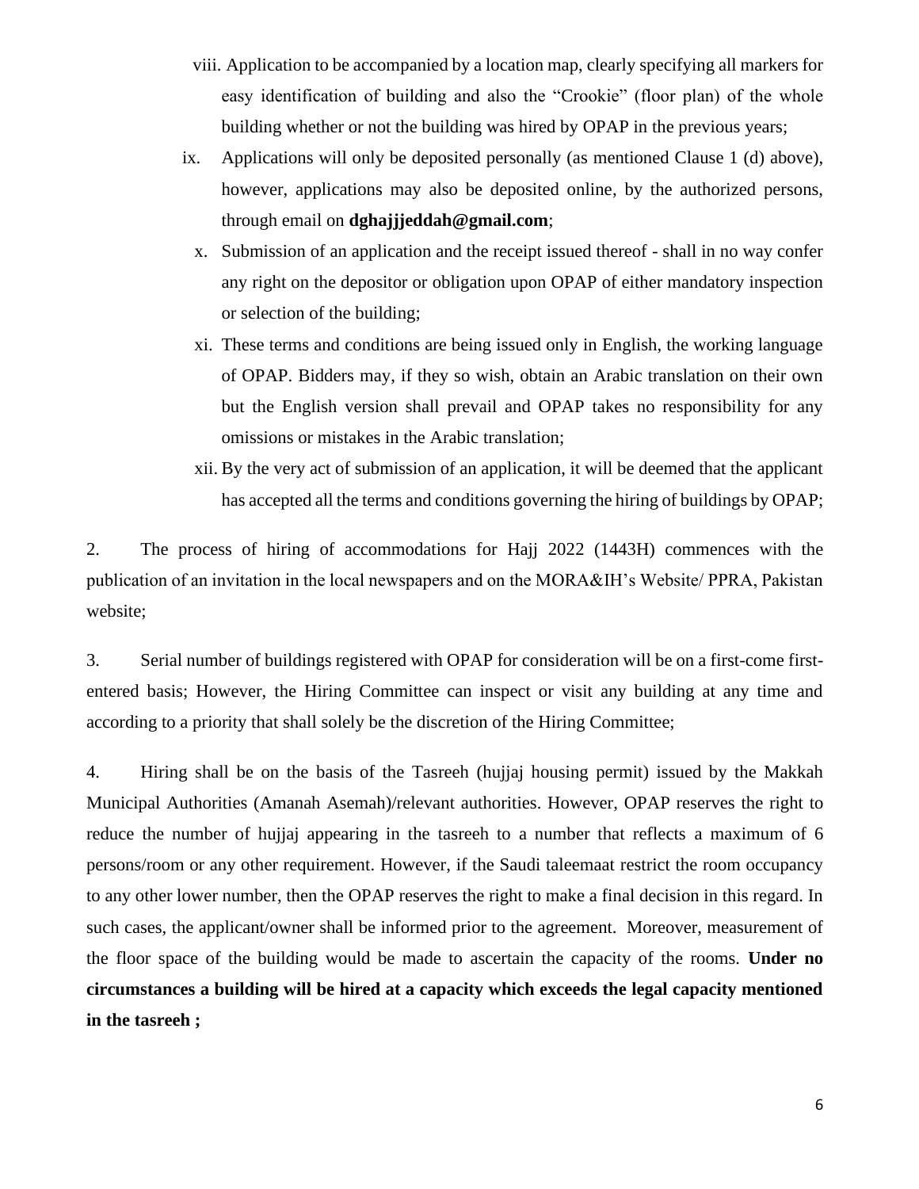viii. Application to be accompanied by a location map, clearly specifying all markers for easy identification of building and also the "Crookie" (floor plan) of the whole building whether or not the building was hired by OPAP in the previous years;

ix. Applications will only be deposited personally (as mentioned Clause 1 (d) above), however, applications may also be deposited online, by the authorized persons, through email on **dghajjjeddah@gmail.com**;

x. Submission of an application and the receipt issued thereof - shall in no way confer any right on the depositor or obligation upon OPAP of either mandatory inspection or selection of the building;

xi. These terms and conditions are being issued only in English, the working language of OPAP. Bidders may, if they so wish, obtain an Arabic translation on their own but the English version shall prevail and OPAP takes no responsibility for any omissions or mistakes in the Arabic translation;

xii. By the very act of submission of an application, it will be deemed that the applicant has accepted all the terms and conditions governing the hiring of buildings by OPAP;

2. The process of hiring of accommodations for Hajj 2022 (1443H) commences with the publication of an invitation in the local newspapers and on the MORA&IH's Website/ PPRA, Pakistan website;

3. Serial number of buildings registered with OPAP for consideration will be on a first-come first-entered basis; However, the Hiring Committee can inspect or visit any building at any time and according to a priority that shall solely be the discretion of the Hiring Committee;

4. Hiring shall be on the basis of the Tasreeh (hujjaj housing permit) issued by the Makkah Municipal Authorities (Amanah Asemah)/relevant authorities. However, OPAP reserves the right to reduce the number of hujjaj appearing in the tasreeh to a number that reflects a maximum of 6 persons/room or any other requirement. However, if the Saudi taleemaat restrict the room occupancy to any other lower number, then the OPAP reserves the right to make a final decision in this regard. In such cases, the applicant/owner shall be informed prior to the agreement. Moreover, measurement of the floor space of the building would be made to ascertain the capacity of the rooms. **Under no circumstances a building will be hired at a capacity which exceeds the legal capacity mentioned in the tasreeh ;**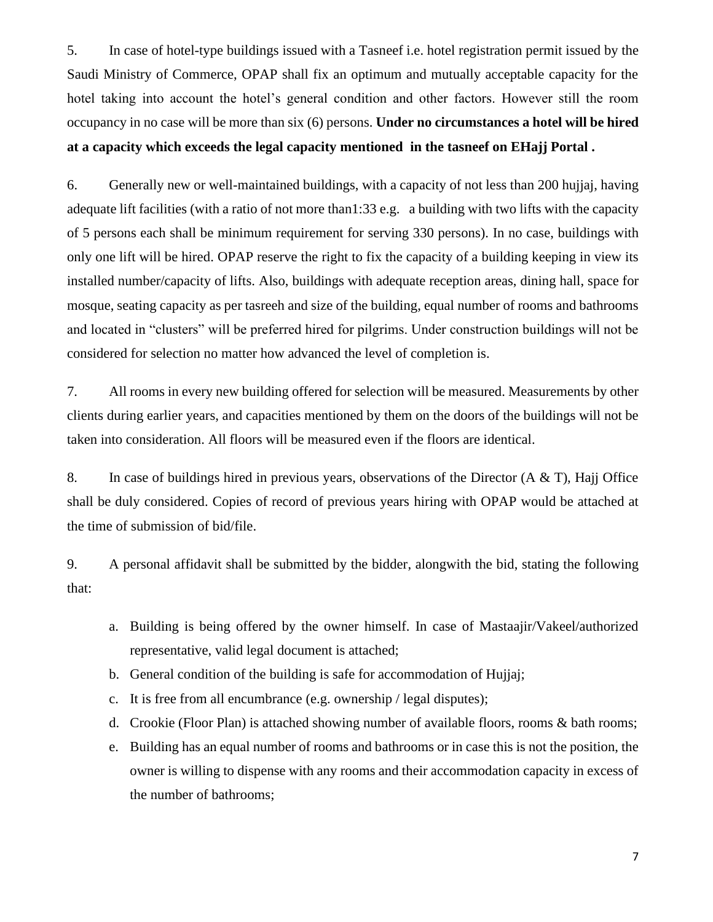5. In case of hotel-type buildings issued with a Tasneef i.e. hotel registration permit issued by the Saudi Ministry of Commerce, OPAP shall fix an optimum and mutually acceptable capacity for the hotel taking into account the hotel's general condition and other factors. However still the room occupancy in no case will be more than six (6) persons. **Under no circumstances a hotel will be hired at a capacity which exceeds the legal capacity mentioned in the tasneef on EHajj Portal .**

6. Generally new or well-maintained buildings, with a capacity of not less than 200 hujjaj, having adequate lift facilities (with a ratio of not more than1:33 e.g. a building with two lifts with the capacity of 5 persons each shall be minimum requirement for serving 330 persons). In no case, buildings with only one lift will be hired. OPAP reserve the right to fix the capacity of a building keeping in view its installed number/capacity of lifts. Also, buildings with adequate reception areas, dining hall, space for mosque, seating capacity as per tasreeh and size of the building, equal number of rooms and bathrooms and located in "clusters" will be preferred hired for pilgrims. Under construction buildings will not be considered for selection no matter how advanced the level of completion is.

7. All rooms in every new building offered for selection will be measured. Measurements by other clients during earlier years, and capacities mentioned by them on the doors of the buildings will not be taken into consideration. All floors will be measured even if the floors are identical.

8. In case of buildings hired in previous years, observations of the Director (A & T), Hajj Office shall be duly considered. Copies of record of previous years hiring with OPAP would be attached at the time of submission of bid/file.

9. A personal affidavit shall be submitted by the bidder, alongwith the bid, stating the following that:

   a. Building is being offered by the owner himself. In case of Mastaajir/Vakeel/authorized representative, valid legal document is attached;
   b. General condition of the building is safe for accommodation of Hujjaj;
   c. It is free from all encumbrance (e.g. ownership / legal disputes);
   d. Crookie (Floor Plan) is attached showing number of available floors, rooms & bath rooms;
   e. Building has an equal number of rooms and bathrooms or in case this is not the position, the owner is willing to dispense with any rooms and their accommodation capacity in excess of the number of bathrooms;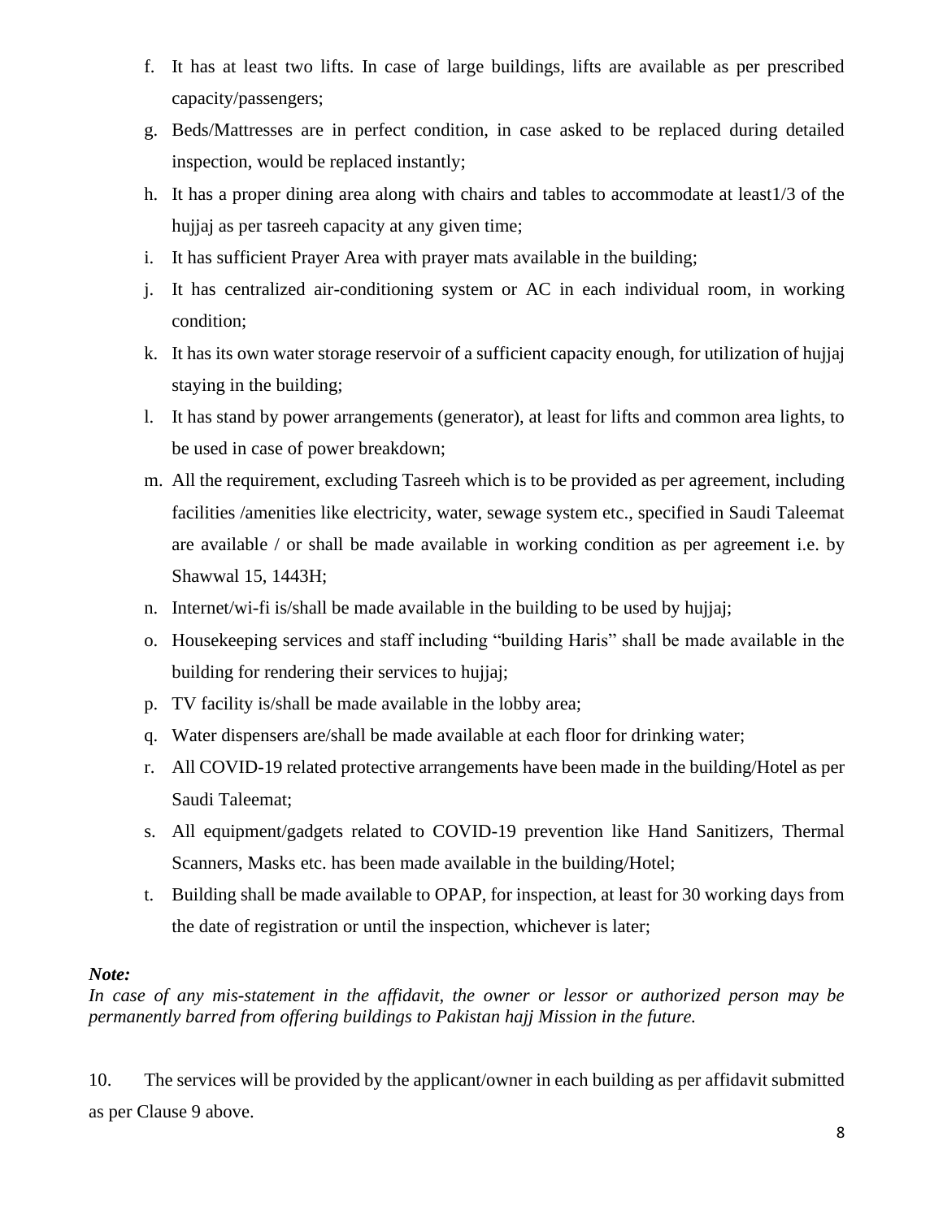f. It has at least two lifts. In case of large buildings, lifts are available as per prescribed capacity/passengers;
g. Beds/Mattresses are in perfect condition, in case asked to be replaced during detailed inspection, would be replaced instantly;
h. It has a proper dining area along with chairs and tables to accommodate at least1/3 of the hujjaj as per tasreeh capacity at any given time;
i. It has sufficient Prayer Area with prayer mats available in the building;
j. It has centralized air-conditioning system or AC in each individual room, in working condition;
k. It has its own water storage reservoir of a sufficient capacity enough, for utilization of hujjaj staying in the building;
l. It has stand by power arrangements (generator), at least for lifts and common area lights, to be used in case of power breakdown;
m. All the requirement, excluding Tasreeh which is to be provided as per agreement, including facilities /amenities like electricity, water, sewage system etc., specified in Saudi Taleemat are available / or shall be made available in working condition as per agreement i.e. by Shawwal 15, 1443H;
n. Internet/wi-fi is/shall be made available in the building to be used by hujjaj;
o. Housekeeping services and staff including "building Haris" shall be made available in the building for rendering their services to hujjaj;
p. TV facility is/shall be made available in the lobby area;
q. Water dispensers are/shall be made available at each floor for drinking water;
r. All COVID-19 related protective arrangements have been made in the building/Hotel as per Saudi Taleemat;
s. All equipment/gadgets related to COVID-19 prevention like Hand Sanitizers, Thermal Scanners, Masks etc. has been made available in the building/Hotel;
t. Building shall be made available to OPAP, for inspection, at least for 30 working days from the date of registration or until the inspection, whichever is later;

***Note:***
*In case of any mis-statement in the affidavit, the owner or lessor or authorized person may be permanently barred from offering buildings to Pakistan hajj Mission in the future.*

10. The services will be provided by the applicant/owner in each building as per affidavit submitted as per Clause 9 above.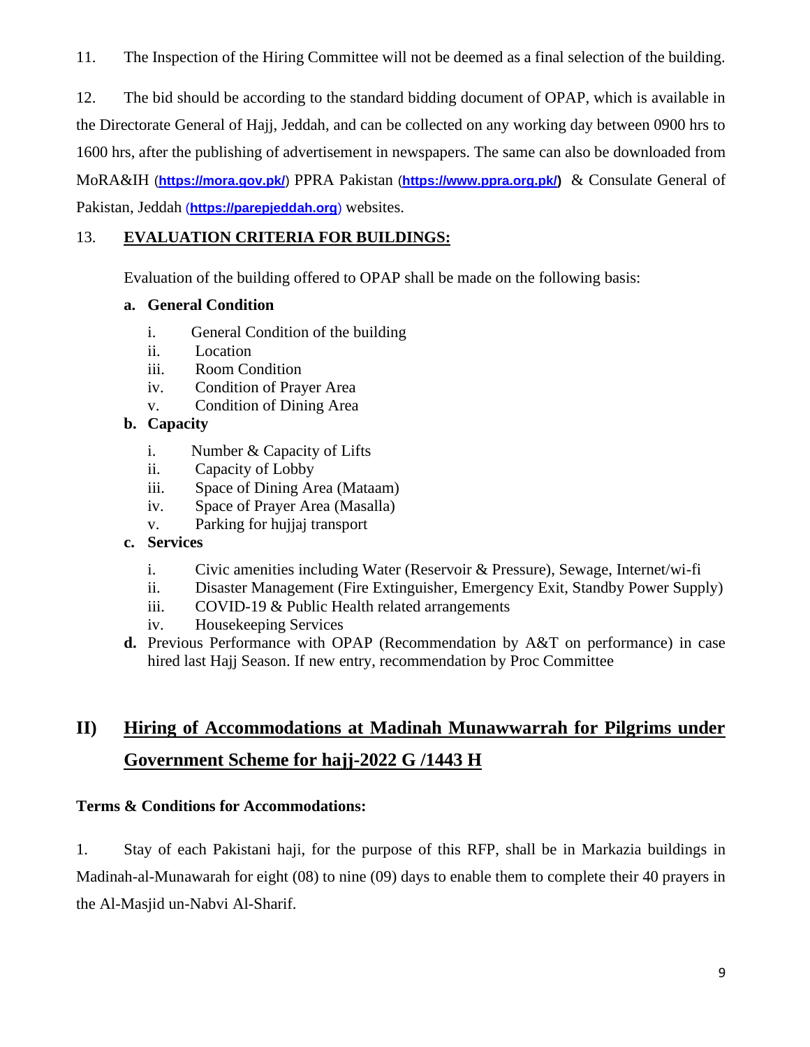11. The Inspection of the Hiring Committee will not be deemed as a final selection of the building.

12. The bid should be according to the standard bidding document of OPAP, which is available in the Directorate General of Hajj, Jeddah, and can be collected on any working day between 0900 hrs to 1600 hrs, after the publishing of advertisement in newspapers. The same can also be downloaded from MoRA&IH (**https://mora.gov.pk/**) PPRA Pakistan (**https://www.ppra.org.pk/)** & Consulate General of Pakistan, Jeddah (**https://parepjeddah.org**) websites.

13. **EVALUATION CRITERIA FOR BUILDINGS:**

Evaluation of the building offered to OPAP shall be made on the following basis:

**a. General Condition**

i. General Condition of the building
ii. Location
iii. Room Condition
iv. Condition of Prayer Area
v. Condition of Dining Area

**b. Capacity**

i. Number & Capacity of Lifts
ii. Capacity of Lobby
iii. Space of Dining Area (Mataam)
iv. Space of Prayer Area (Masalla)
v. Parking for hujjaj transport

**c. Services**

i. Civic amenities including Water (Reservoir & Pressure), Sewage, Internet/wi-fi
ii. Disaster Management (Fire Extinguisher, Emergency Exit, Standby Power Supply)
iii. COVID-19 & Public Health related arrangements
iv. Housekeeping Services

**d.** Previous Performance with OPAP (Recommendation by A&T on performance) in case hired last Hajj Season. If new entry, recommendation by Proc Committee

## II) Hiring of Accommodations at Madinah Munawwarrah for Pilgrims under Government Scheme for hajj-2022 G /1443 H

**Terms & Conditions for Accommodations:**

1. Stay of each Pakistani haji, for the purpose of this RFP, shall be in Markazia buildings in Madinah-al-Munawarah for eight (08) to nine (09) days to enable them to complete their 40 prayers in the Al-Masjid un-Nabvi Al-Sharif.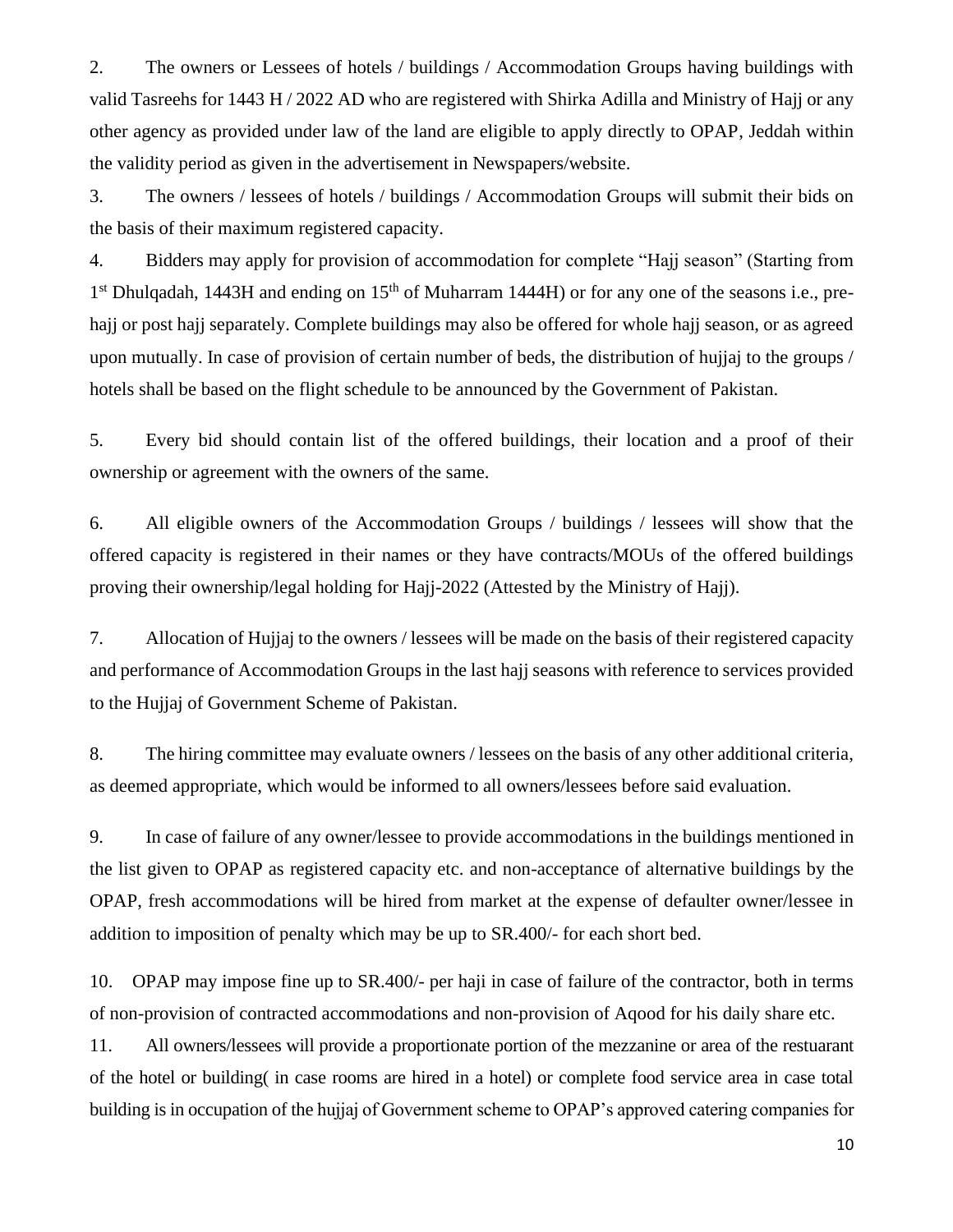2. The owners or Lessees of hotels / buildings / Accommodation Groups having buildings with valid Tasreehs for 1443 H / 2022 AD who are registered with Shirka Adilla and Ministry of Hajj or any other agency as provided under law of the land are eligible to apply directly to OPAP, Jeddah within the validity period as given in the advertisement in Newspapers/website.

3. The owners / lessees of hotels / buildings / Accommodation Groups will submit their bids on the basis of their maximum registered capacity.

4. Bidders may apply for provision of accommodation for complete "Hajj season" (Starting from 1st Dhulqadah, 1443H and ending on 15th of Muharram 1444H) or for any one of the seasons i.e., pre-hajj or post hajj separately. Complete buildings may also be offered for whole hajj season, or as agreed upon mutually. In case of provision of certain number of beds, the distribution of hujjaj to the groups / hotels shall be based on the flight schedule to be announced by the Government of Pakistan.

5. Every bid should contain list of the offered buildings, their location and a proof of their ownership or agreement with the owners of the same.

6. All eligible owners of the Accommodation Groups / buildings / lessees will show that the offered capacity is registered in their names or they have contracts/MOUs of the offered buildings proving their ownership/legal holding for Hajj-2022 (Attested by the Ministry of Hajj).

7. Allocation of Hujjaj to the owners / lessees will be made on the basis of their registered capacity and performance of Accommodation Groups in the last hajj seasons with reference to services provided to the Hujjaj of Government Scheme of Pakistan.

8. The hiring committee may evaluate owners / lessees on the basis of any other additional criteria, as deemed appropriate, which would be informed to all owners/lessees before said evaluation.

9. In case of failure of any owner/lessee to provide accommodations in the buildings mentioned in the list given to OPAP as registered capacity etc. and non-acceptance of alternative buildings by the OPAP, fresh accommodations will be hired from market at the expense of defaulter owner/lessee in addition to imposition of penalty which may be up to SR.400/- for each short bed.

10. OPAP may impose fine up to SR.400/- per haji in case of failure of the contractor, both in terms of non-provision of contracted accommodations and non-provision of Aqood for his daily share etc.

11. All owners/lessees will provide a proportionate portion of the mezzanine or area of the restuarant of the hotel or building( in case rooms are hired in a hotel) or complete food service area in case total building is in occupation of the hujjaj of Government scheme to OPAP's approved catering companies for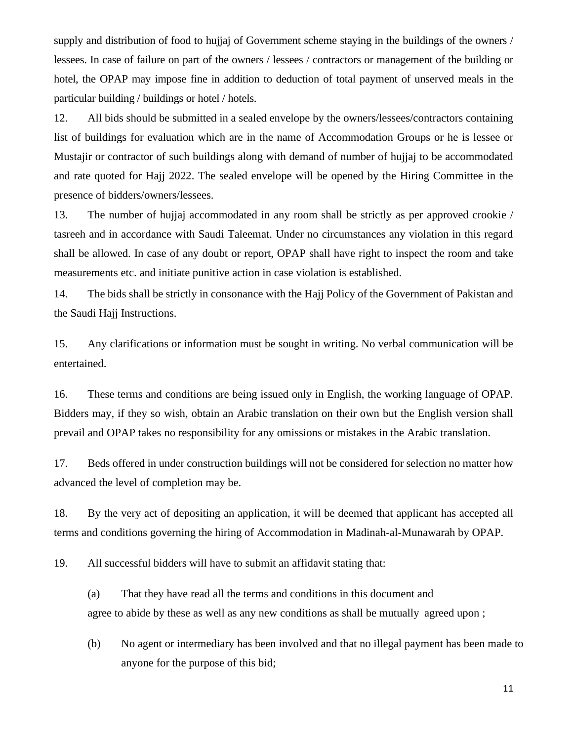supply and distribution of food to hujjaj of Government scheme staying in the buildings of the owners / lessees. In case of failure on part of the owners / lessees / contractors or management of the building or hotel, the OPAP may impose fine in addition to deduction of total payment of unserved meals in the particular building / buildings or hotel / hotels.

12. All bids should be submitted in a sealed envelope by the owners/lessees/contractors containing list of buildings for evaluation which are in the name of Accommodation Groups or he is lessee or Mustajir or contractor of such buildings along with demand of number of hujjaj to be accommodated and rate quoted for Hajj 2022. The sealed envelope will be opened by the Hiring Committee in the presence of bidders/owners/lessees.

13. The number of hujjaj accommodated in any room shall be strictly as per approved crookie / tasreeh and in accordance with Saudi Taleemat. Under no circumstances any violation in this regard shall be allowed. In case of any doubt or report, OPAP shall have right to inspect the room and take measurements etc. and initiate punitive action in case violation is established.

14. The bids shall be strictly in consonance with the Hajj Policy of the Government of Pakistan and the Saudi Hajj Instructions.

15. Any clarifications or information must be sought in writing. No verbal communication will be entertained.

16. These terms and conditions are being issued only in English, the working language of OPAP. Bidders may, if they so wish, obtain an Arabic translation on their own but the English version shall prevail and OPAP takes no responsibility for any omissions or mistakes in the Arabic translation.

17. Beds offered in under construction buildings will not be considered for selection no matter how advanced the level of completion may be.

18. By the very act of depositing an application, it will be deemed that applicant has accepted all terms and conditions governing the hiring of Accommodation in Madinah-al-Munawarah by OPAP.

19. All successful bidders will have to submit an affidavit stating that:

(a) That they have read all the terms and conditions in this document and agree to abide by these as well as any new conditions as shall be mutually agreed upon ;

(b) No agent or intermediary has been involved and that no illegal payment has been made to anyone for the purpose of this bid;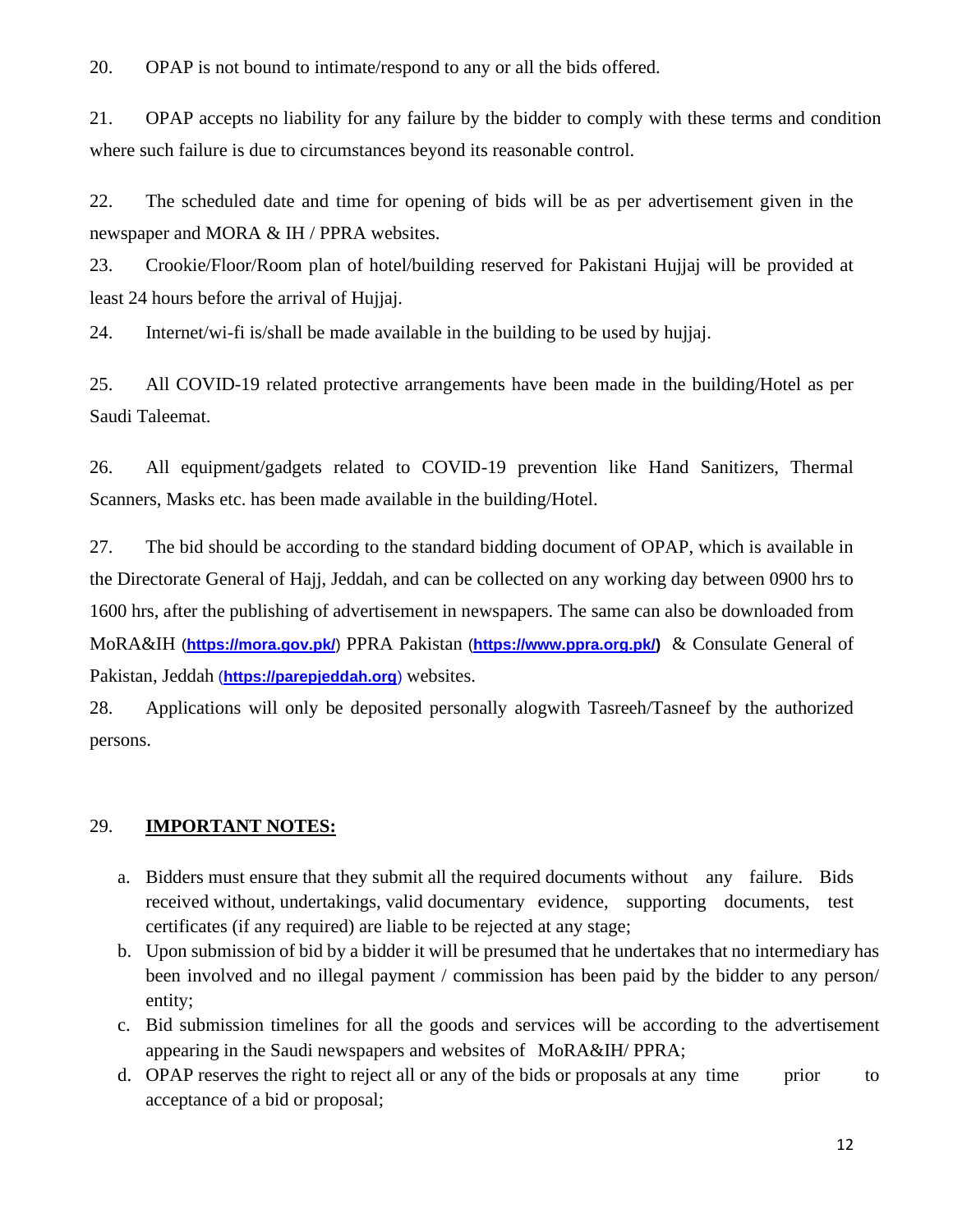20. OPAP is not bound to intimate/respond to any or all the bids offered.

21. OPAP accepts no liability for any failure by the bidder to comply with these terms and condition where such failure is due to circumstances beyond its reasonable control.

22. The scheduled date and time for opening of bids will be as per advertisement given in the newspaper and MORA & IH / PPRA websites.

23. Crookie/Floor/Room plan of hotel/building reserved for Pakistani Hujjaj will be provided at least 24 hours before the arrival of Hujjaj.

24. Internet/wi-fi is/shall be made available in the building to be used by hujjaj.

25. All COVID-19 related protective arrangements have been made in the building/Hotel as per Saudi Taleemat.

26. All equipment/gadgets related to COVID-19 prevention like Hand Sanitizers, Thermal Scanners, Masks etc. has been made available in the building/Hotel.

27. The bid should be according to the standard bidding document of OPAP, which is available in the Directorate General of Hajj, Jeddah, and can be collected on any working day between 0900 hrs to 1600 hrs, after the publishing of advertisement in newspapers. The same can also be downloaded from MoRA&IH (**https://mora.gov.pk/**) PPRA Pakistan (**https://www.ppra.org.pk/)** & Consulate General of Pakistan, Jeddah (**https://parepjeddah.org**) websites.

28. Applications will only be deposited personally alogwith Tasreeh/Tasneef by the authorized persons.

29. **IMPORTANT NOTES:**

a. Bidders must ensure that they submit all the required documents without any failure. Bids received without, undertakings, valid documentary evidence, supporting documents, test certificates (if any required) are liable to be rejected at any stage;

b. Upon submission of bid by a bidder it will be presumed that he undertakes that no intermediary has been involved and no illegal payment / commission has been paid by the bidder to any person/ entity;

c. Bid submission timelines for all the goods and services will be according to the advertisement appearing in the Saudi newspapers and websites of MoRA&IH/ PPRA;

d. OPAP reserves the right to reject all or any of the bids or proposals at any time prior to acceptance of a bid or proposal;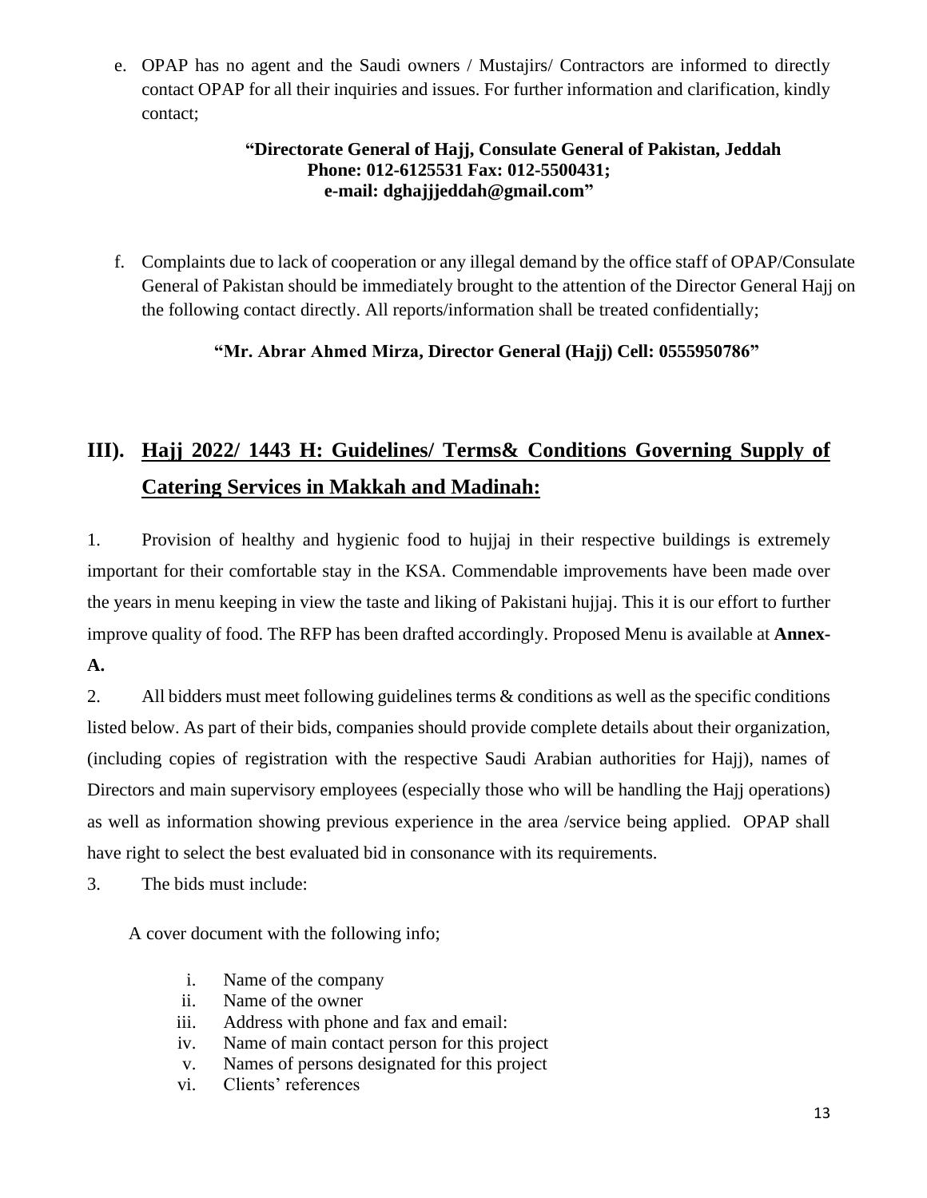e. OPAP has no agent and the Saudi owners / Mustajirs/ Contractors are informed to directly contact OPAP for all their inquiries and issues. For further information and clarification, kindly contact;

**"Directorate General of Hajj, Consulate General of Pakistan, Jeddah**
**Phone: 012-6125531 Fax: 012-5500431;**
**e-mail: dghajjjeddah@gmail.com"**

f. Complaints due to lack of cooperation or any illegal demand by the office staff of OPAP/Consulate General of Pakistan should be immediately brought to the attention of the Director General Hajj on the following contact directly. All reports/information shall be treated confidentially;

**"Mr. Abrar Ahmed Mirza, Director General (Hajj) Cell: 0555950786"**

## III). Hajj 2022/ 1443 H: Guidelines/ Terms& Conditions Governing Supply of Catering Services in Makkah and Madinah:

1. Provision of healthy and hygienic food to hujjaj in their respective buildings is extremely important for their comfortable stay in the KSA. Commendable improvements have been made over the years in menu keeping in view the taste and liking of Pakistani hujjaj. This it is our effort to further improve quality of food. The RFP has been drafted accordingly. Proposed Menu is available at **Annex-A.**

2. All bidders must meet following guidelines terms & conditions as well as the specific conditions listed below. As part of their bids, companies should provide complete details about their organization, (including copies of registration with the respective Saudi Arabian authorities for Hajj), names of Directors and main supervisory employees (especially those who will be handling the Hajj operations) as well as information showing previous experience in the area /service being applied. OPAP shall have right to select the best evaluated bid in consonance with its requirements.

3. The bids must include:

A cover document with the following info;

i. Name of the company
ii. Name of the owner
iii. Address with phone and fax and email:
iv. Name of main contact person for this project
v. Names of persons designated for this project
vi. Clients' references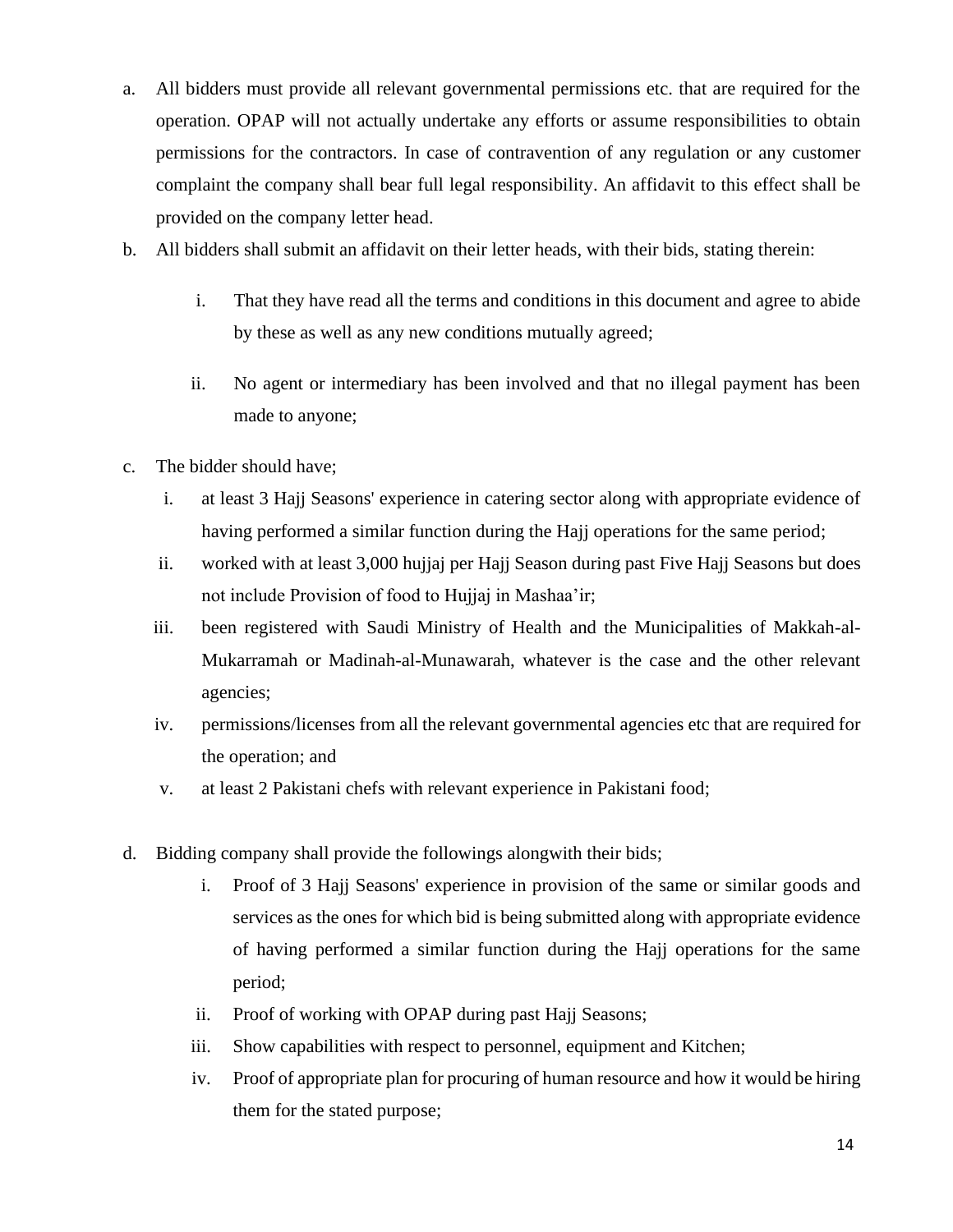a. All bidders must provide all relevant governmental permissions etc. that are required for the operation. OPAP will not actually undertake any efforts or assume responsibilities to obtain permissions for the contractors. In case of contravention of any regulation or any customer complaint the company shall bear full legal responsibility. An affidavit to this effect shall be provided on the company letter head.

b. All bidders shall submit an affidavit on their letter heads, with their bids, stating therein:

    i. That they have read all the terms and conditions in this document and agree to abide by these as well as any new conditions mutually agreed;

    ii. No agent or intermediary has been involved and that no illegal payment has been made to anyone;

c. The bidder should have;

    i. at least 3 Hajj Seasons' experience in catering sector along with appropriate evidence of having performed a similar function during the Hajj operations for the same period;

    ii. worked with at least 3,000 hujjaj per Hajj Season during past Five Hajj Seasons but does not include Provision of food to Hujjaj in Mashaa'ir;

    iii. been registered with Saudi Ministry of Health and the Municipalities of Makkah-al-Mukarramah or Madinah-al-Munawarah, whatever is the case and the other relevant agencies;

    iv. permissions/licenses from all the relevant governmental agencies etc that are required for the operation; and

    v. at least 2 Pakistani chefs with relevant experience in Pakistani food;

d. Bidding company shall provide the followings alongwith their bids;

    i. Proof of 3 Hajj Seasons' experience in provision of the same or similar goods and services as the ones for which bid is being submitted along with appropriate evidence of having performed a similar function during the Hajj operations for the same period;

    ii. Proof of working with OPAP during past Hajj Seasons;

    iii. Show capabilities with respect to personnel, equipment and Kitchen;

    iv. Proof of appropriate plan for procuring of human resource and how it would be hiring them for the stated purpose;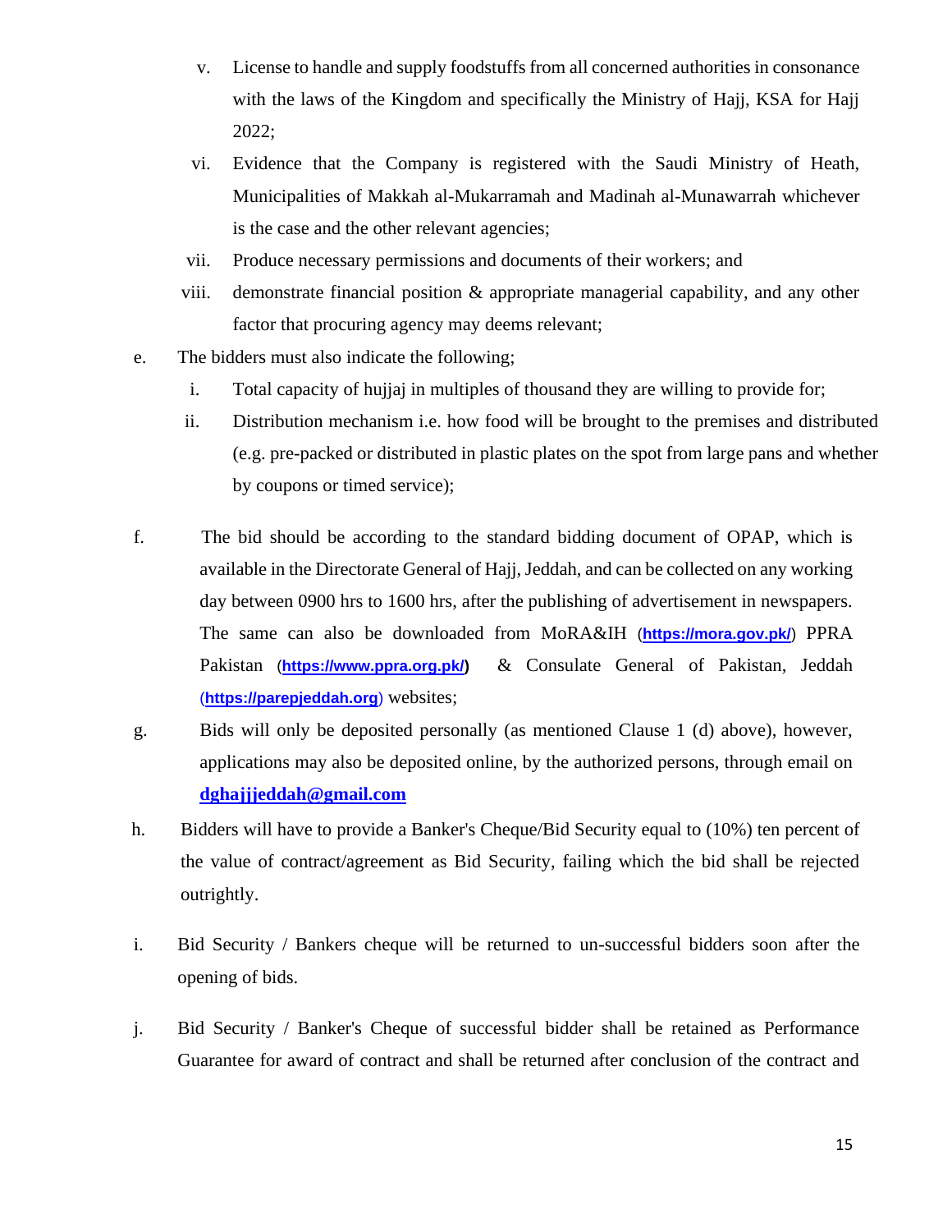v. License to handle and supply foodstuffs from all concerned authorities in consonance with the laws of the Kingdom and specifically the Ministry of Hajj, KSA for Hajj 2022;

vi. Evidence that the Company is registered with the Saudi Ministry of Heath, Municipalities of Makkah al-Mukarramah and Madinah al-Munawarrah whichever is the case and the other relevant agencies;

vii. Produce necessary permissions and documents of their workers; and

viii. demonstrate financial position & appropriate managerial capability, and any other factor that procuring agency may deems relevant;

e. The bidders must also indicate the following;

i. Total capacity of hujjaj in multiples of thousand they are willing to provide for;

ii. Distribution mechanism i.e. how food will be brought to the premises and distributed (e.g. pre-packed or distributed in plastic plates on the spot from large pans and whether by coupons or timed service);

f. The bid should be according to the standard bidding document of OPAP, which is available in the Directorate General of Hajj, Jeddah, and can be collected on any working day between 0900 hrs to 1600 hrs, after the publishing of advertisement in newspapers. The same can also be downloaded from MoRA&IH (**https://mora.gov.pk/**) PPRA Pakistan (**https://www.ppra.org.pk/**) & Consulate General of Pakistan, Jeddah (**https://parepjeddah.org**) websites;

g. Bids will only be deposited personally (as mentioned Clause 1 (d) above), however, applications may also be deposited online, by the authorized persons, through email on **dghajjjeddah@gmail.com**

h. Bidders will have to provide a Banker's Cheque/Bid Security equal to (10%) ten percent of the value of contract/agreement as Bid Security, failing which the bid shall be rejected outrightly.

i. Bid Security / Bankers cheque will be returned to un-successful bidders soon after the opening of bids.

j. Bid Security / Banker's Cheque of successful bidder shall be retained as Performance Guarantee for award of contract and shall be returned after conclusion of the contract and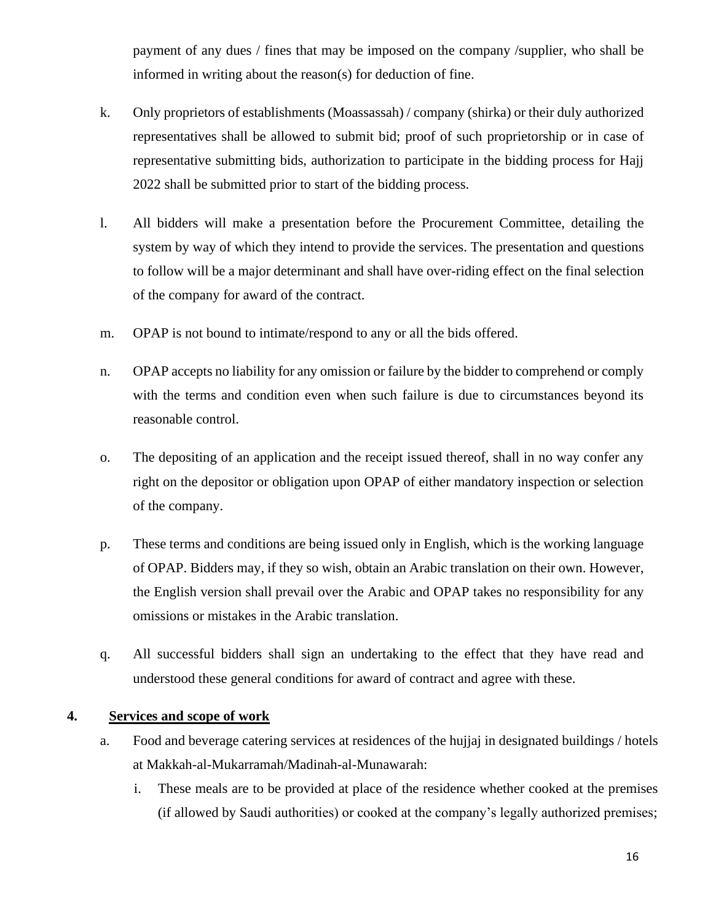payment of any dues / fines that may be imposed on the company /supplier, who shall be informed in writing about the reason(s) for deduction of fine.

k. Only proprietors of establishments (Moassassah) / company (shirka) or their duly authorized representatives shall be allowed to submit bid; proof of such proprietorship or in case of representative submitting bids, authorization to participate in the bidding process for Hajj 2022 shall be submitted prior to start of the bidding process.

l. All bidders will make a presentation before the Procurement Committee, detailing the system by way of which they intend to provide the services. The presentation and questions to follow will be a major determinant and shall have over-riding effect on the final selection of the company for award of the contract.

m. OPAP is not bound to intimate/respond to any or all the bids offered.

n. OPAP accepts no liability for any omission or failure by the bidder to comprehend or comply with the terms and condition even when such failure is due to circumstances beyond its reasonable control.

o. The depositing of an application and the receipt issued thereof, shall in no way confer any right on the depositor or obligation upon OPAP of either mandatory inspection or selection of the company.

p. These terms and conditions are being issued only in English, which is the working language of OPAP. Bidders may, if they so wish, obtain an Arabic translation on their own. However, the English version shall prevail over the Arabic and OPAP takes no responsibility for any omissions or mistakes in the Arabic translation.

q. All successful bidders shall sign an undertaking to the effect that they have read and understood these general conditions for award of contract and agree with these.

## 4. Services and scope of work

a. Food and beverage catering services at residences of the hujjaj in designated buildings / hotels at Makkah-al-Mukarramah/Madinah-al-Munawarah:

   i. These meals are to be provided at place of the residence whether cooked at the premises (if allowed by Saudi authorities) or cooked at the company's legally authorized premises;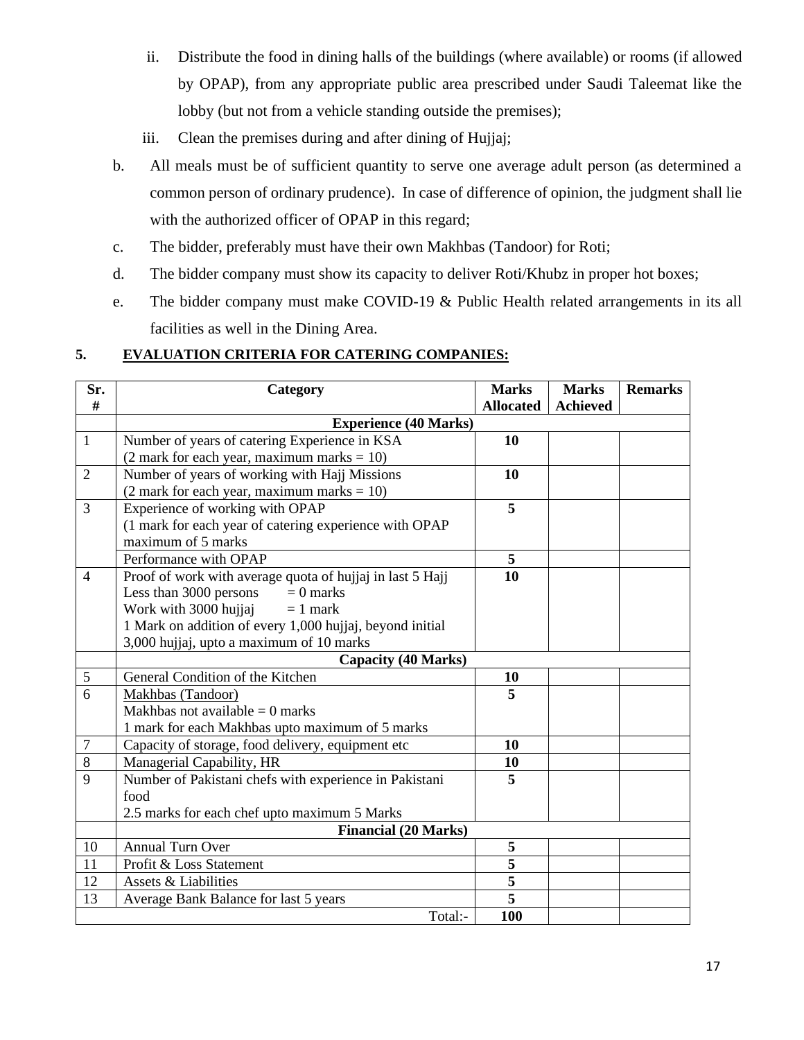ii. Distribute the food in dining halls of the buildings (where available) or rooms (if allowed by OPAP), from any appropriate public area prescribed under Saudi Taleemat like the lobby (but not from a vehicle standing outside the premises);

iii. Clean the premises during and after dining of Hujjaj;

b. All meals must be of sufficient quantity to serve one average adult person (as determined a common person of ordinary prudence). In case of difference of opinion, the judgment shall lie with the authorized officer of OPAP in this regard;

c. The bidder, preferably must have their own Makhbas (Tandoor) for Roti;

d. The bidder company must show its capacity to deliver Roti/Khubz in proper hot boxes;

e. The bidder company must make COVID-19 & Public Health related arrangements in its all facilities as well in the Dining Area.

## 5. EVALUATION CRITERIA FOR CATERING COMPANIES:

| Sr. # | Category | Marks Allocated | Marks Achieved | Remarks |
|---|---|---|---|---|
| | **Experience (40 Marks)** | | | |
| 1 | Number of years of catering Experience in KSA<br>(2 mark for each year, maximum marks = 10) | **10** | | |
| 2 | Number of years of working with Hajj Missions<br>(2 mark for each year, maximum marks = 10) | **10** | | |
| 3 | Experience of working with OPAP<br>(1 mark for each year of catering experience with OPAP maximum of 5 marks | **5** | | |
| | Performance with OPAP | **5** | | |
| 4 | Proof of work with average quota of hujjaj in last 5 Hajj<br>Less than 3000 persons = 0 marks<br>Work with 3000 hujjaj = 1 mark<br>1 Mark on addition of every 1,000 hujjaj, beyond initial 3,000 hujjaj, upto a maximum of 10 marks | **10** | | |
| | **Capacity (40 Marks)** | | | |
| 5 | General Condition of the Kitchen | **10** | | |
| 6 | Makhbas (Tandoor)<br>Makhbas not available = 0 marks<br>1 mark for each Makhbas upto maximum of 5 marks | **5** | | |
| 7 | Capacity of storage, food delivery, equipment etc | **10** | | |
| 8 | Managerial Capability, HR | **10** | | |
| 9 | Number of Pakistani chefs with experience in Pakistani food<br>2.5 marks for each chef upto maximum 5 Marks | **5** | | |
| | **Financial (20 Marks)** | | | |
| 10 | Annual Turn Over | **5** | | |
| 11 | Profit & Loss Statement | **5** | | |
| 12 | Assets & Liabilities | **5** | | |
| 13 | Average Bank Balance for last 5 years | **5** | | |
| | Total:- | **100** | | |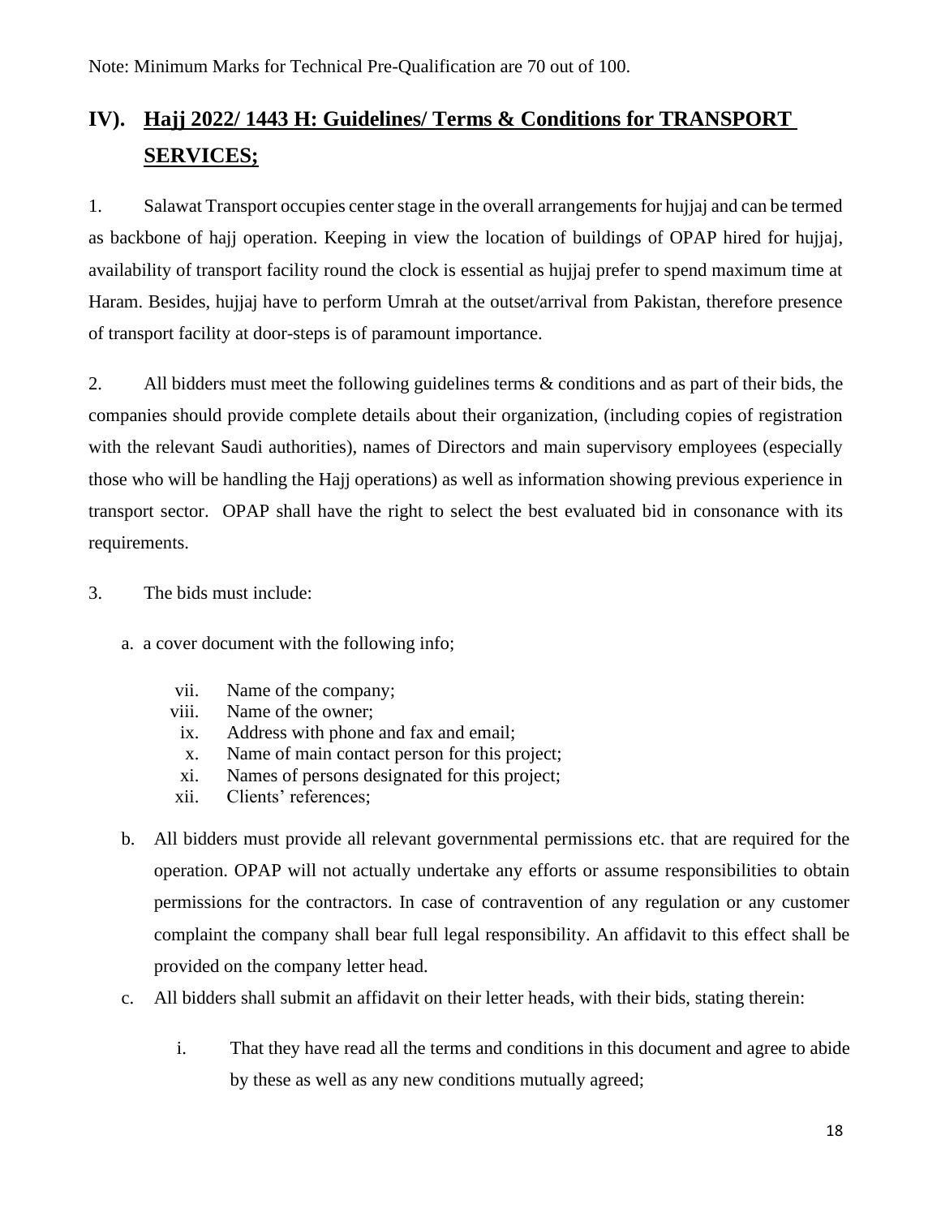Note: Minimum Marks for Technical Pre-Qualification are 70 out of 100.

## IV). Hajj 2022/ 1443 H: Guidelines/ Terms & Conditions for TRANSPORT SERVICES;

1. Salawat Transport occupies center stage in the overall arrangements for hujjaj and can be termed as backbone of hajj operation. Keeping in view the location of buildings of OPAP hired for hujjaj, availability of transport facility round the clock is essential as hujjaj prefer to spend maximum time at Haram. Besides, hujjaj have to perform Umrah at the outset/arrival from Pakistan, therefore presence of transport facility at door-steps is of paramount importance.

2. All bidders must meet the following guidelines terms & conditions and as part of their bids, the companies should provide complete details about their organization, (including copies of registration with the relevant Saudi authorities), names of Directors and main supervisory employees (especially those who will be handling the Hajj operations) as well as information showing previous experience in transport sector. OPAP shall have the right to select the best evaluated bid in consonance with its requirements.

3. The bids must include:

   a. a cover document with the following info;

      vii. Name of the company;
      viii. Name of the owner;
      ix. Address with phone and fax and email;
      x. Name of main contact person for this project;
      xi. Names of persons designated for this project;
      xii. Clients' references;

   b. All bidders must provide all relevant governmental permissions etc. that are required for the operation. OPAP will not actually undertake any efforts or assume responsibilities to obtain permissions for the contractors. In case of contravention of any regulation or any customer complaint the company shall bear full legal responsibility. An affidavit to this effect shall be provided on the company letter head.

   c. All bidders shall submit an affidavit on their letter heads, with their bids, stating therein:

      i. That they have read all the terms and conditions in this document and agree to abide by these as well as any new conditions mutually agreed;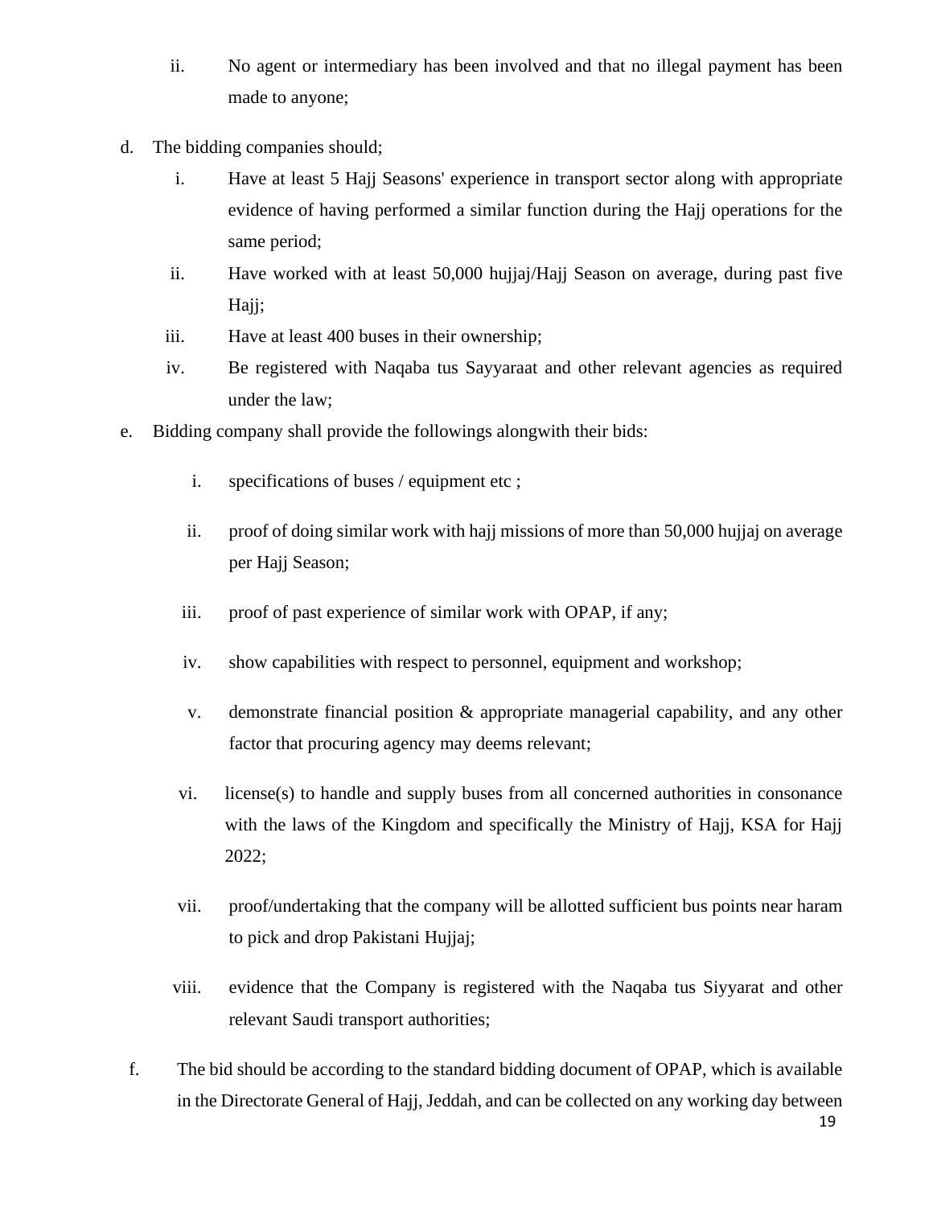ii. No agent or intermediary has been involved and that no illegal payment has been made to anyone;

d. The bidding companies should;

   i. Have at least 5 Hajj Seasons' experience in transport sector along with appropriate evidence of having performed a similar function during the Hajj operations for the same period;

   ii. Have worked with at least 50,000 hujjaj/Hajj Season on average, during past five Hajj;

   iii. Have at least 400 buses in their ownership;

   iv. Be registered with Naqaba tus Sayyaraat and other relevant agencies as required under the law;

e. Bidding company shall provide the followings alongwith their bids:

   i. specifications of buses / equipment etc ;

   ii. proof of doing similar work with hajj missions of more than 50,000 hujjaj on average per Hajj Season;

   iii. proof of past experience of similar work with OPAP, if any;

   iv. show capabilities with respect to personnel, equipment and workshop;

   v. demonstrate financial position & appropriate managerial capability, and any other factor that procuring agency may deems relevant;

   vi. license(s) to handle and supply buses from all concerned authorities in consonance with the laws of the Kingdom and specifically the Ministry of Hajj, KSA for Hajj 2022;

   vii. proof/undertaking that the company will be allotted sufficient bus points near haram to pick and drop Pakistani Hujjaj;

   viii. evidence that the Company is registered with the Naqaba tus Siyyarat and other relevant Saudi transport authorities;

f. The bid should be according to the standard bidding document of OPAP, which is available in the Directorate General of Hajj, Jeddah, and can be collected on any working day between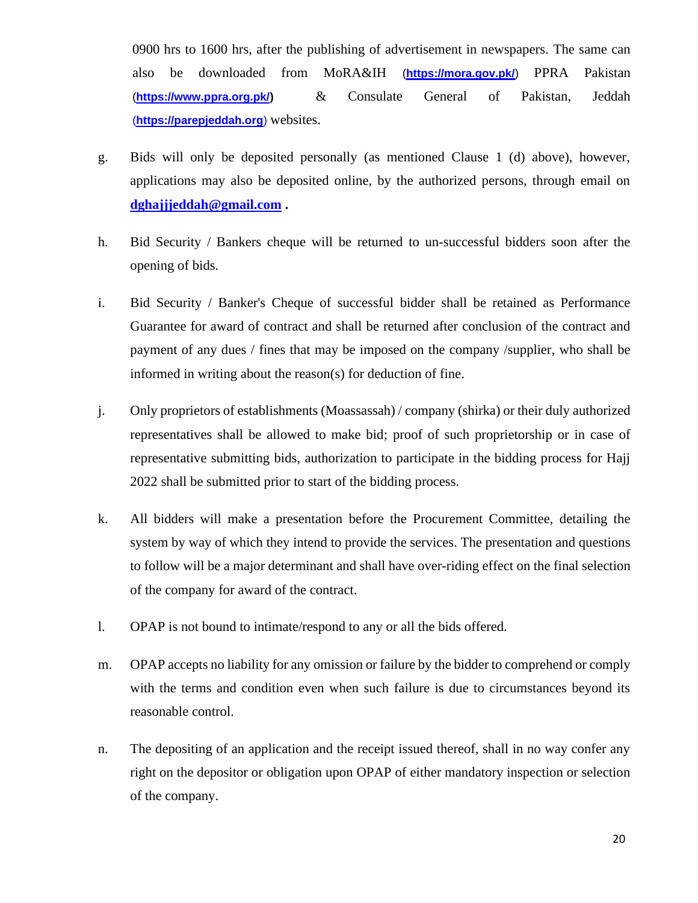0900 hrs to 1600 hrs, after the publishing of advertisement in newspapers. The same can also be downloaded from MoRA&IH (**https://mora.gov.pk/**) PPRA Pakistan (**https://www.ppra.org.pk/)** & Consulate General of Pakistan, Jeddah (**https://parepjeddah.org**) websites.

g. Bids will only be deposited personally (as mentioned Clause 1 (d) above), however, applications may also be deposited online, by the authorized persons, through email on **dghajjjeddah@gmail.com .**

h. Bid Security / Bankers cheque will be returned to un-successful bidders soon after the opening of bids.

i. Bid Security / Banker's Cheque of successful bidder shall be retained as Performance Guarantee for award of contract and shall be returned after conclusion of the contract and payment of any dues / fines that may be imposed on the company /supplier, who shall be informed in writing about the reason(s) for deduction of fine.

j. Only proprietors of establishments (Moassassah) / company (shirka) or their duly authorized representatives shall be allowed to make bid; proof of such proprietorship or in case of representative submitting bids, authorization to participate in the bidding process for Hajj 2022 shall be submitted prior to start of the bidding process.

k. All bidders will make a presentation before the Procurement Committee, detailing the system by way of which they intend to provide the services. The presentation and questions to follow will be a major determinant and shall have over-riding effect on the final selection of the company for award of the contract.

l. OPAP is not bound to intimate/respond to any or all the bids offered.

m. OPAP accepts no liability for any omission or failure by the bidder to comprehend or comply with the terms and condition even when such failure is due to circumstances beyond its reasonable control.

n. The depositing of an application and the receipt issued thereof, shall in no way confer any right on the depositor or obligation upon OPAP of either mandatory inspection or selection of the company.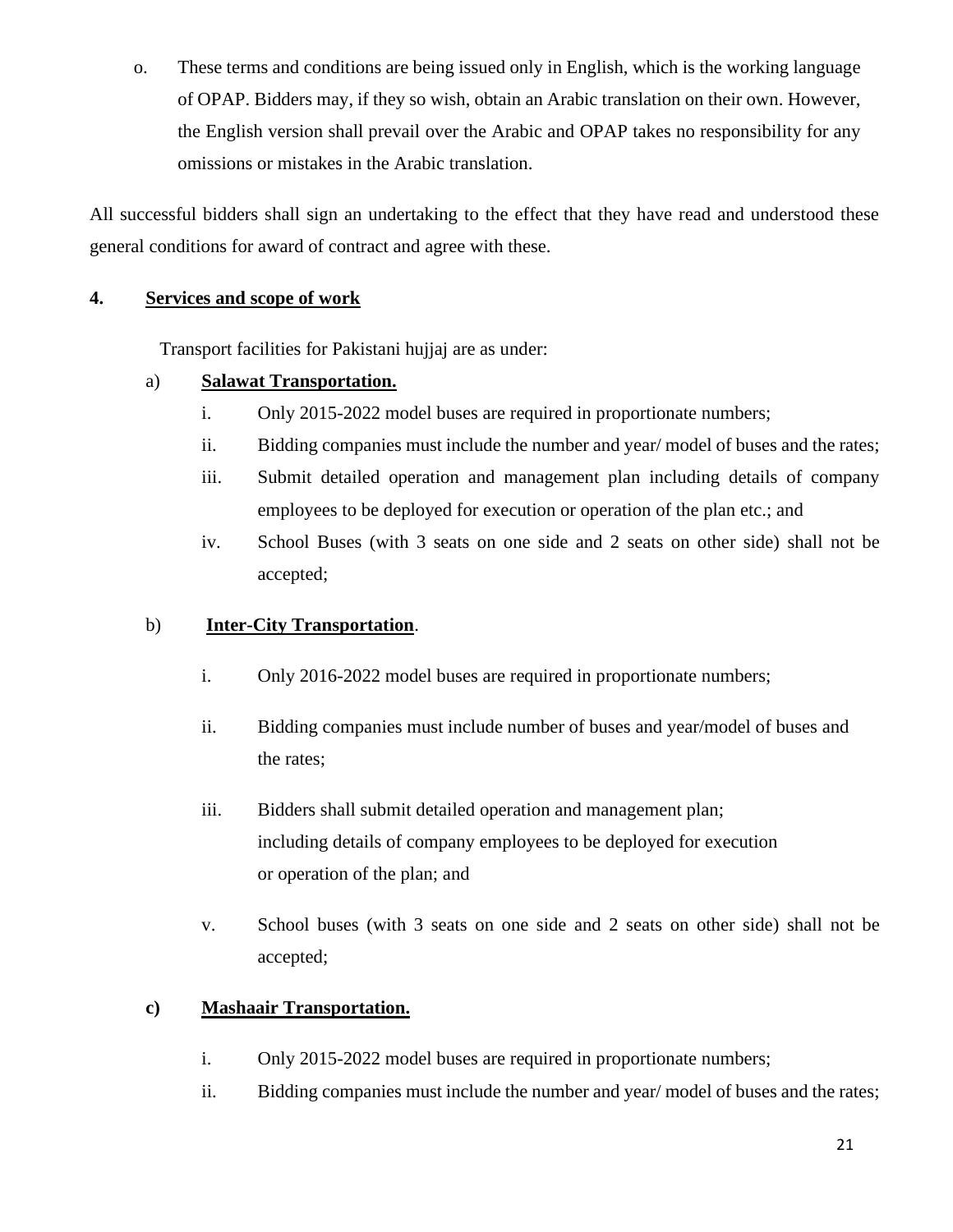o. These terms and conditions are being issued only in English, which is the working language of OPAP. Bidders may, if they so wish, obtain an Arabic translation on their own. However, the English version shall prevail over the Arabic and OPAP takes no responsibility for any omissions or mistakes in the Arabic translation.

All successful bidders shall sign an undertaking to the effect that they have read and understood these general conditions for award of contract and agree with these.

**4. <u>Services and scope of work</u>**

Transport facilities for Pakistani hujjaj are as under:

a) **<u>Salawat Transportation.</u>**

  i. Only 2015-2022 model buses are required in proportionate numbers;

  ii. Bidding companies must include the number and year/ model of buses and the rates;

  iii. Submit detailed operation and management plan including details of company employees to be deployed for execution or operation of the plan etc.; and

  iv. School Buses (with 3 seats on one side and 2 seats on other side) shall not be accepted;

b) **<u>Inter-City Transportation</u>**.

  i. Only 2016-2022 model buses are required in proportionate numbers;

  ii. Bidding companies must include number of buses and year/model of buses and the rates;

  iii. Bidders shall submit detailed operation and management plan; including details of company employees to be deployed for execution or operation of the plan; and

  v. School buses (with 3 seats on one side and 2 seats on other side) shall not be accepted;

**c) <u>Mashaair Transportation.</u>**

  i. Only 2015-2022 model buses are required in proportionate numbers;

  ii. Bidding companies must include the number and year/ model of buses and the rates;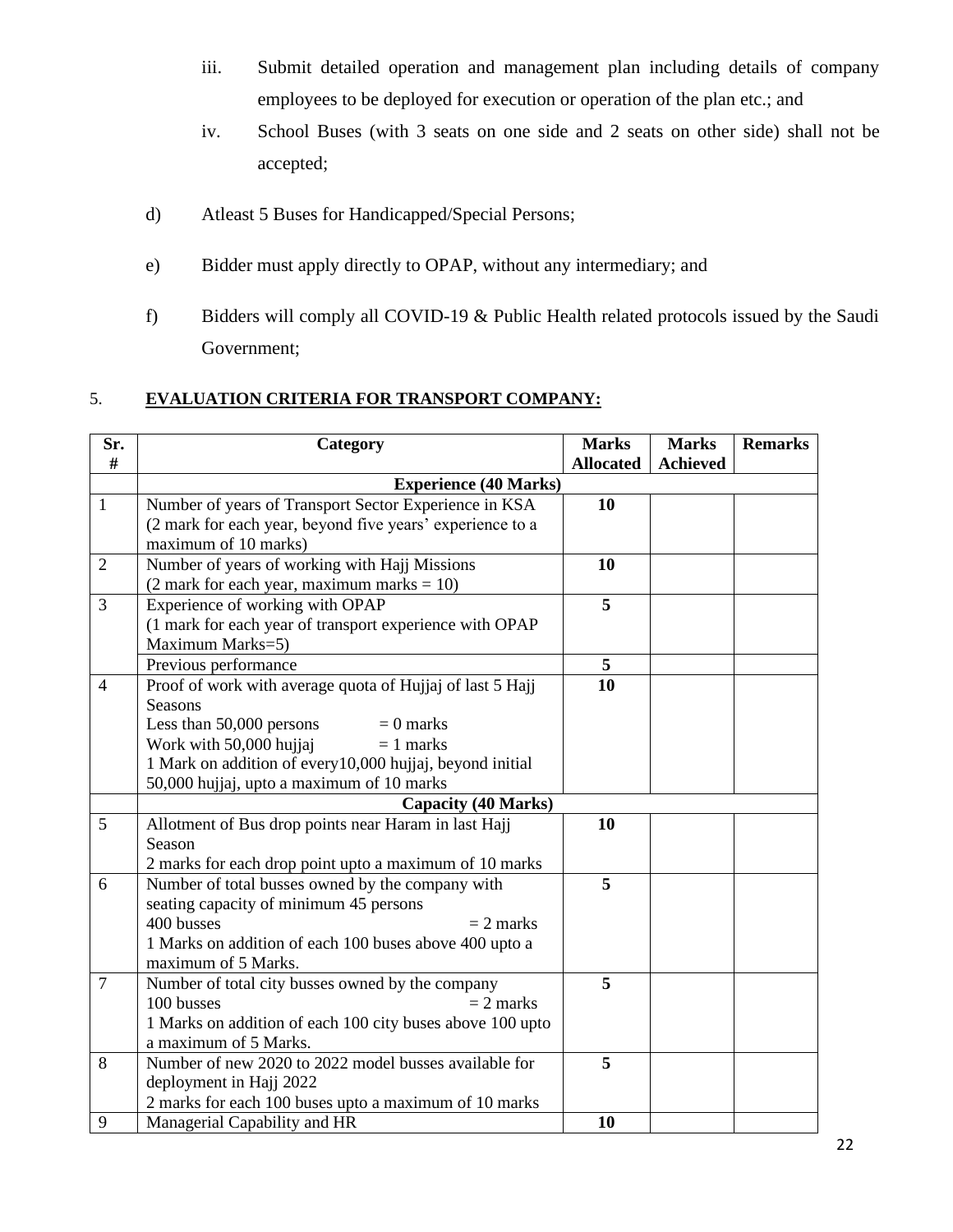iii. Submit detailed operation and management plan including details of company employees to be deployed for execution or operation of the plan etc.; and

iv. School Buses (with 3 seats on one side and 2 seats on other side) shall not be accepted;

d) Atleast 5 Buses for Handicapped/Special Persons;

e) Bidder must apply directly to OPAP, without any intermediary; and

f) Bidders will comply all COVID-19 & Public Health related protocols issued by the Saudi Government;

5. **<u>EVALUATION CRITERIA FOR TRANSPORT COMPANY:</u>**

| Sr. # | Category | Marks Allocated | Marks Achieved | Remarks |
|---|---|---|---|---|
| | **Experience (40 Marks)** | | | |
| 1 | Number of years of Transport Sector Experience in KSA (2 mark for each year, beyond five years' experience to a maximum of 10 marks) | **10** | | |
| 2 | Number of years of working with Hajj Missions (2 mark for each year, maximum marks = 10) | **10** | | |
| 3 | Experience of working with OPAP (1 mark for each year of transport experience with OPAP Maximum Marks=5) | **5** | | |
| | Previous performance | **5** | | |
| 4 | Proof of work with average quota of Hujjaj of last 5 Hajj Seasons<br>Less than 50,000 persons = 0 marks<br>Work with 50,000 hujjaj = 1 marks<br>1 Mark on addition of every10,000 hujjaj, beyond initial 50,000 hujjaj, upto a maximum of 10 marks | **10** | | |
| | **Capacity (40 Marks)** | | | |
| 5 | Allotment of Bus drop points near Haram in last Hajj Season<br>2 marks for each drop point upto a maximum of 10 marks | **10** | | |
| 6 | Number of total busses owned by the company with seating capacity of minimum 45 persons<br>400 busses = 2 marks<br>1 Marks on addition of each 100 buses above 400 upto a maximum of 5 Marks. | **5** | | |
| 7 | Number of total city busses owned by the company<br>100 busses = 2 marks<br>1 Marks on addition of each 100 city buses above 100 upto a maximum of 5 Marks. | **5** | | |
| 8 | Number of new 2020 to 2022 model busses available for deployment in Hajj 2022<br>2 marks for each 100 buses upto a maximum of 10 marks | **5** | | |
| 9 | Managerial Capability and HR | **10** | | |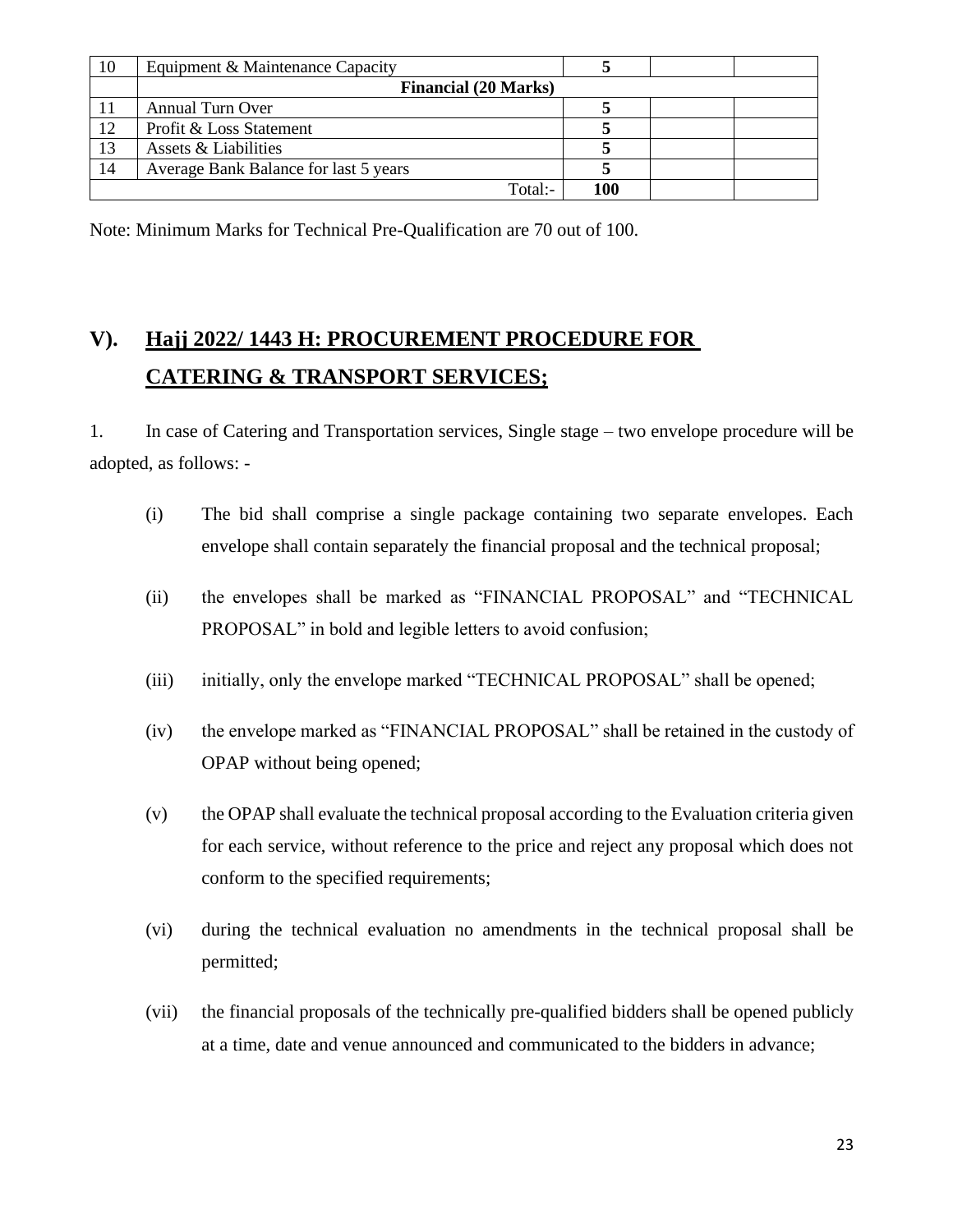| 10 | Equipment & Maintenance Capacity | **5** | | |
|---|---|---|---|---|
| | **Financial (20 Marks)** | | | |
| 11 | Annual Turn Over | **5** | | |
| 12 | Profit & Loss Statement | **5** | | |
| 13 | Assets & Liabilities | **5** | | |
| 14 | Average Bank Balance for last 5 years | **5** | | |
| | Total:- | **100** | | |

Note: Minimum Marks for Technical Pre-Qualification are 70 out of 100.

## V). Hajj 2022/ 1443 H: PROCUREMENT PROCEDURE FOR CATERING & TRANSPORT SERVICES;

1. In case of Catering and Transportation services, Single stage – two envelope procedure will be adopted, as follows: -

   (i) The bid shall comprise a single package containing two separate envelopes. Each envelope shall contain separately the financial proposal and the technical proposal;

   (ii) the envelopes shall be marked as "FINANCIAL PROPOSAL" and "TECHNICAL PROPOSAL" in bold and legible letters to avoid confusion;

   (iii) initially, only the envelope marked "TECHNICAL PROPOSAL" shall be opened;

   (iv) the envelope marked as "FINANCIAL PROPOSAL" shall be retained in the custody of OPAP without being opened;

   (v) the OPAP shall evaluate the technical proposal according to the Evaluation criteria given for each service, without reference to the price and reject any proposal which does not conform to the specified requirements;

   (vi) during the technical evaluation no amendments in the technical proposal shall be permitted;

   (vii) the financial proposals of the technically pre-qualified bidders shall be opened publicly at a time, date and venue announced and communicated to the bidders in advance;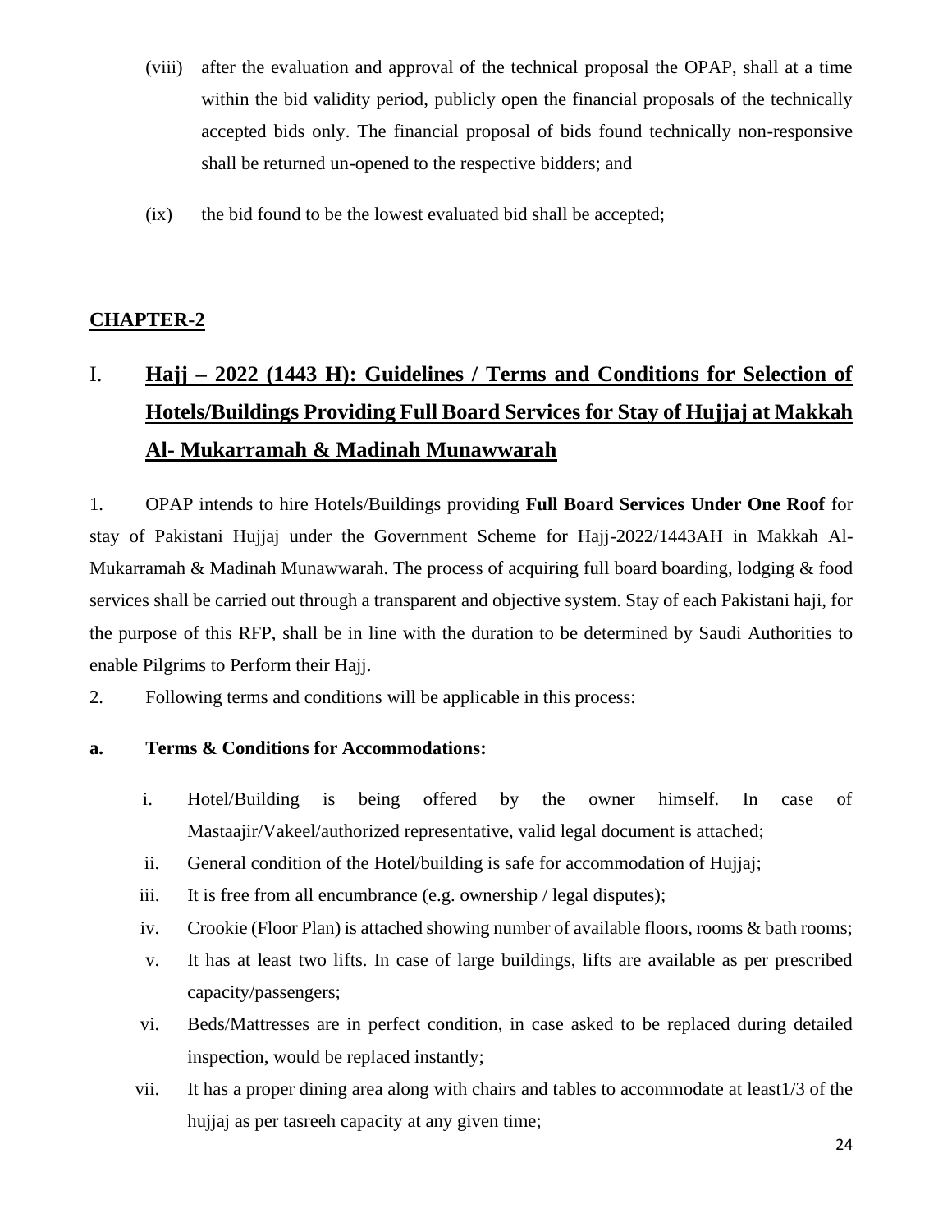(viii) after the evaluation and approval of the technical proposal the OPAP, shall at a time within the bid validity period, publicly open the financial proposals of the technically accepted bids only. The financial proposal of bids found technically non-responsive shall be returned un-opened to the respective bidders; and

(ix) the bid found to be the lowest evaluated bid shall be accepted;

## CHAPTER-2

## I. Hajj – 2022 (1443 H): Guidelines / Terms and Conditions for Selection of Hotels/Buildings Providing Full Board Services for Stay of Hujjaj at Makkah Al- Mukarramah & Madinah Munawwarah

1. OPAP intends to hire Hotels/Buildings providing **Full Board Services Under One Roof** for stay of Pakistani Hujjaj under the Government Scheme for Hajj-2022/1443AH in Makkah Al-Mukarramah & Madinah Munawwarah. The process of acquiring full board boarding, lodging & food services shall be carried out through a transparent and objective system. Stay of each Pakistani haji, for the purpose of this RFP, shall be in line with the duration to be determined by Saudi Authorities to enable Pilgrims to Perform their Hajj.

2. Following terms and conditions will be applicable in this process:

**a. Terms & Conditions for Accommodations:**

i. Hotel/Building is being offered by the owner himself. In case of Mastaajir/Vakeel/authorized representative, valid legal document is attached;

ii. General condition of the Hotel/building is safe for accommodation of Hujjaj;

iii. It is free from all encumbrance (e.g. ownership / legal disputes);

iv. Crookie (Floor Plan) is attached showing number of available floors, rooms & bath rooms;

v. It has at least two lifts. In case of large buildings, lifts are available as per prescribed capacity/passengers;

vi. Beds/Mattresses are in perfect condition, in case asked to be replaced during detailed inspection, would be replaced instantly;

vii. It has a proper dining area along with chairs and tables to accommodate at least1/3 of the hujjaj as per tasreeh capacity at any given time;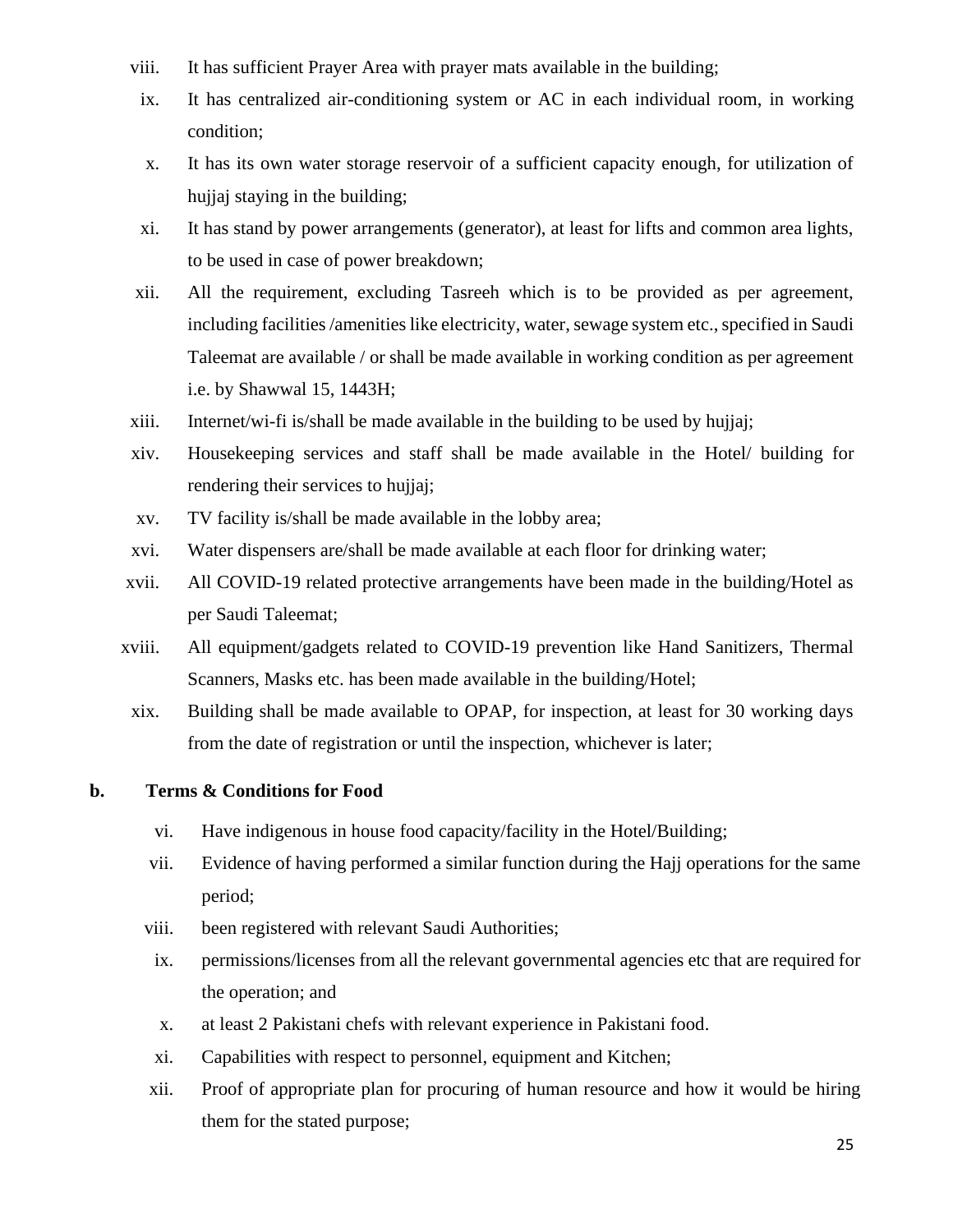viii. It has sufficient Prayer Area with prayer mats available in the building;

ix. It has centralized air-conditioning system or AC in each individual room, in working condition;

x. It has its own water storage reservoir of a sufficient capacity enough, for utilization of hujjaj staying in the building;

xi. It has stand by power arrangements (generator), at least for lifts and common area lights, to be used in case of power breakdown;

xii. All the requirement, excluding Tasreeh which is to be provided as per agreement, including facilities /amenities like electricity, water, sewage system etc., specified in Saudi Taleemat are available / or shall be made available in working condition as per agreement i.e. by Shawwal 15, 1443H;

xiii. Internet/wi-fi is/shall be made available in the building to be used by hujjaj;

xiv. Housekeeping services and staff shall be made available in the Hotel/ building for rendering their services to hujjaj;

xv. TV facility is/shall be made available in the lobby area;

xvi. Water dispensers are/shall be made available at each floor for drinking water;

xvii. All COVID-19 related protective arrangements have been made in the building/Hotel as per Saudi Taleemat;

xviii. All equipment/gadgets related to COVID-19 prevention like Hand Sanitizers, Thermal Scanners, Masks etc. has been made available in the building/Hotel;

xix. Building shall be made available to OPAP, for inspection, at least for 30 working days from the date of registration or until the inspection, whichever is later;

**b. Terms & Conditions for Food**

vi. Have indigenous in house food capacity/facility in the Hotel/Building;

vii. Evidence of having performed a similar function during the Hajj operations for the same period;

viii. been registered with relevant Saudi Authorities;

ix. permissions/licenses from all the relevant governmental agencies etc that are required for the operation; and

x. at least 2 Pakistani chefs with relevant experience in Pakistani food.

xi. Capabilities with respect to personnel, equipment and Kitchen;

xii. Proof of appropriate plan for procuring of human resource and how it would be hiring them for the stated purpose;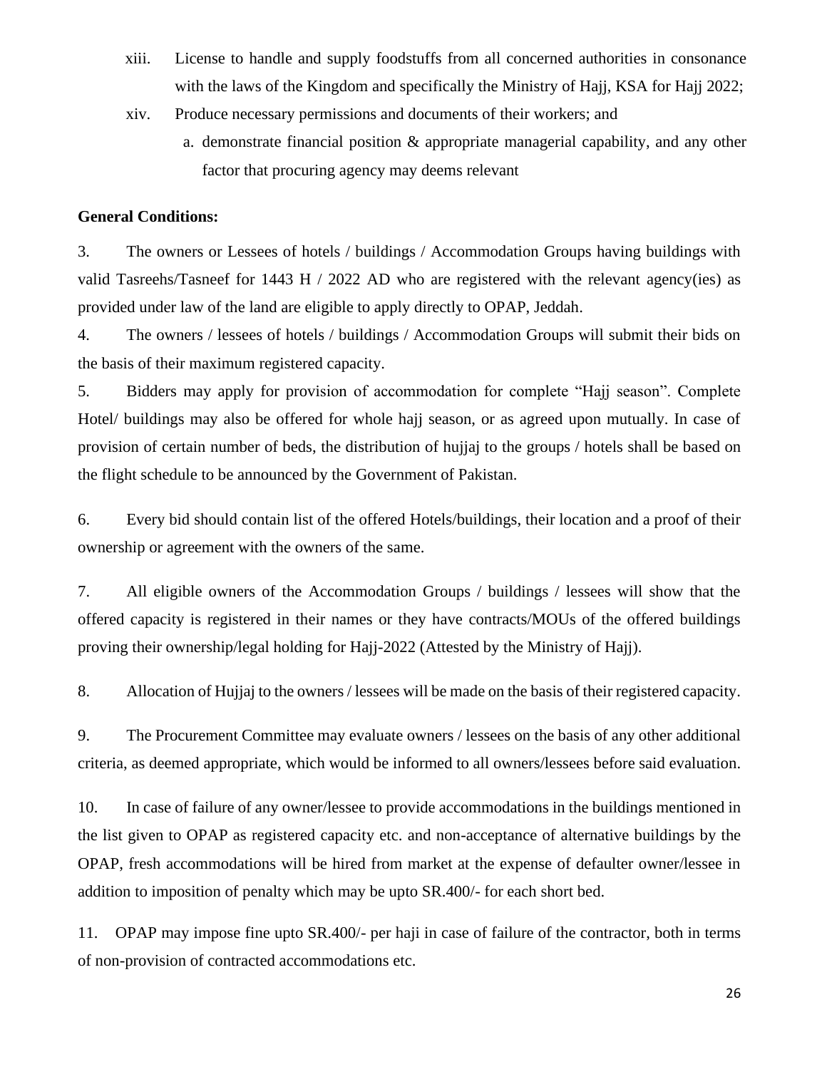xiii. License to handle and supply foodstuffs from all concerned authorities in consonance with the laws of the Kingdom and specifically the Ministry of Hajj, KSA for Hajj 2022;

xiv. Produce necessary permissions and documents of their workers; and

a. demonstrate financial position & appropriate managerial capability, and any other factor that procuring agency may deems relevant

**General Conditions:**

3. The owners or Lessees of hotels / buildings / Accommodation Groups having buildings with valid Tasreehs/Tasneef for 1443 H / 2022 AD who are registered with the relevant agency(ies) as provided under law of the land are eligible to apply directly to OPAP, Jeddah.

4. The owners / lessees of hotels / buildings / Accommodation Groups will submit their bids on the basis of their maximum registered capacity.

5. Bidders may apply for provision of accommodation for complete "Hajj season". Complete Hotel/ buildings may also be offered for whole hajj season, or as agreed upon mutually. In case of provision of certain number of beds, the distribution of hujjaj to the groups / hotels shall be based on the flight schedule to be announced by the Government of Pakistan.

6. Every bid should contain list of the offered Hotels/buildings, their location and a proof of their ownership or agreement with the owners of the same.

7. All eligible owners of the Accommodation Groups / buildings / lessees will show that the offered capacity is registered in their names or they have contracts/MOUs of the offered buildings proving their ownership/legal holding for Hajj-2022 (Attested by the Ministry of Hajj).

8. Allocation of Hujjaj to the owners / lessees will be made on the basis of their registered capacity.

9. The Procurement Committee may evaluate owners / lessees on the basis of any other additional criteria, as deemed appropriate, which would be informed to all owners/lessees before said evaluation.

10. In case of failure of any owner/lessee to provide accommodations in the buildings mentioned in the list given to OPAP as registered capacity etc. and non-acceptance of alternative buildings by the OPAP, fresh accommodations will be hired from market at the expense of defaulter owner/lessee in addition to imposition of penalty which may be upto SR.400/- for each short bed.

11. OPAP may impose fine upto SR.400/- per haji in case of failure of the contractor, both in terms of non-provision of contracted accommodations etc.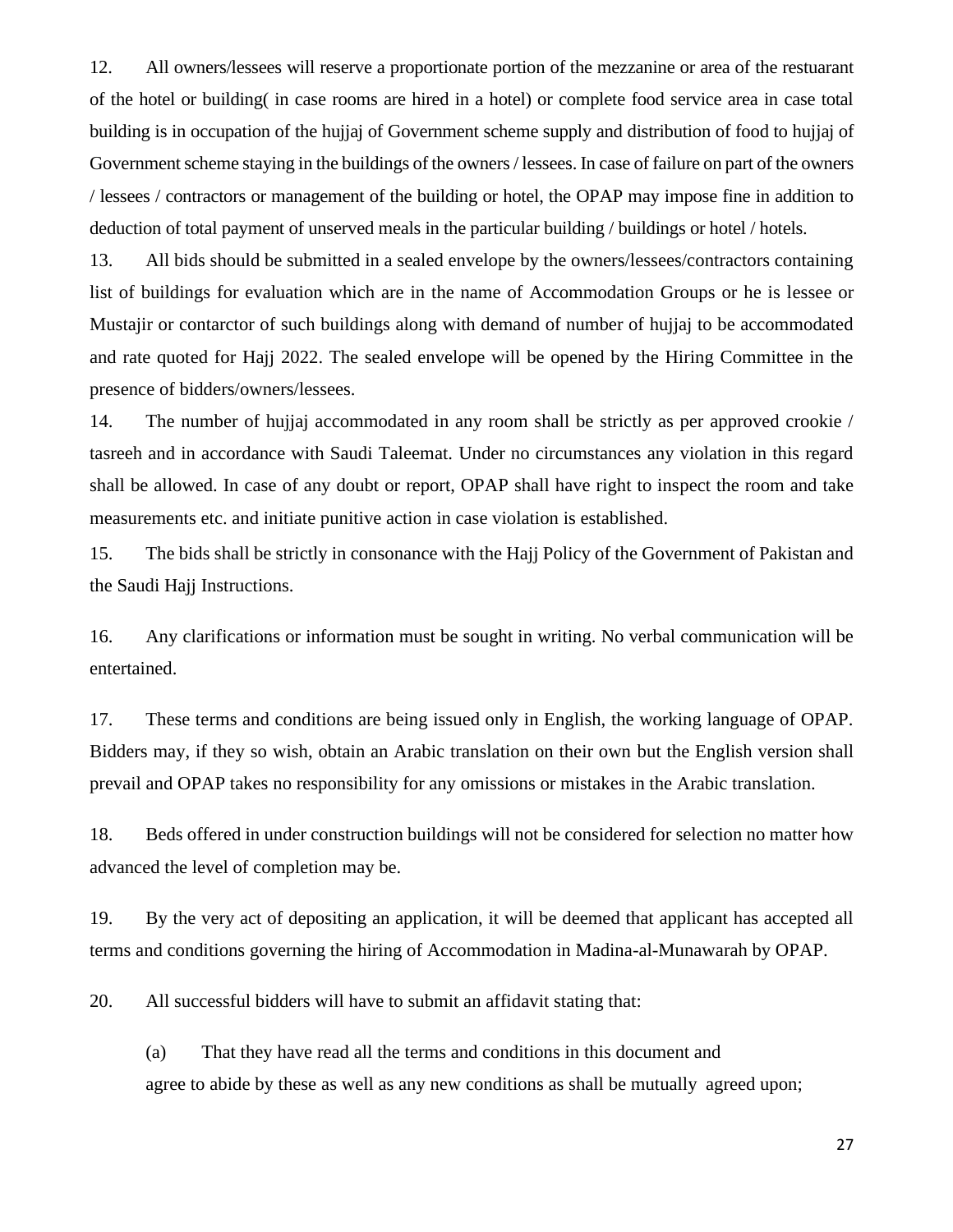12. All owners/lessees will reserve a proportionate portion of the mezzanine or area of the restuarant of the hotel or building( in case rooms are hired in a hotel) or complete food service area in case total building is in occupation of the hujjaj of Government scheme supply and distribution of food to hujjaj of Government scheme staying in the buildings of the owners / lessees. In case of failure on part of the owners / lessees / contractors or management of the building or hotel, the OPAP may impose fine in addition to deduction of total payment of unserved meals in the particular building / buildings or hotel / hotels.

13. All bids should be submitted in a sealed envelope by the owners/lessees/contractors containing list of buildings for evaluation which are in the name of Accommodation Groups or he is lessee or Mustajir or contarctor of such buildings along with demand of number of hujjaj to be accommodated and rate quoted for Hajj 2022. The sealed envelope will be opened by the Hiring Committee in the presence of bidders/owners/lessees.

14. The number of hujjaj accommodated in any room shall be strictly as per approved crookie / tasreeh and in accordance with Saudi Taleemat. Under no circumstances any violation in this regard shall be allowed. In case of any doubt or report, OPAP shall have right to inspect the room and take measurements etc. and initiate punitive action in case violation is established.

15. The bids shall be strictly in consonance with the Hajj Policy of the Government of Pakistan and the Saudi Hajj Instructions.

16. Any clarifications or information must be sought in writing. No verbal communication will be entertained.

17. These terms and conditions are being issued only in English, the working language of OPAP. Bidders may, if they so wish, obtain an Arabic translation on their own but the English version shall prevail and OPAP takes no responsibility for any omissions or mistakes in the Arabic translation.

18. Beds offered in under construction buildings will not be considered for selection no matter how advanced the level of completion may be.

19. By the very act of depositing an application, it will be deemed that applicant has accepted all terms and conditions governing the hiring of Accommodation in Madina-al-Munawarah by OPAP.

20. All successful bidders will have to submit an affidavit stating that:

(a) That they have read all the terms and conditions in this document and agree to abide by these as well as any new conditions as shall be mutually agreed upon;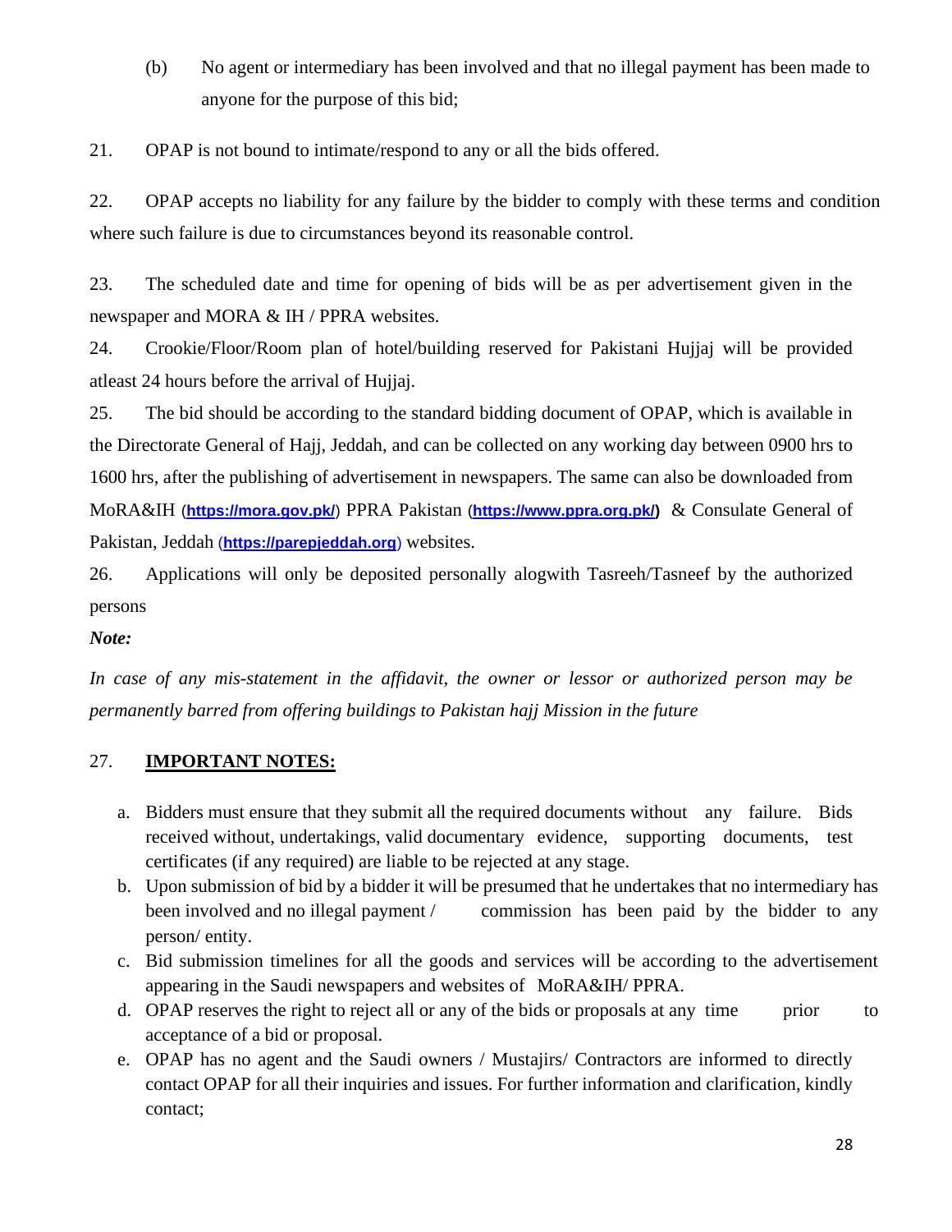(b) No agent or intermediary has been involved and that no illegal payment has been made to anyone for the purpose of this bid;

21. OPAP is not bound to intimate/respond to any or all the bids offered.

22. OPAP accepts no liability for any failure by the bidder to comply with these terms and condition where such failure is due to circumstances beyond its reasonable control.

23. The scheduled date and time for opening of bids will be as per advertisement given in the newspaper and MORA & IH / PPRA websites.

24. Crookie/Floor/Room plan of hotel/building reserved for Pakistani Hujjaj will be provided atleast 24 hours before the arrival of Hujjaj.

25. The bid should be according to the standard bidding document of OPAP, which is available in the Directorate General of Hajj, Jeddah, and can be collected on any working day between 0900 hrs to 1600 hrs, after the publishing of advertisement in newspapers. The same can also be downloaded from MoRA&IH (**https://mora.gov.pk/**) PPRA Pakistan (**https://www.ppra.org.pk/)** & Consulate General of Pakistan, Jeddah (**https://parepjeddah.org**) websites.

26. Applications will only be deposited personally alogwith Tasreeh/Tasneef by the authorized persons

***Note:***

*In case of any mis-statement in the affidavit, the owner or lessor or authorized person may be permanently barred from offering buildings to Pakistan hajj Mission in the future*

27. **IMPORTANT NOTES:**

a. Bidders must ensure that they submit all the required documents without any failure. Bids received without, undertakings, valid documentary evidence, supporting documents, test certificates (if any required) are liable to be rejected at any stage.
b. Upon submission of bid by a bidder it will be presumed that he undertakes that no intermediary has been involved and no illegal payment / commission has been paid by the bidder to any person/ entity.
c. Bid submission timelines for all the goods and services will be according to the advertisement appearing in the Saudi newspapers and websites of MoRA&IH/ PPRA.
d. OPAP reserves the right to reject all or any of the bids or proposals at any time prior to acceptance of a bid or proposal.
e. OPAP has no agent and the Saudi owners / Mustajirs/ Contractors are informed to directly contact OPAP for all their inquiries and issues. For further information and clarification, kindly contact;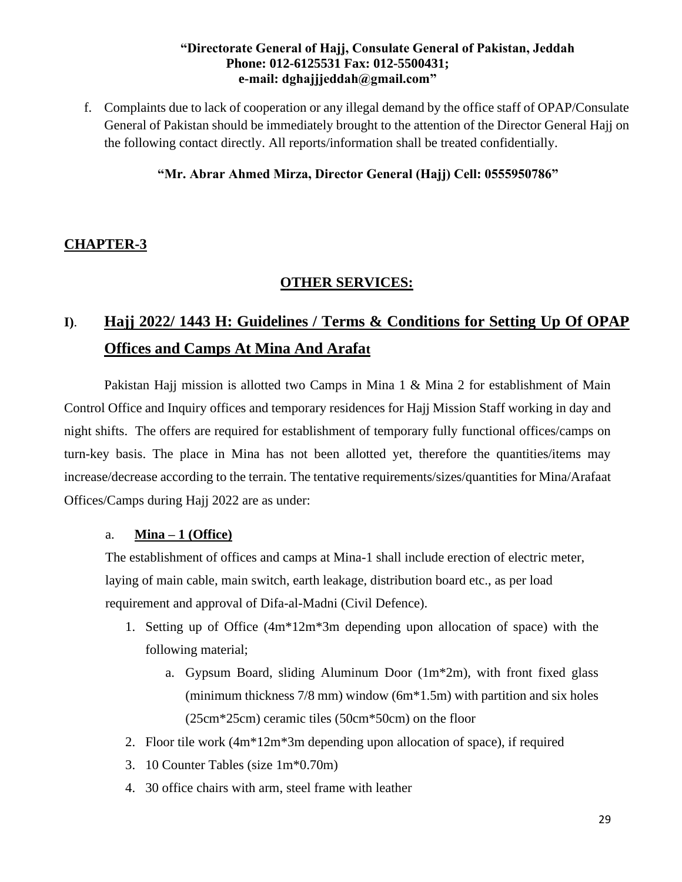**"Directorate General of Hajj, Consulate General of Pakistan, Jeddah**
**Phone: 012-6125531 Fax: 012-5500431;**
**e-mail: dghajjjeddah@gmail.com"**

f. Complaints due to lack of cooperation or any illegal demand by the office staff of OPAP/Consulate General of Pakistan should be immediately brought to the attention of the Director General Hajj on the following contact directly. All reports/information shall be treated confidentially.

**"Mr. Abrar Ahmed Mirza, Director General (Hajj) Cell: 0555950786"**

## CHAPTER-3

### OTHER SERVICES:

### I). Hajj 2022/ 1443 H: Guidelines / Terms & Conditions for Setting Up Of OPAP Offices and Camps At Mina And Arafat

Pakistan Hajj mission is allotted two Camps in Mina 1 & Mina 2 for establishment of Main Control Office and Inquiry offices and temporary residences for Hajj Mission Staff working in day and night shifts. The offers are required for establishment of temporary fully functional offices/camps on turn-key basis. The place in Mina has not been allotted yet, therefore the quantities/items may increase/decrease according to the terrain. The tentative requirements/sizes/quantities for Mina/Arafaat Offices/Camps during Hajj 2022 are as under:

a. **Mina – 1 (Office)**

The establishment of offices and camps at Mina-1 shall include erection of electric meter, laying of main cable, main switch, earth leakage, distribution board etc., as per load requirement and approval of Difa-al-Madni (Civil Defence).

1. Setting up of Office (4m*12m*3m depending upon allocation of space) with the following material;
    a. Gypsum Board, sliding Aluminum Door (1m*2m), with front fixed glass (minimum thickness 7/8 mm) window (6m*1.5m) with partition and six holes (25cm*25cm) ceramic tiles (50cm*50cm) on the floor
2. Floor tile work (4m*12m*3m depending upon allocation of space), if required
3. 10 Counter Tables (size 1m*0.70m)
4. 30 office chairs with arm, steel frame with leather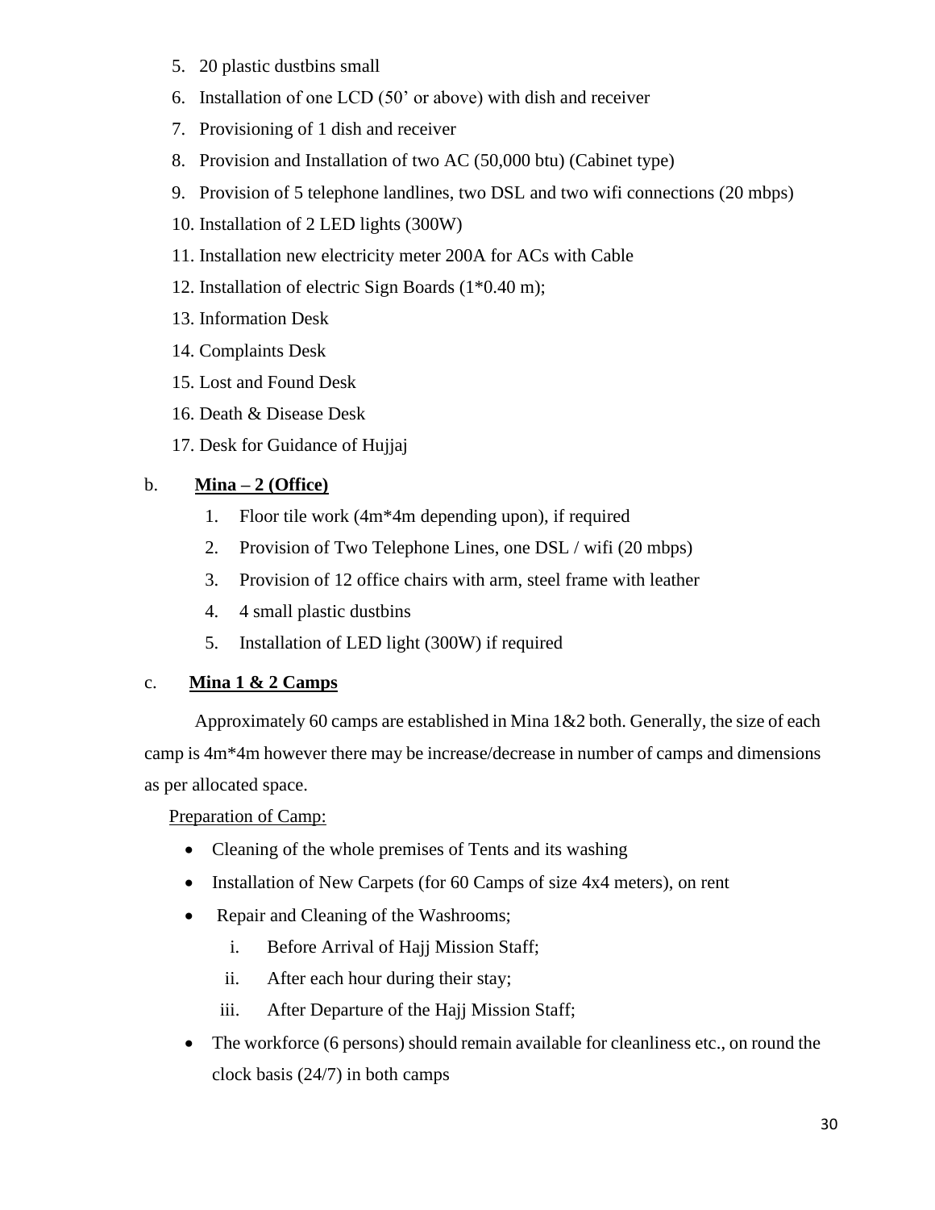5. 20 plastic dustbins small
6. Installation of one LCD (50' or above) with dish and receiver
7. Provisioning of 1 dish and receiver
8. Provision and Installation of two AC (50,000 btu) (Cabinet type)
9. Provision of 5 telephone landlines, two DSL and two wifi connections (20 mbps)
10. Installation of 2 LED lights (300W)
11. Installation new electricity meter 200A for ACs with Cable
12. Installation of electric Sign Boards (1*0.40 m);
13. Information Desk
14. Complaints Desk
15. Lost and Found Desk
16. Death & Disease Desk
17. Desk for Guidance of Hujjaj

b. **Mina – 2 (Office)**

1. Floor tile work (4m*4m depending upon), if required
2. Provision of Two Telephone Lines, one DSL / wifi (20 mbps)
3. Provision of 12 office chairs with arm, steel frame with leather
4. 4 small plastic dustbins
5. Installation of LED light (300W) if required

c. **Mina 1 & 2 Camps**

Approximately 60 camps are established in Mina 1&2 both. Generally, the size of each camp is 4m*4m however there may be increase/decrease in number of camps and dimensions as per allocated space.

Preparation of Camp:

- Cleaning of the whole premises of Tents and its washing
- Installation of New Carpets (for 60 Camps of size 4x4 meters), on rent
- Repair and Cleaning of the Washrooms;
  i. Before Arrival of Hajj Mission Staff;
  ii. After each hour during their stay;
  iii. After Departure of the Hajj Mission Staff;
- The workforce (6 persons) should remain available for cleanliness etc., on round the clock basis (24/7) in both camps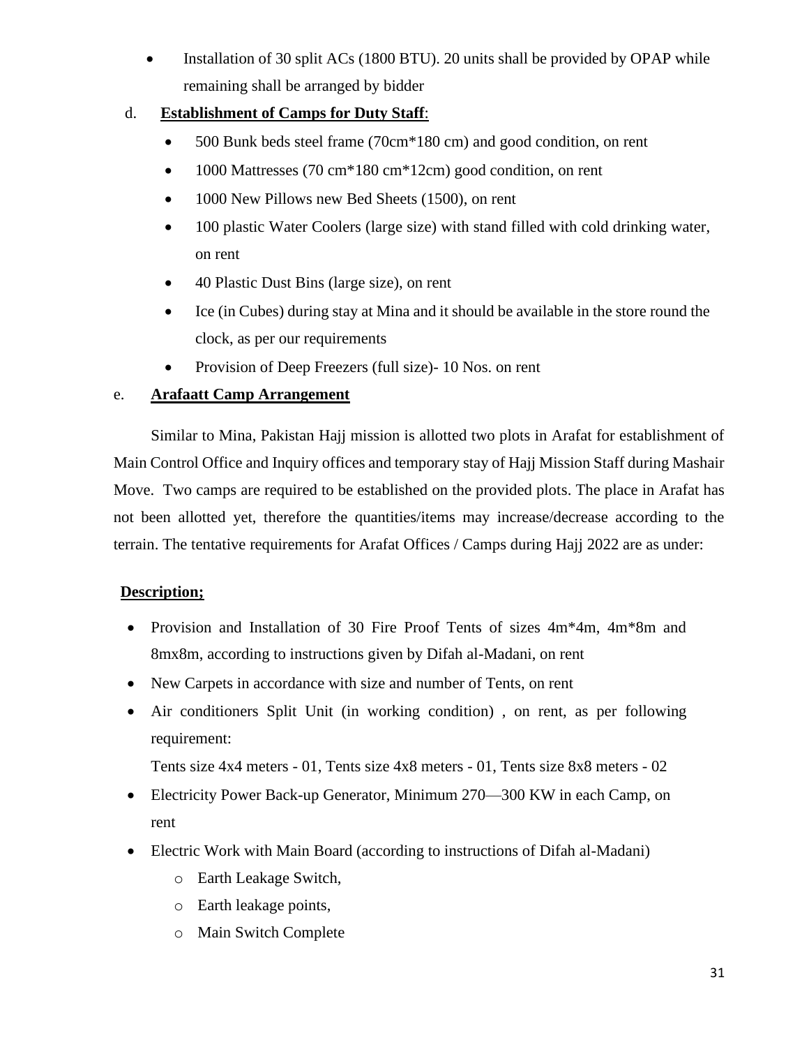- Installation of 30 split ACs (1800 BTU). 20 units shall be provided by OPAP while remaining shall be arranged by bidder

d. **<u>Establishment of Camps for Duty Staff</u>**:

- 500 Bunk beds steel frame (70cm*180 cm) and good condition, on rent
- 1000 Mattresses (70 cm*180 cm*12cm) good condition, on rent
- 1000 New Pillows new Bed Sheets (1500), on rent
- 100 plastic Water Coolers (large size) with stand filled with cold drinking water, on rent
- 40 Plastic Dust Bins (large size), on rent
- Ice (in Cubes) during stay at Mina and it should be available in the store round the clock, as per our requirements
- Provision of Deep Freezers (full size)- 10 Nos. on rent

e. **<u>Arafaatt Camp Arrangement</u>**

Similar to Mina, Pakistan Hajj mission is allotted two plots in Arafat for establishment of Main Control Office and Inquiry offices and temporary stay of Hajj Mission Staff during Mashair Move. Two camps are required to be established on the provided plots. The place in Arafat has not been allotted yet, therefore the quantities/items may increase/decrease according to the terrain. The tentative requirements for Arafat Offices / Camps during Hajj 2022 are as under:

**<u>Description;</u>**

- Provision and Installation of 30 Fire Proof Tents of sizes 4m*4m, 4m*8m and 8mx8m, according to instructions given by Difah al-Madani, on rent
- New Carpets in accordance with size and number of Tents, on rent
- Air conditioners Split Unit (in working condition) , on rent, as per following requirement:

  Tents size 4x4 meters - 01, Tents size 4x8 meters - 01, Tents size 8x8 meters - 02
- Electricity Power Back-up Generator, Minimum 270—300 KW in each Camp, on rent
- Electric Work with Main Board (according to instructions of Difah al-Madani)
  - Earth Leakage Switch,
  - Earth leakage points,
  - Main Switch Complete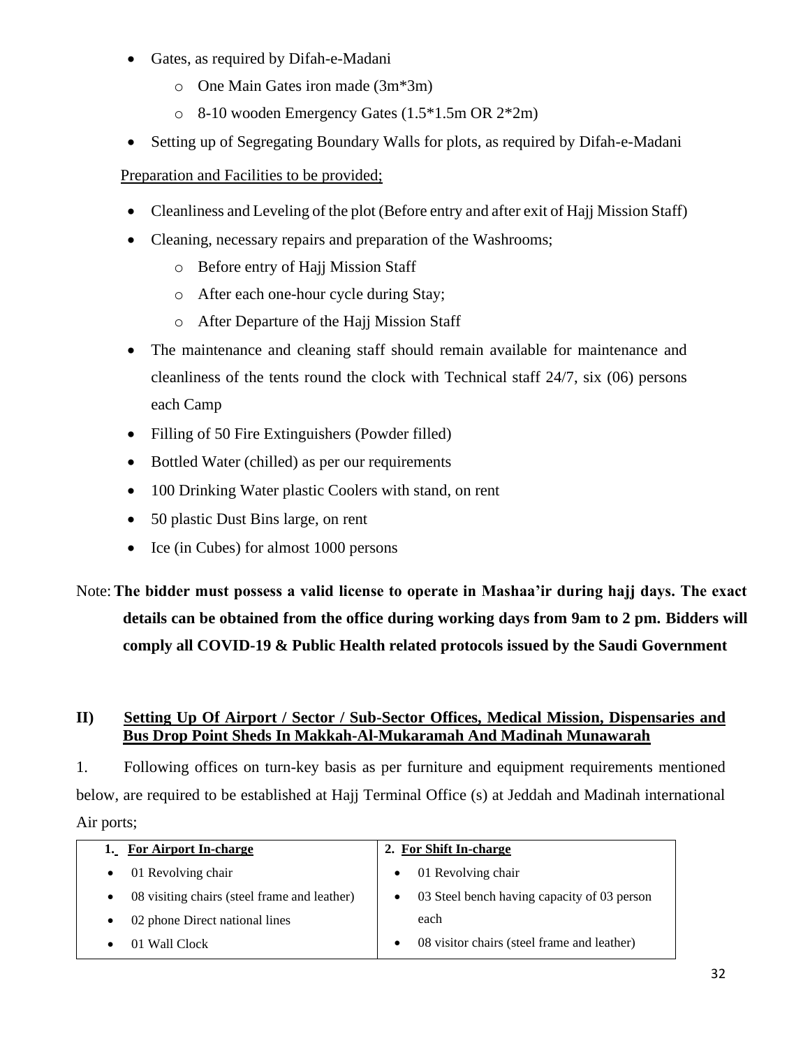- Gates, as required by Difah-e-Madani
    - One Main Gates iron made (3m*3m)
    - 8-10 wooden Emergency Gates (1.5*1.5m OR 2*2m)
- Setting up of Segregating Boundary Walls for plots, as required by Difah-e-Madani

<u>Preparation and Facilities to be provided;</u>

- Cleanliness and Leveling of the plot (Before entry and after exit of Hajj Mission Staff)
- Cleaning, necessary repairs and preparation of the Washrooms;
    - Before entry of Hajj Mission Staff
    - After each one-hour cycle during Stay;
    - After Departure of the Hajj Mission Staff
- The maintenance and cleaning staff should remain available for maintenance and cleanliness of the tents round the clock with Technical staff 24/7, six (06) persons each Camp
- Filling of 50 Fire Extinguishers (Powder filled)
- Bottled Water (chilled) as per our requirements
- 100 Drinking Water plastic Coolers with stand, on rent
- 50 plastic Dust Bins large, on rent
- Ice (in Cubes) for almost 1000 persons

Note: **The bidder must possess a valid license to operate in Mashaa'ir during hajj days. The exact details can be obtained from the office during working days from 9am to 2 pm. Bidders will comply all COVID-19 & Public Health related protocols issued by the Saudi Government**

## II) Setting Up Of Airport / Sector / Sub-Sector Offices, Medical Mission, Dispensaries and Bus Drop Point Sheds In Makkah-Al-Mukaramah And Madinah Munawarah

1. Following offices on turn-key basis as per furniture and equipment requirements mentioned below, are required to be established at Hajj Terminal Office (s) at Jeddah and Madinah international Air ports;

| 1. For Airport In-charge | 2. For Shift In-charge |
|---|---|
| • 01 Revolving chair<br>• 08 visiting chairs (steel frame and leather)<br>• 02 phone Direct national lines<br>• 01 Wall Clock | • 01 Revolving chair<br>• 03 Steel bench having capacity of 03 person each<br>• 08 visitor chairs (steel frame and leather) |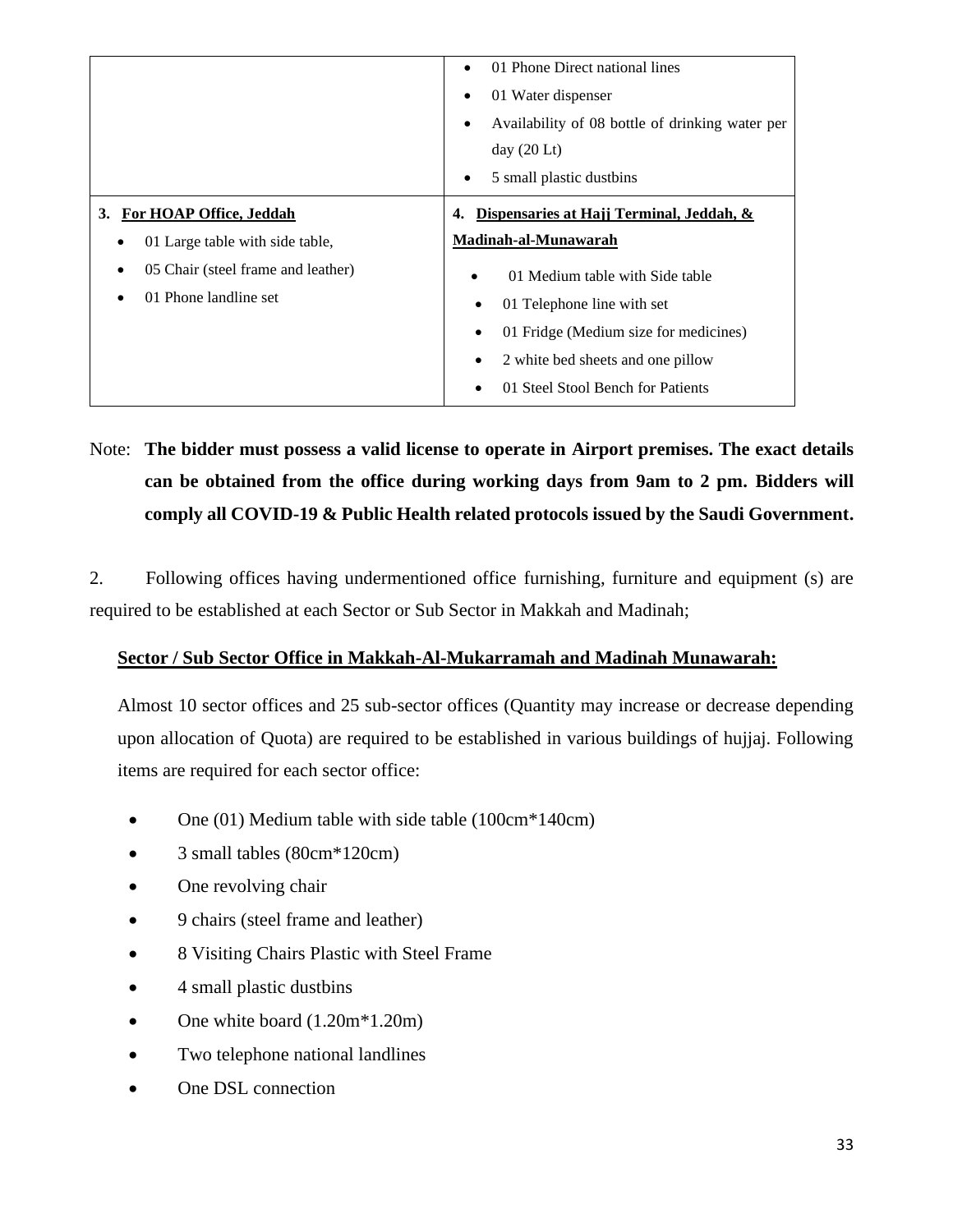| | |
|---|---|
| | • 01 Phone Direct national lines<br>• 01 Water dispenser<br>• Availability of 08 bottle of drinking water per day (20 Lt)<br>• 5 small plastic dustbins |
| **3. For HOAP Office, Jeddah**<br>• 01 Large table with side table,<br>• 05 Chair (steel frame and leather)<br>• 01 Phone landline set | **4. Dispensaries at Hajj Terminal, Jeddah, & Madinah-al-Munawarah**<br>• 01 Medium table with Side table<br>• 01 Telephone line with set<br>• 01 Fridge (Medium size for medicines)<br>• 2 white bed sheets and one pillow<br>• 01 Steel Stool Bench for Patients |

Note: **The bidder must possess a valid license to operate in Airport premises. The exact details can be obtained from the office during working days from 9am to 2 pm. Bidders will comply all COVID-19 & Public Health related protocols issued by the Saudi Government.**

2. Following offices having undermentioned office furnishing, furniture and equipment (s) are required to be established at each Sector or Sub Sector in Makkah and Madinah;

**Sector / Sub Sector Office in Makkah-Al-Mukarramah and Madinah Munawarah:**

Almost 10 sector offices and 25 sub-sector offices (Quantity may increase or decrease depending upon allocation of Quota) are required to be established in various buildings of hujjaj. Following items are required for each sector office:

- One (01) Medium table with side table (100cm*140cm)
- 3 small tables (80cm*120cm)
- One revolving chair
- 9 chairs (steel frame and leather)
- 8 Visiting Chairs Plastic with Steel Frame
- 4 small plastic dustbins
- One white board (1.20m*1.20m)
- Two telephone national landlines
- One DSL connection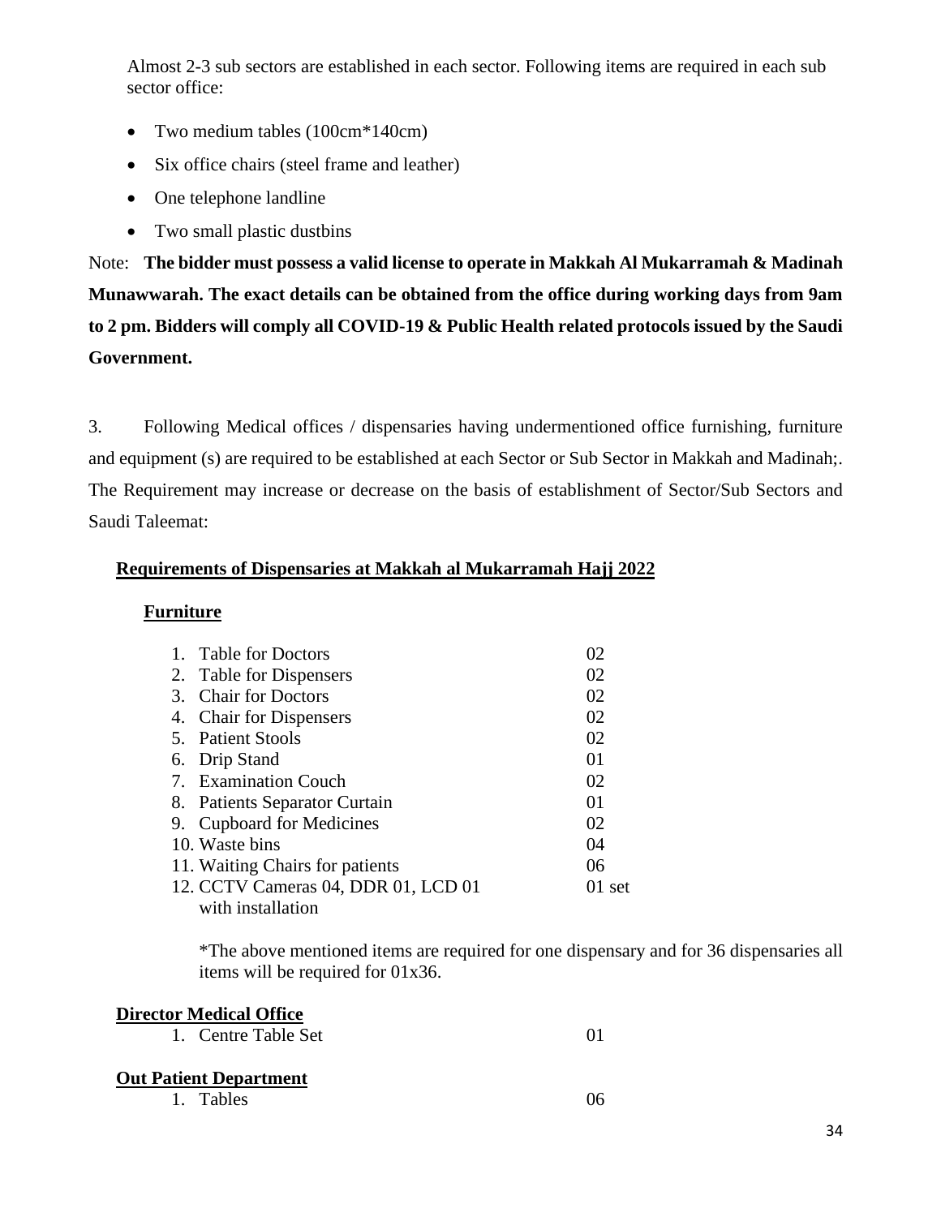Almost 2-3 sub sectors are established in each sector. Following items are required in each sub sector office:

- Two medium tables (100cm*140cm)
- Six office chairs (steel frame and leather)
- One telephone landline
- Two small plastic dustbins

Note: **The bidder must possess a valid license to operate in Makkah Al Mukarramah & Madinah Munawwarah. The exact details can be obtained from the office during working days from 9am to 2 pm. Bidders will comply all COVID-19 & Public Health related protocols issued by the Saudi Government.**

3. Following Medical offices / dispensaries having undermentioned office furnishing, furniture and equipment (s) are required to be established at each Sector or Sub Sector in Makkah and Madinah;. The Requirement may increase or decrease on the basis of establishment of Sector/Sub Sectors and Saudi Taleemat:

**Requirements of Dispensaries at Makkah al Mukarramah Hajj 2022**

**Furniture**

| | Item | Qty |
|---|---|---|
| 1. | Table for Doctors | 02 |
| 2. | Table for Dispensers | 02 |
| 3. | Chair for Doctors | 02 |
| 4. | Chair for Dispensers | 02 |
| 5. | Patient Stools | 02 |
| 6. | Drip Stand | 01 |
| 7. | Examination Couch | 02 |
| 8. | Patients Separator Curtain | 01 |
| 9. | Cupboard for Medicines | 02 |
| 10. | Waste bins | 04 |
| 11. | Waiting Chairs for patients | 06 |
| 12. | CCTV Cameras 04, DDR 01, LCD 01 with installation | 01 set |

*The above mentioned items are required for one dispensary and for 36 dispensaries all items will be required for 01x36.

**Director Medical Office**

| | Item | Qty |
|---|---|---|
| 1. | Centre Table Set | 01 |

**Out Patient Department**

| | Item | Qty |
|---|---|---|
| 1. | Tables | 06 |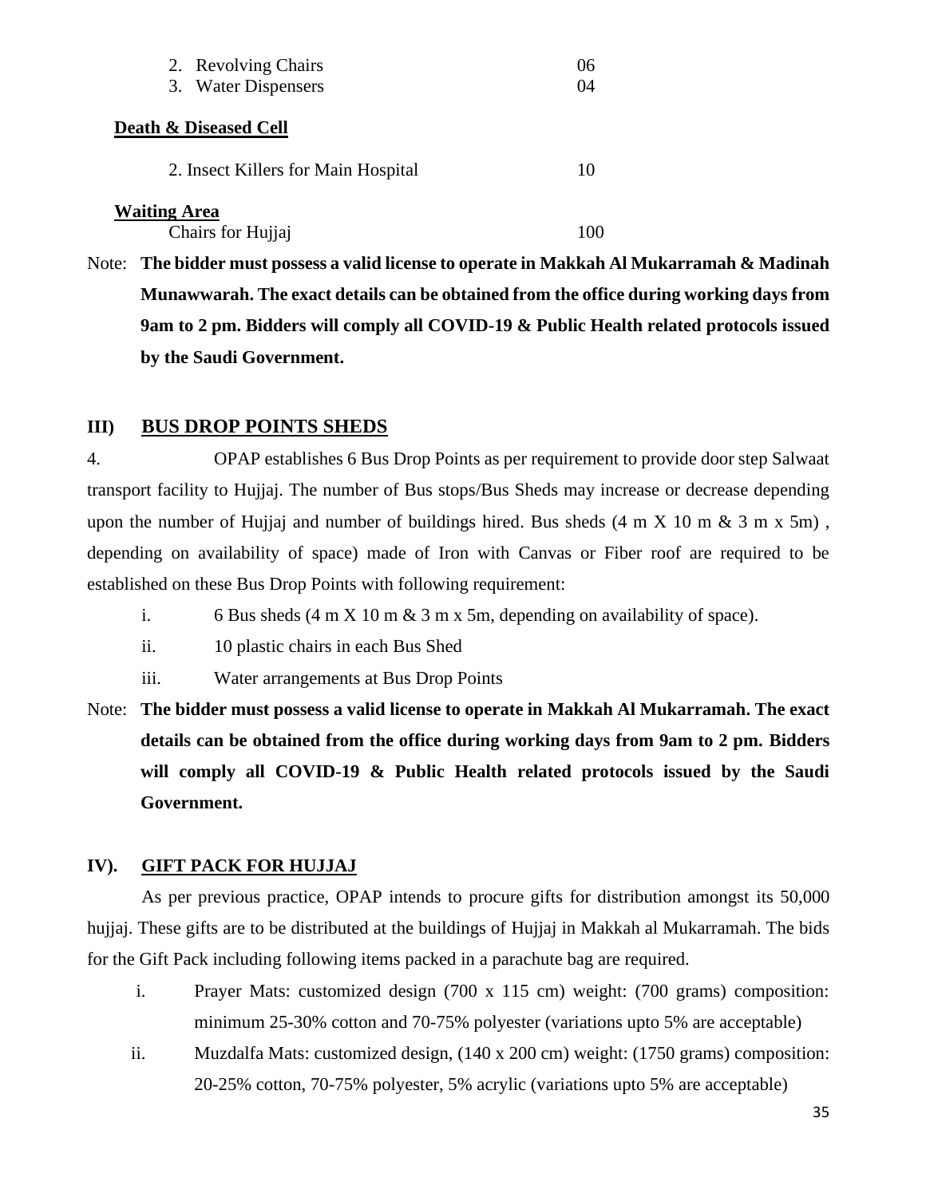| | |
|---|---|
| 2. Revolving Chairs | 06 |
| 3. Water Dispensers | 04 |

**<u>Death & Diseased Cell</u>**

| | |
|---|---|
| 2. Insect Killers for Main Hospital | 10 |

**<u>Waiting Area</u>**

| | |
|---|---|
| Chairs for Hujjaj | 100 |

Note: **The bidder must possess a valid license to operate in Makkah Al Mukarramah & Madinah Munawwarah. The exact details can be obtained from the office during working days from 9am to 2 pm. Bidders will comply all COVID-19 & Public Health related protocols issued by the Saudi Government.**

## III) <u>BUS DROP POINTS SHEDS</u>

4. OPAP establishes 6 Bus Drop Points as per requirement to provide door step Salwaat transport facility to Hujjaj. The number of Bus stops/Bus Sheds may increase or decrease depending upon the number of Hujjaj and number of buildings hired. Bus sheds (4 m X 10 m & 3 m x 5m) , depending on availability of space) made of Iron with Canvas or Fiber roof are required to be established on these Bus Drop Points with following requirement:

i. 6 Bus sheds (4 m X 10 m & 3 m x 5m, depending on availability of space).

ii. 10 plastic chairs in each Bus Shed

iii. Water arrangements at Bus Drop Points

Note: **The bidder must possess a valid license to operate in Makkah Al Mukarramah. The exact details can be obtained from the office during working days from 9am to 2 pm. Bidders will comply all COVID-19 & Public Health related protocols issued by the Saudi Government.**

## IV). <u>GIFT PACK FOR HUJJAJ</u>

As per previous practice, OPAP intends to procure gifts for distribution amongst its 50,000 hujjaj. These gifts are to be distributed at the buildings of Hujjaj in Makkah al Mukarramah. The bids for the Gift Pack including following items packed in a parachute bag are required.

i. Prayer Mats: customized design (700 x 115 cm) weight: (700 grams) composition: minimum 25-30% cotton and 70-75% polyester (variations upto 5% are acceptable)

ii. Muzdalfa Mats: customized design, (140 x 200 cm) weight: (1750 grams) composition: 20-25% cotton, 70-75% polyester, 5% acrylic (variations upto 5% are acceptable)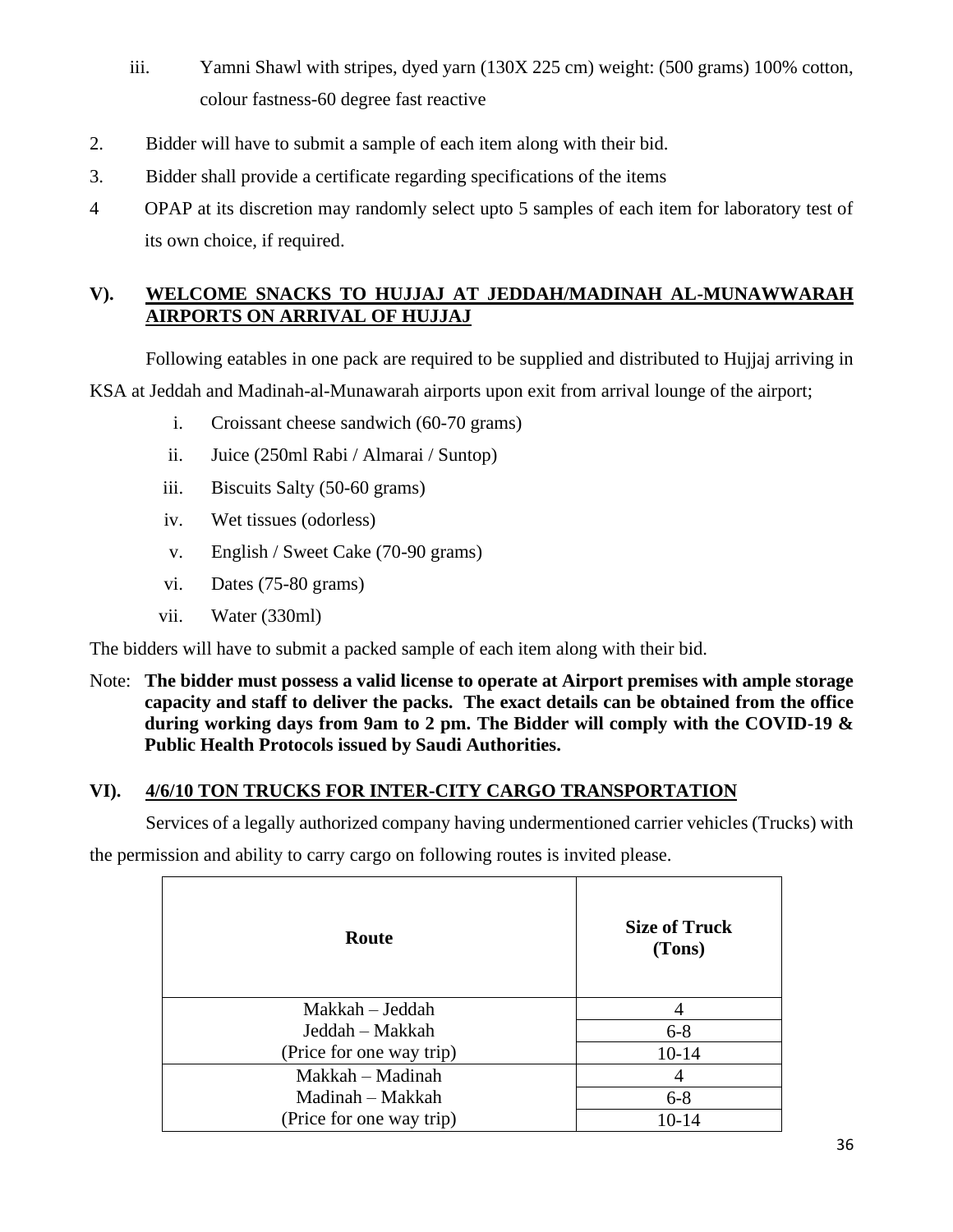iii. Yamni Shawl with stripes, dyed yarn (130X 225 cm) weight: (500 grams) 100% cotton, colour fastness-60 degree fast reactive

2. Bidder will have to submit a sample of each item along with their bid.
3. Bidder shall provide a certificate regarding specifications of the items
4 OPAP at its discretion may randomly select upto 5 samples of each item for laboratory test of its own choice, if required.

## V). WELCOME SNACKS TO HUJJAJ AT JEDDAH/MADINAH AL-MUNAWWARAH AIRPORTS ON ARRIVAL OF HUJJAJ

Following eatables in one pack are required to be supplied and distributed to Hujjaj arriving in KSA at Jeddah and Madinah-al-Munawarah airports upon exit from arrival lounge of the airport;

i. Croissant cheese sandwich (60-70 grams)
ii. Juice (250ml Rabi / Almarai / Suntop)
iii. Biscuits Salty (50-60 grams)
iv. Wet tissues (odorless)
v. English / Sweet Cake (70-90 grams)
vi. Dates (75-80 grams)
vii. Water (330ml)

The bidders will have to submit a packed sample of each item along with their bid.

Note: **The bidder must possess a valid license to operate at Airport premises with ample storage capacity and staff to deliver the packs. The exact details can be obtained from the office during working days from 9am to 2 pm. The Bidder will comply with the COVID-19 & Public Health Protocols issued by Saudi Authorities.**

## VI). 4/6/10 TON TRUCKS FOR INTER-CITY CARGO TRANSPORTATION

Services of a legally authorized company having undermentioned carrier vehicles (Trucks) with the permission and ability to carry cargo on following routes is invited please.

| Route | Size of Truck (Tons) |
|---|---|
| Makkah – Jeddah<br>Jeddah – Makkah<br>(Price for one way trip) | 4 |
| | 6-8 |
| | 10-14 |
| Makkah – Madinah<br>Madinah – Makkah<br>(Price for one way trip) | 4 |
| | 6-8 |
| | 10-14 |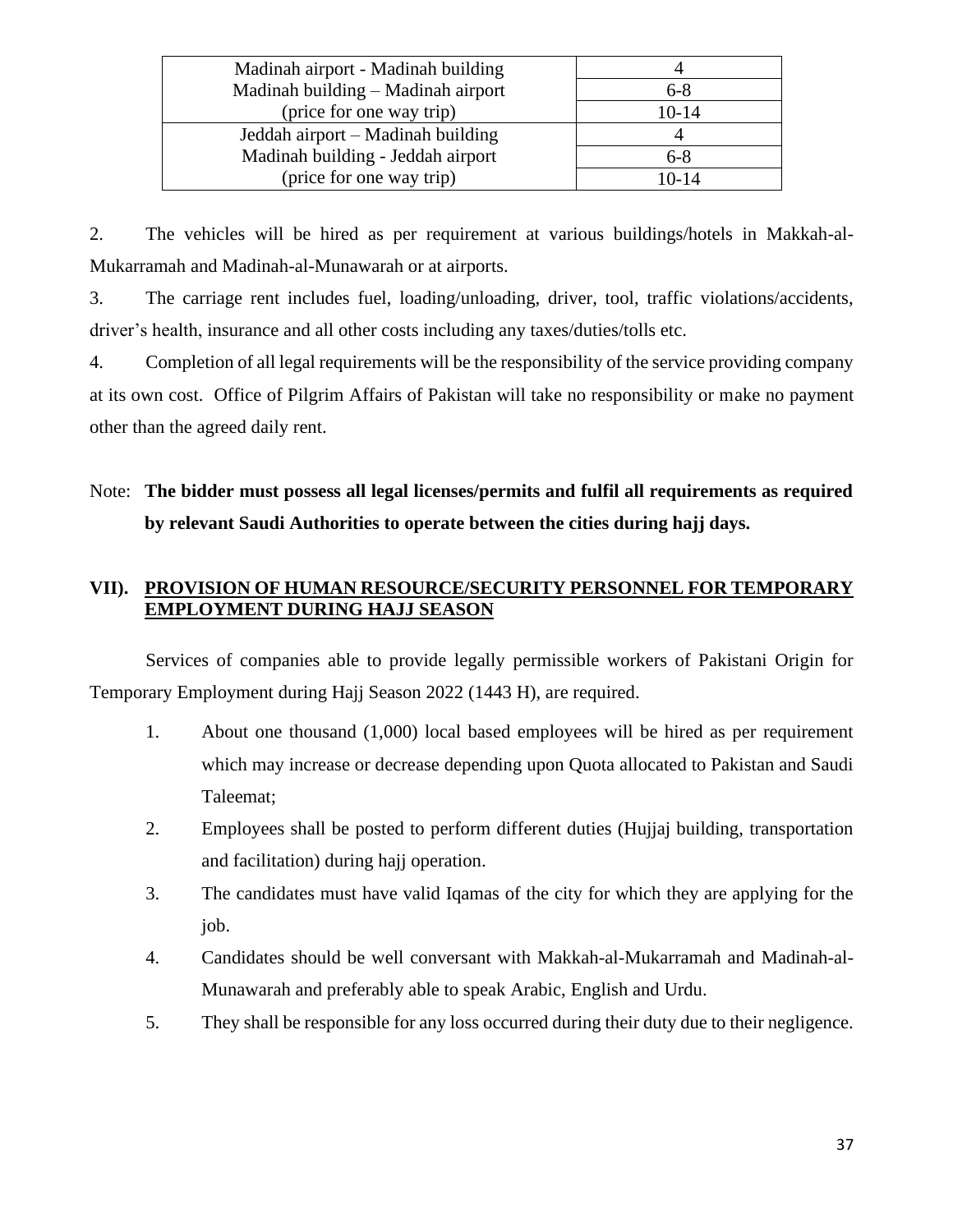| | |
|---|---|
| Madinah airport - Madinah building<br>Madinah building – Madinah airport<br>(price for one way trip) | 4 |
| | 6-8 |
| | 10-14 |
| Jeddah airport – Madinah building<br>Madinah building - Jeddah airport<br>(price for one way trip) | 4 |
| | 6-8 |
| | 10-14 |

2. The vehicles will be hired as per requirement at various buildings/hotels in Makkah-al-Mukarramah and Madinah-al-Munawarah or at airports.

3. The carriage rent includes fuel, loading/unloading, driver, tool, traffic violations/accidents, driver's health, insurance and all other costs including any taxes/duties/tolls etc.

4. Completion of all legal requirements will be the responsibility of the service providing company at its own cost. Office of Pilgrim Affairs of Pakistan will take no responsibility or make no payment other than the agreed daily rent.

Note: **The bidder must possess all legal licenses/permits and fulfil all requirements as required by relevant Saudi Authorities to operate between the cities during hajj days.**

## VII). PROVISION OF HUMAN RESOURCE/SECURITY PERSONNEL FOR TEMPORARY EMPLOYMENT DURING HAJJ SEASON

Services of companies able to provide legally permissible workers of Pakistani Origin for Temporary Employment during Hajj Season 2022 (1443 H), are required.

1. About one thousand (1,000) local based employees will be hired as per requirement which may increase or decrease depending upon Quota allocated to Pakistan and Saudi Taleemat;
2. Employees shall be posted to perform different duties (Hujjaj building, transportation and facilitation) during hajj operation.
3. The candidates must have valid Iqamas of the city for which they are applying for the job.
4. Candidates should be well conversant with Makkah-al-Mukarramah and Madinah-al-Munawarah and preferably able to speak Arabic, English and Urdu.
5. They shall be responsible for any loss occurred during their duty due to their negligence.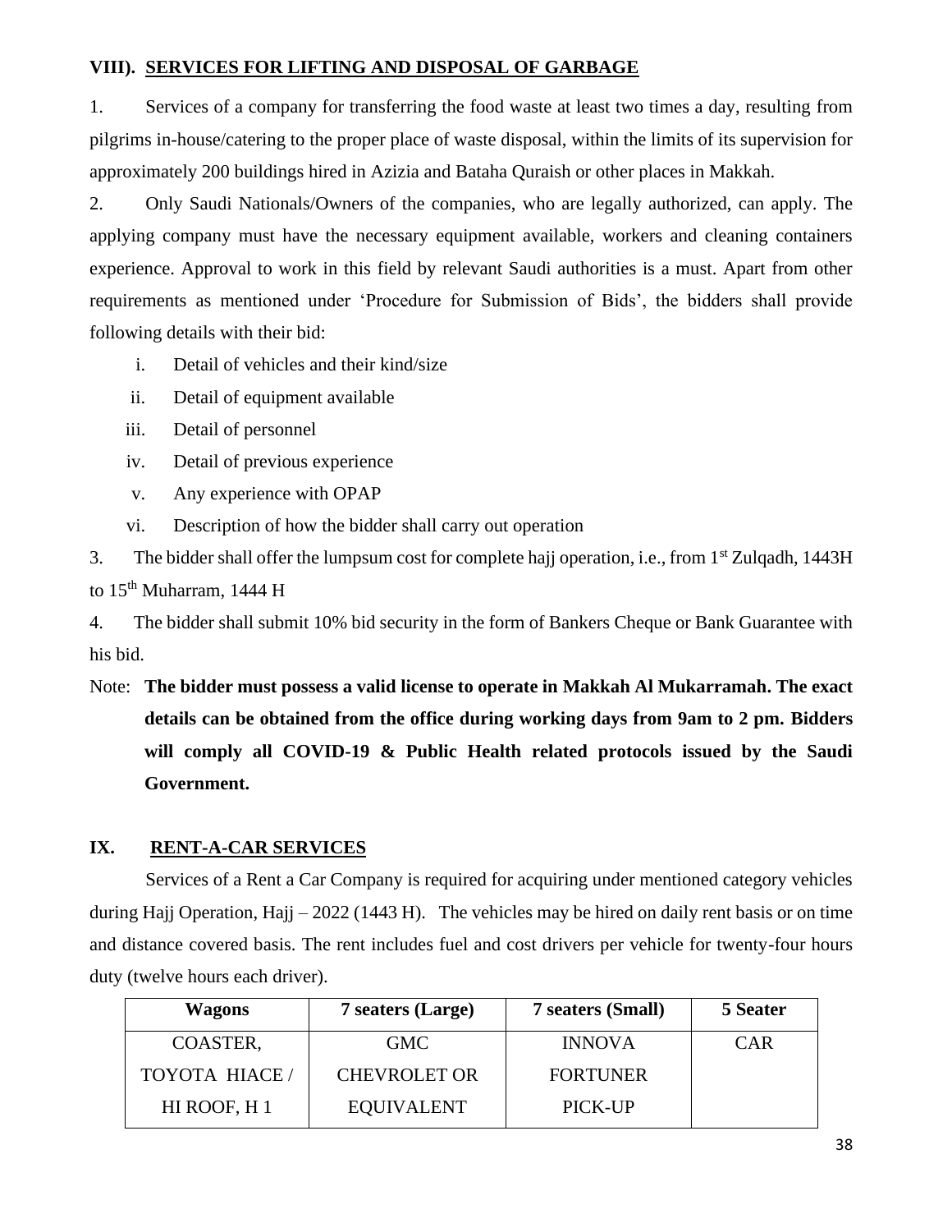## VIII). SERVICES FOR LIFTING AND DISPOSAL OF GARBAGE

1. Services of a company for transferring the food waste at least two times a day, resulting from pilgrims in-house/catering to the proper place of waste disposal, within the limits of its supervision for approximately 200 buildings hired in Azizia and Bataha Quraish or other places in Makkah.

2. Only Saudi Nationals/Owners of the companies, who are legally authorized, can apply. The applying company must have the necessary equipment available, workers and cleaning containers experience. Approval to work in this field by relevant Saudi authorities is a must. Apart from other requirements as mentioned under 'Procedure for Submission of Bids', the bidders shall provide following details with their bid:

   i. Detail of vehicles and their kind/size
   ii. Detail of equipment available
   iii. Detail of personnel
   iv. Detail of previous experience
   v. Any experience with OPAP
   vi. Description of how the bidder shall carry out operation

3. The bidder shall offer the lumpsum cost for complete hajj operation, i.e., from 1st Zulqadh, 1443H to 15th Muharram, 1444 H

4. The bidder shall submit 10% bid security in the form of Bankers Cheque or Bank Guarantee with his bid.

Note: **The bidder must possess a valid license to operate in Makkah Al Mukarramah. The exact details can be obtained from the office during working days from 9am to 2 pm. Bidders will comply all COVID-19 & Public Health related protocols issued by the Saudi Government.**

## IX. RENT-A-CAR SERVICES

Services of a Rent a Car Company is required for acquiring under mentioned category vehicles during Hajj Operation, Hajj – 2022 (1443 H). The vehicles may be hired on daily rent basis or on time and distance covered basis. The rent includes fuel and cost drivers per vehicle for twenty-four hours duty (twelve hours each driver).

| Wagons | 7 seaters (Large) | 7 seaters (Small) | 5 Seater |
|---|---|---|---|
| COASTER, TOYOTA HIACE / HI ROOF, H 1 | GMC CHEVROLET OR EQUIVALENT | INNOVA FORTUNER PICK-UP | CAR |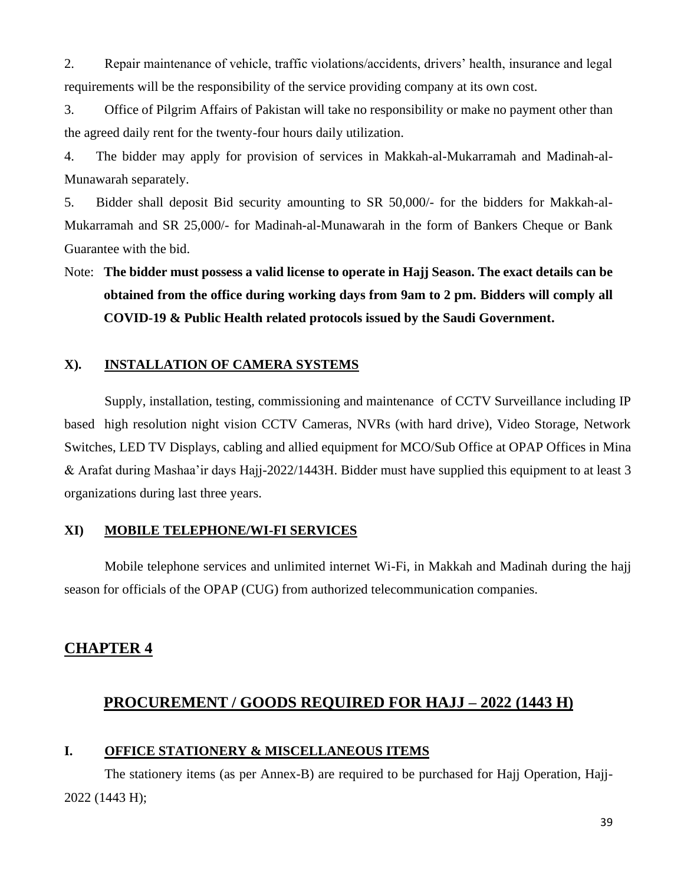2. Repair maintenance of vehicle, traffic violations/accidents, drivers' health, insurance and legal requirements will be the responsibility of the service providing company at its own cost.

3. Office of Pilgrim Affairs of Pakistan will take no responsibility or make no payment other than the agreed daily rent for the twenty-four hours daily utilization.

4. The bidder may apply for provision of services in Makkah-al-Mukarramah and Madinah-al-Munawarah separately.

5. Bidder shall deposit Bid security amounting to SR 50,000/- for the bidders for Makkah-al-Mukarramah and SR 25,000/- for Madinah-al-Munawarah in the form of Bankers Cheque or Bank Guarantee with the bid.

Note: **The bidder must possess a valid license to operate in Hajj Season. The exact details can be obtained from the office during working days from 9am to 2 pm. Bidders will comply all COVID-19 & Public Health related protocols issued by the Saudi Government.**

### X). <u>INSTALLATION OF CAMERA SYSTEMS</u>

Supply, installation, testing, commissioning and maintenance of CCTV Surveillance including IP based high resolution night vision CCTV Cameras, NVRs (with hard drive), Video Storage, Network Switches, LED TV Displays, cabling and allied equipment for MCO/Sub Office at OPAP Offices in Mina & Arafat during Mashaa'ir days Hajj-2022/1443H. Bidder must have supplied this equipment to at least 3 organizations during last three years.

### XI) <u>MOBILE TELEPHONE/WI-FI SERVICES</u>

Mobile telephone services and unlimited internet Wi-Fi, in Makkah and Madinah during the hajj season for officials of the OPAP (CUG) from authorized telecommunication companies.

## <u>CHAPTER 4</u>

## <u>PROCUREMENT / GOODS REQUIRED FOR HAJJ – 2022 (1443 H)</u>

### I. <u>OFFICE STATIONERY & MISCELLANEOUS ITEMS</u>

The stationery items (as per Annex-B) are required to be purchased for Hajj Operation, Hajj-2022 (1443 H);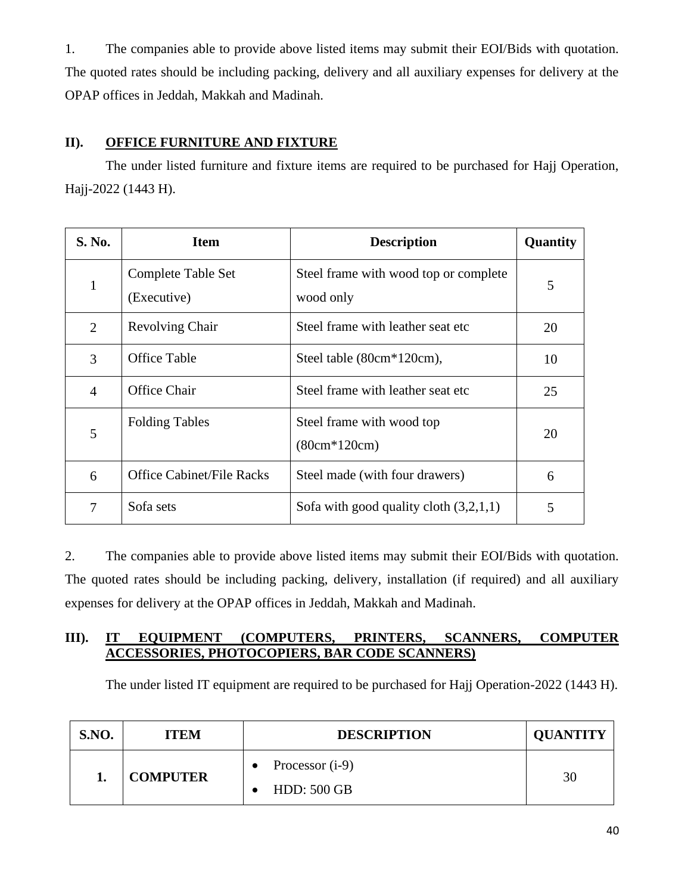1. The companies able to provide above listed items may submit their EOI/Bids with quotation. The quoted rates should be including packing, delivery and all auxiliary expenses for delivery at the OPAP offices in Jeddah, Makkah and Madinah.

## II). OFFICE FURNITURE AND FIXTURE

The under listed furniture and fixture items are required to be purchased for Hajj Operation, Hajj-2022 (1443 H).

| S. No. | Item | Description | Quantity |
|---|---|---|---|
| 1 | Complete Table Set (Executive) | Steel frame with wood top or complete wood only | 5 |
| 2 | Revolving Chair | Steel frame with leather seat etc | 20 |
| 3 | Office Table | Steel table (80cm*120cm), | 10 |
| 4 | Office Chair | Steel frame with leather seat etc | 25 |
| 5 | Folding Tables | Steel frame with wood top (80cm*120cm) | 20 |
| 6 | Office Cabinet/File Racks | Steel made (with four drawers) | 6 |
| 7 | Sofa sets | Sofa with good quality cloth (3,2,1,1) | 5 |

2. The companies able to provide above listed items may submit their EOI/Bids with quotation. The quoted rates should be including packing, delivery, installation (if required) and all auxiliary expenses for delivery at the OPAP offices in Jeddah, Makkah and Madinah.

## III). IT EQUIPMENT (COMPUTERS, PRINTERS, SCANNERS, COMPUTER ACCESSORIES, PHOTOCOPIERS, BAR CODE SCANNERS)

The under listed IT equipment are required to be purchased for Hajj Operation-2022 (1443 H).

| S.NO. | ITEM | DESCRIPTION | QUANTITY |
|---|---|---|---|
| **1.** | **COMPUTER** | • Processor (i-9)<br>• HDD: 500 GB | 30 |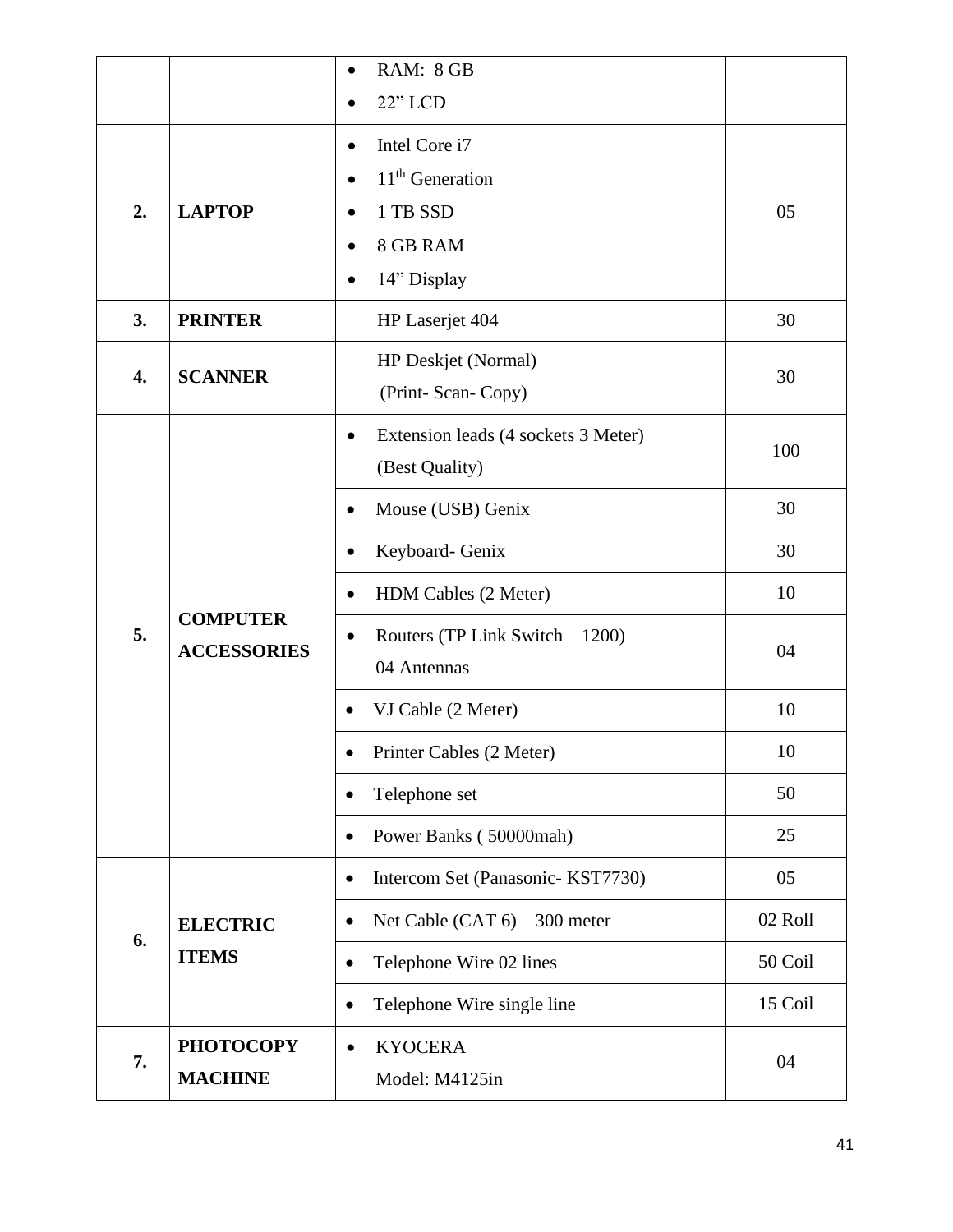| | | | |
|---|---|---|---|
| | | • RAM: 8 GB<br>• 22" LCD | |
| **2.** | **LAPTOP** | • Intel Core i7<br>• 11th Generation<br>• 1 TB SSD<br>• 8 GB RAM<br>• 14" Display | 05 |
| **3.** | **PRINTER** | HP Laserjet 404 | 30 |
| **4.** | **SCANNER** | HP Deskjet (Normal)<br>(Print- Scan- Copy) | 30 |
| **5.** | **COMPUTER ACCESSORIES** | • Extension leads (4 sockets 3 Meter)<br>(Best Quality) | 100 |
| | | • Mouse (USB) Genix | 30 |
| | | • Keyboard- Genix | 30 |
| | | • HDM Cables (2 Meter) | 10 |
| | | • Routers (TP Link Switch – 1200)<br>04 Antennas | 04 |
| | | • VJ Cable (2 Meter) | 10 |
| | | • Printer Cables (2 Meter) | 10 |
| | | • Telephone set | 50 |
| | | • Power Banks ( 50000mah) | 25 |
| **6.** | **ELECTRIC ITEMS** | • Intercom Set (Panasonic- KST7730) | 05 |
| | | • Net Cable (CAT 6) – 300 meter | 02 Roll |
| | | • Telephone Wire 02 lines | 50 Coil |
| | | • Telephone Wire single line | 15 Coil |
| **7.** | **PHOTOCOPY MACHINE** | • KYOCERA<br>Model: M4125in | 04 |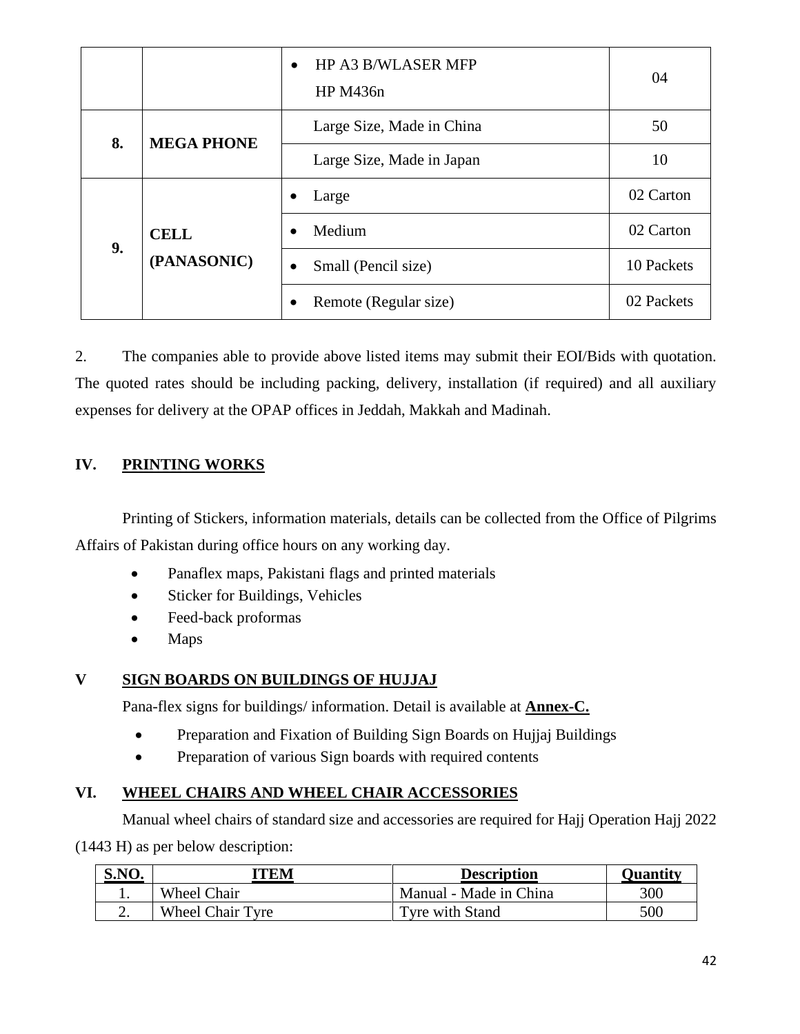| | | • HP A3 B/WLASER MFP HP M436n | 04 |
|---|---|---|---|
| **8.** | **MEGA PHONE** | Large Size, Made in China | 50 |
| | | Large Size, Made in Japan | 10 |
| **9.** | **CELL (PANASONIC)** | • Large | 02 Carton |
| | | • Medium | 02 Carton |
| | | • Small (Pencil size) | 10 Packets |
| | | • Remote (Regular size) | 02 Packets |

2. The companies able to provide above listed items may submit their EOI/Bids with quotation. The quoted rates should be including packing, delivery, installation (if required) and all auxiliary expenses for delivery at the OPAP offices in Jeddah, Makkah and Madinah.

## IV. PRINTING WORKS

Printing of Stickers, information materials, details can be collected from the Office of Pilgrims Affairs of Pakistan during office hours on any working day.

- Panaflex maps, Pakistani flags and printed materials
- Sticker for Buildings, Vehicles
- Feed-back proformas
- Maps

## V SIGN BOARDS ON BUILDINGS OF HUJJAJ

Pana-flex signs for buildings/ information. Detail is available at **Annex-C.**

- Preparation and Fixation of Building Sign Boards on Hujjaj Buildings
- Preparation of various Sign boards with required contents

## VI. WHEEL CHAIRS AND WHEEL CHAIR ACCESSORIES

Manual wheel chairs of standard size and accessories are required for Hajj Operation Hajj 2022 (1443 H) as per below description:

| S.NO. | ITEM | Description | Quantity |
|---|---|---|---|
| 1. | Wheel Chair | Manual - Made in China | 300 |
| 2. | Wheel Chair Tyre | Tyre with Stand | 500 |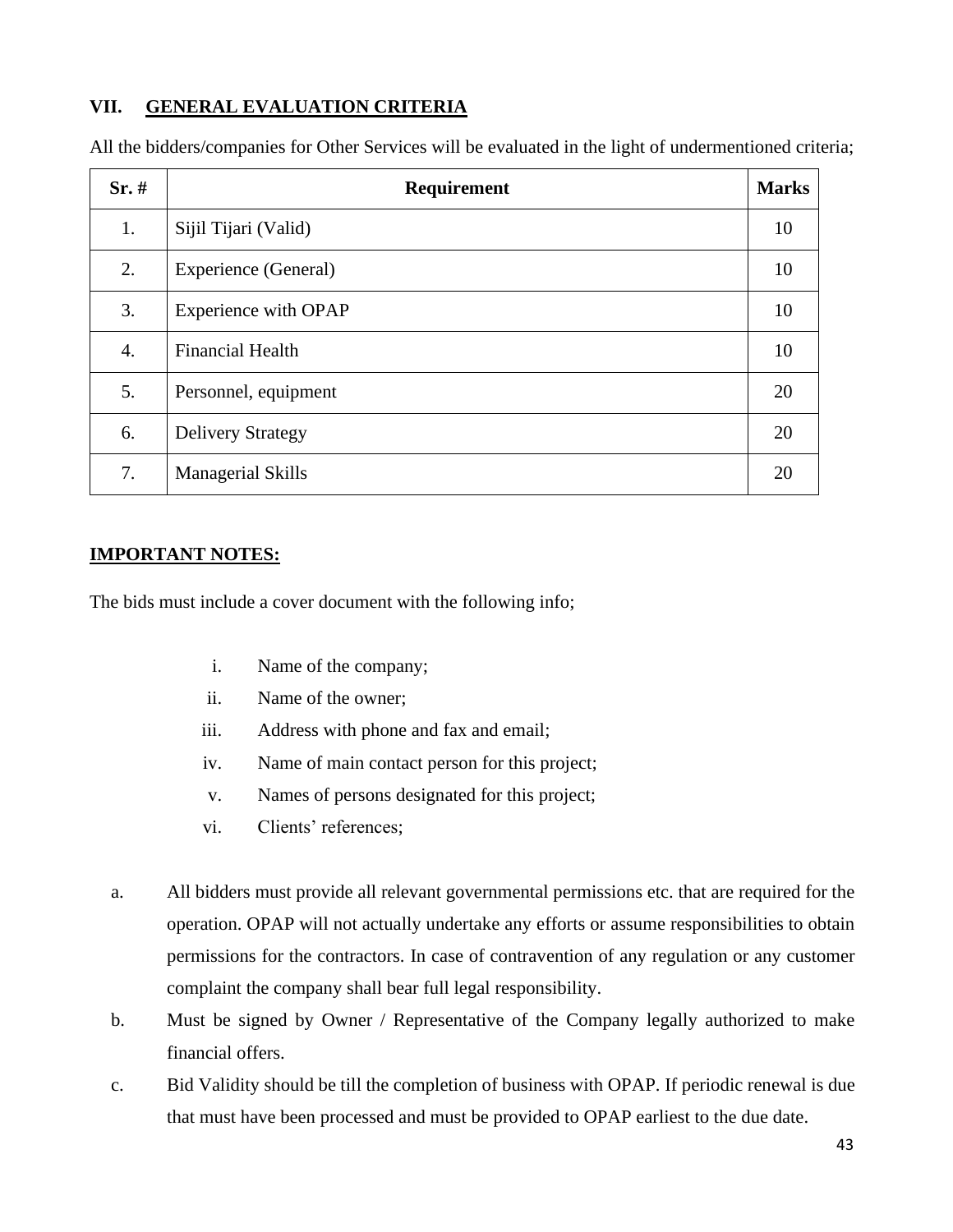## VII. GENERAL EVALUATION CRITERIA

All the bidders/companies for Other Services will be evaluated in the light of undermentioned criteria;

| Sr. # | Requirement | Marks |
|---|---|---|
| 1. | Sijil Tijari (Valid) | 10 |
| 2. | Experience (General) | 10 |
| 3. | Experience with OPAP | 10 |
| 4. | Financial Health | 10 |
| 5. | Personnel, equipment | 20 |
| 6. | Delivery Strategy | 20 |
| 7. | Managerial Skills | 20 |

**IMPORTANT NOTES:**

The bids must include a cover document with the following info;

i. Name of the company;
ii. Name of the owner;
iii. Address with phone and fax and email;
iv. Name of main contact person for this project;
v. Names of persons designated for this project;
vi. Clients' references;

a. All bidders must provide all relevant governmental permissions etc. that are required for the operation. OPAP will not actually undertake any efforts or assume responsibilities to obtain permissions for the contractors. In case of contravention of any regulation or any customer complaint the company shall bear full legal responsibility.

b. Must be signed by Owner / Representative of the Company legally authorized to make financial offers.

c. Bid Validity should be till the completion of business with OPAP. If periodic renewal is due that must have been processed and must be provided to OPAP earliest to the due date.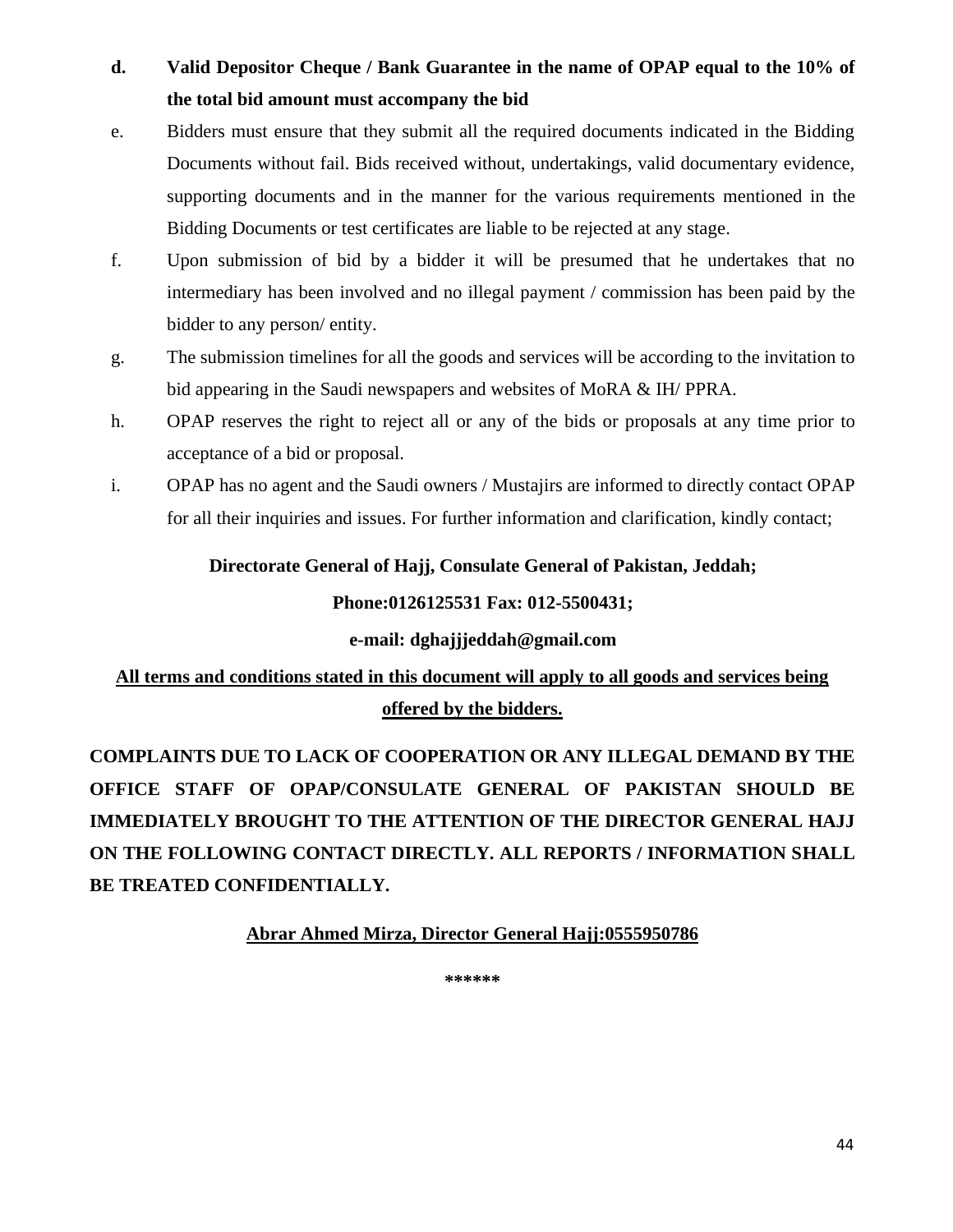d. **Valid Depositor Cheque / Bank Guarantee in the name of OPAP equal to the 10% of the total bid amount must accompany the bid**

e. Bidders must ensure that they submit all the required documents indicated in the Bidding Documents without fail. Bids received without, undertakings, valid documentary evidence, supporting documents and in the manner for the various requirements mentioned in the Bidding Documents or test certificates are liable to be rejected at any stage.

f. Upon submission of bid by a bidder it will be presumed that he undertakes that no intermediary has been involved and no illegal payment / commission has been paid by the bidder to any person/ entity.

g. The submission timelines for all the goods and services will be according to the invitation to bid appearing in the Saudi newspapers and websites of MoRA & IH/ PPRA.

h. OPAP reserves the right to reject all or any of the bids or proposals at any time prior to acceptance of a bid or proposal.

i. OPAP has no agent and the Saudi owners / Mustajirs are informed to directly contact OPAP for all their inquiries and issues. For further information and clarification, kindly contact;

**Directorate General of Hajj, Consulate General of Pakistan, Jeddah;**

**Phone:0126125531 Fax: 012-5500431;**

**e-mail: dghajjjeddah@gmail.com**

**<u>All terms and conditions stated in this document will apply to all goods and services being offered by the bidders.</u>**

**COMPLAINTS DUE TO LACK OF COOPERATION OR ANY ILLEGAL DEMAND BY THE OFFICE STAFF OF OPAP/CONSULATE GENERAL OF PAKISTAN SHOULD BE IMMEDIATELY BROUGHT TO THE ATTENTION OF THE DIRECTOR GENERAL HAJJ ON THE FOLLOWING CONTACT DIRECTLY. ALL REPORTS / INFORMATION SHALL BE TREATED CONFIDENTIALLY.**

**<u>Abrar Ahmed Mirza, Director General Hajj:0555950786</u>**

******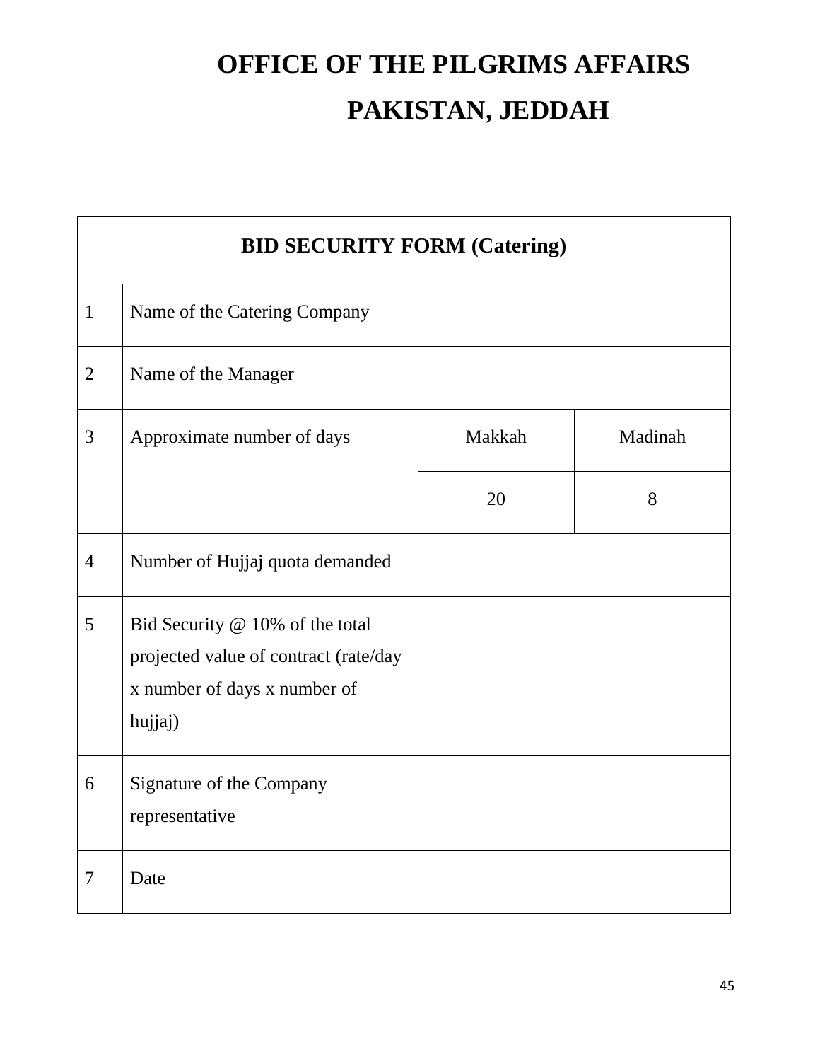# OFFICE OF THE PILGRIMS AFFAIRS

# PAKISTAN, JEDDAH

| BID SECURITY FORM (Catering) | | | |
|---|---|---|---|
| 1 | Name of the Catering Company | | |
| 2 | Name of the Manager | | |
| 3 | Approximate number of days | Makkah | Madinah |
| | | 20 | 8 |
| 4 | Number of Hujjaj quota demanded | | |
| 5 | Bid Security @ 10% of the total projected value of contract (rate/day x number of days x number of hujjaj) | | |
| 6 | Signature of the Company representative | | |
| 7 | Date | | |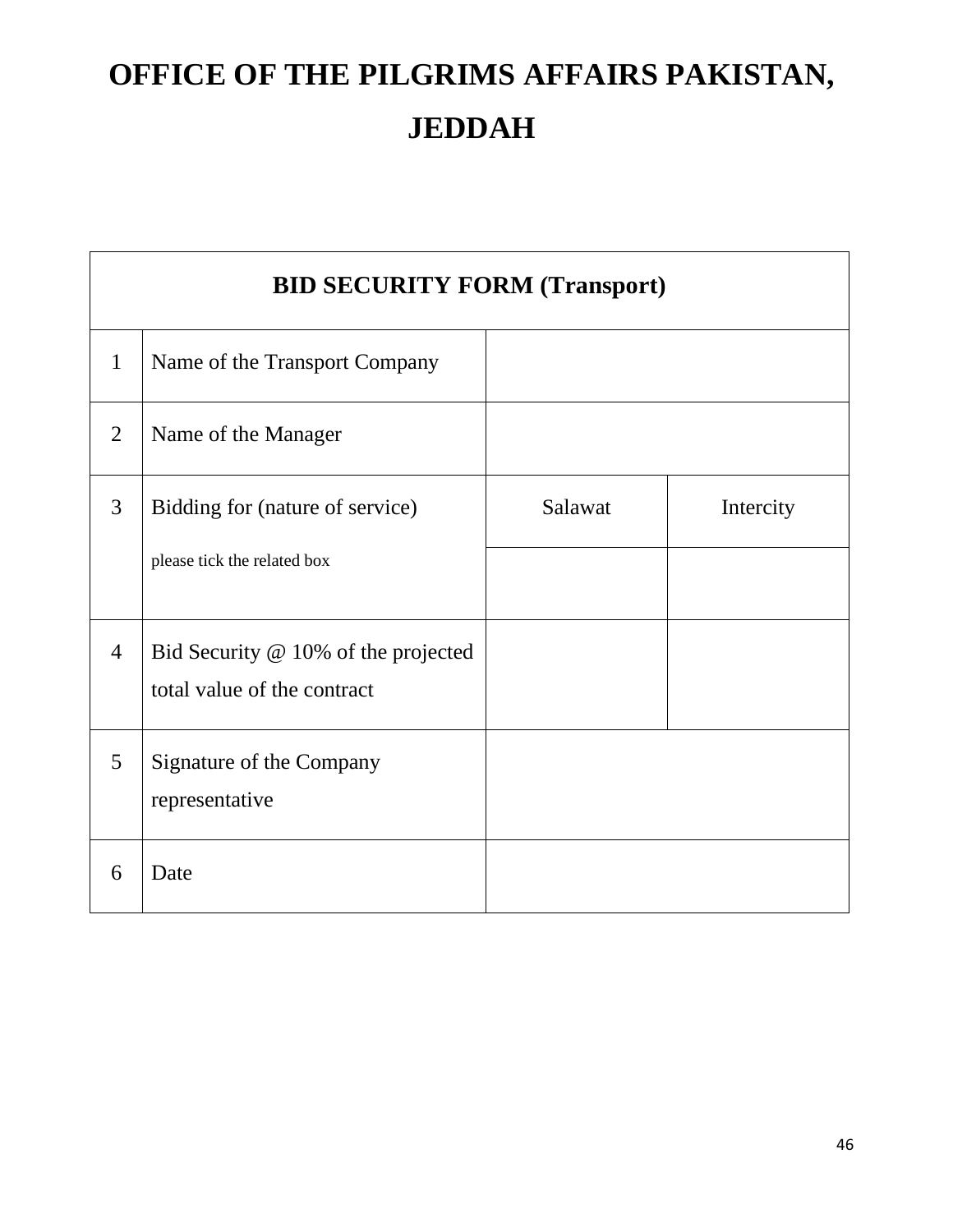# OFFICE OF THE PILGRIMS AFFAIRS PAKISTAN, JEDDAH

| BID SECURITY FORM (Transport) | | | |
|---|---|---|---|
| 1 | Name of the Transport Company | | |
| 2 | Name of the Manager | | |
| 3 | Bidding for (nature of service) | Salawat | Intercity |
| | please tick the related box | | |
| 4 | Bid Security @ 10% of the projected total value of the contract | | |
| 5 | Signature of the Company representative | | |
| 6 | Date | | |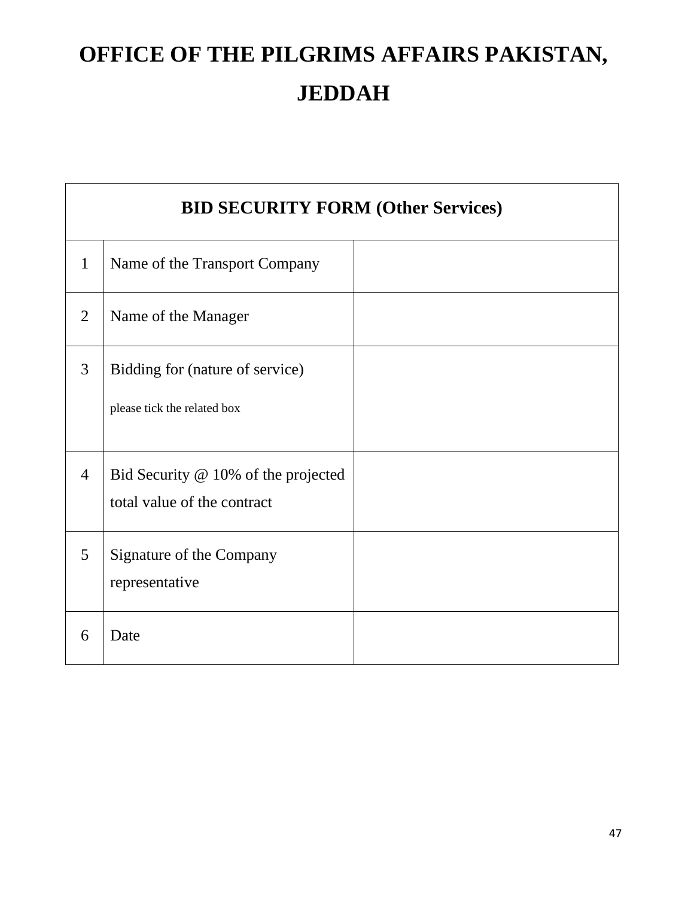# OFFICE OF THE PILGRIMS AFFAIRS PAKISTAN, JEDDAH

| BID SECURITY FORM (Other Services) | | |
|---|---|---|
| 1 | Name of the Transport Company | |
| 2 | Name of the Manager | |
| 3 | Bidding for (nature of service)<br>please tick the related box | |
| 4 | Bid Security @ 10% of the projected total value of the contract | |
| 5 | Signature of the Company representative | |
| 6 | Date | |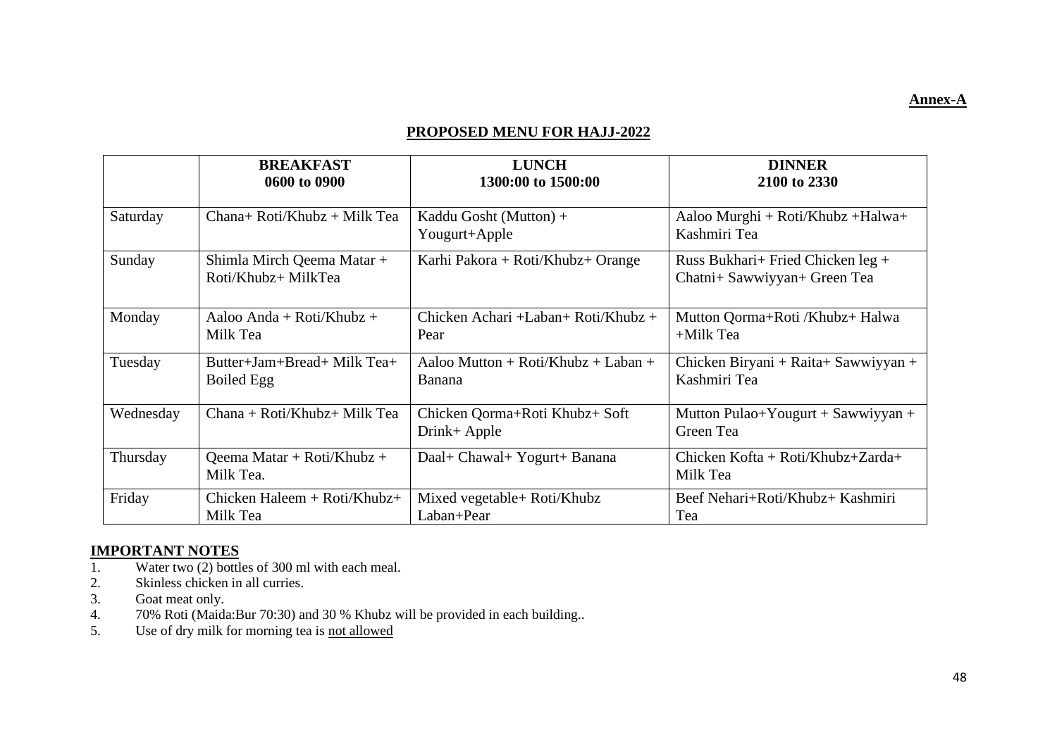**Annex-A**

## PROPOSED MENU FOR HAJJ-2022

| | BREAKFAST 0600 to 0900 | LUNCH 1300:00 to 1500:00 | DINNER 2100 to 2330 |
|---|---|---|---|
| Saturday | Chana+ Roti/Khubz + Milk Tea | Kaddu Gosht (Mutton) + Yougurt+Apple | Aaloo Murghi + Roti/Khubz +Halwa+ Kashmiri Tea |
| Sunday | Shimla Mirch Qeema Matar + Roti/Khubz+ MilkTea | Karhi Pakora + Roti/Khubz+ Orange | Russ Bukhari+ Fried Chicken leg + Chatni+ Sawwiyyan+ Green Tea |
| Monday | Aaloo Anda + Roti/Khubz + Milk Tea | Chicken Achari +Laban+ Roti/Khubz + Pear | Mutton Qorma+Roti /Khubz+ Halwa +Milk Tea |
| Tuesday | Butter+Jam+Bread+ Milk Tea+ Boiled Egg | Aaloo Mutton + Roti/Khubz + Laban + Banana | Chicken Biryani + Raita+ Sawwiyyan + Kashmiri Tea |
| Wednesday | Chana + Roti/Khubz+ Milk Tea | Chicken Qorma+Roti Khubz+ Soft Drink+ Apple | Mutton Pulao+Yougurt + Sawwiyyan + Green Tea |
| Thursday | Qeema Matar + Roti/Khubz + Milk Tea. | Daal+ Chawal+ Yogurt+ Banana | Chicken Kofta + Roti/Khubz+Zarda+ Milk Tea |
| Friday | Chicken Haleem + Roti/Khubz+ Milk Tea | Mixed vegetable+ Roti/Khubz Laban+Pear | Beef Nehari+Roti/Khubz+ Kashmiri Tea |

**IMPORTANT NOTES**

1. Water two (2) bottles of 300 ml with each meal.
2. Skinless chicken in all curries.
3. Goat meat only.
4. 70% Roti (Maida:Bur 70:30) and 30 % Khubz will be provided in each building..
5. Use of dry milk for morning tea is not allowed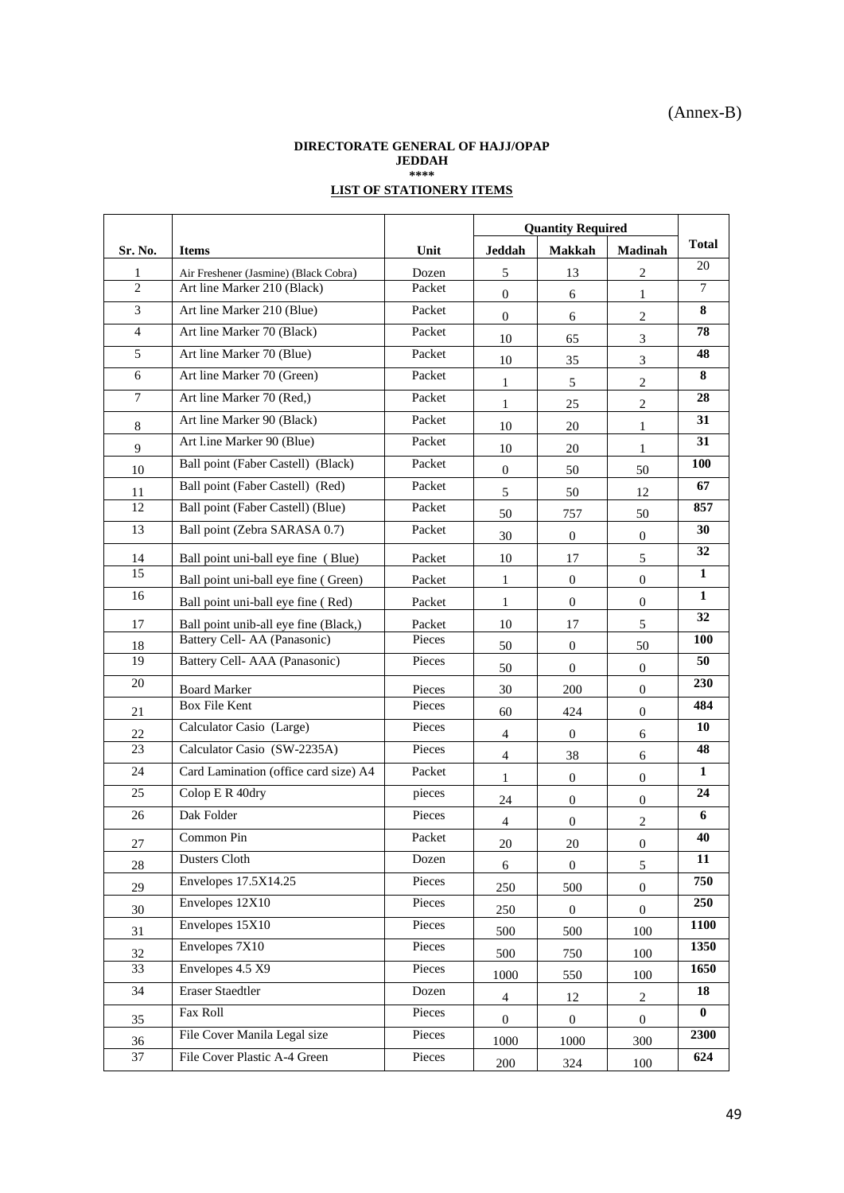(Annex-B)

**DIRECTORATE GENERAL OF HAJJ/OPAP**
**JEDDAH**
**\*\*\*\***

**LIST OF STATIONERY ITEMS**

| Sr. No. | Items | Unit | Quantity Required | | | Total |
|---|---|---|---|---|---|---|
| | | | Jeddah | Makkah | Madinah | |
| 1 | Air Freshener (Jasmine) (Black Cobra) | Dozen | 5 | 13 | 2 | 20 |
| 2 | Art line Marker 210 (Black) | Packet | 0 | 6 | 1 | 7 |
| 3 | Art line Marker 210 (Blue) | Packet | 0 | 6 | 2 | **8** |
| 4 | Art line Marker 70 (Black) | Packet | 10 | 65 | 3 | **78** |
| 5 | Art line Marker 70 (Blue) | Packet | 10 | 35 | 3 | **48** |
| 6 | Art line Marker 70 (Green) | Packet | 1 | 5 | 2 | **8** |
| 7 | Art line Marker 70 (Red,) | Packet | 1 | 25 | 2 | **28** |
| 8 | Art line Marker 90 (Black) | Packet | 10 | 20 | 1 | **31** |
| 9 | Art l.ine Marker 90 (Blue) | Packet | 10 | 20 | 1 | **31** |
| 10 | Ball point (Faber Castell) (Black) | Packet | 0 | 50 | 50 | **100** |
| 11 | Ball point (Faber Castell) (Red) | Packet | 5 | 50 | 12 | **67** |
| 12 | Ball point (Faber Castell) (Blue) | Packet | 50 | 757 | 50 | **857** |
| 13 | Ball point (Zebra SARASA 0.7) | Packet | 30 | 0 | 0 | **30** |
| 14 | Ball point uni-ball eye fine ( Blue) | Packet | 10 | 17 | 5 | **32** |
| 15 | Ball point uni-ball eye fine ( Green) | Packet | 1 | 0 | 0 | **1** |
| 16 | Ball point uni-ball eye fine ( Red) | Packet | 1 | 0 | 0 | **1** |
| 17 | Ball point unib-all eye fine (Black,) | Packet | 10 | 17 | 5 | **32** |
| 18 | Battery Cell- AA (Panasonic) | Pieces | 50 | 0 | 50 | **100** |
| 19 | Battery Cell- AAA (Panasonic) | Pieces | 50 | 0 | 0 | **50** |
| 20 | Board Marker | Pieces | 30 | 200 | 0 | **230** |
| 21 | Box File Kent | Pieces | 60 | 424 | 0 | **484** |
| 22 | Calculator Casio (Large) | Pieces | 4 | 0 | 6 | **10** |
| 23 | Calculator Casio (SW-2235A) | Pieces | 4 | 38 | 6 | **48** |
| 24 | Card Lamination (office card size) A4 | Packet | 1 | 0 | 0 | **1** |
| 25 | Colop E R 40dry | pieces | 24 | 0 | 0 | **24** |
| 26 | Dak Folder | Pieces | 4 | 0 | 2 | **6** |
| 27 | Common Pin | Packet | 20 | 20 | 0 | **40** |
| 28 | Dusters Cloth | Dozen | 6 | 0 | 5 | **11** |
| 29 | Envelopes 17.5X14.25 | Pieces | 250 | 500 | 0 | **750** |
| 30 | Envelopes 12X10 | Pieces | 250 | 0 | 0 | **250** |
| 31 | Envelopes 15X10 | Pieces | 500 | 500 | 100 | **1100** |
| 32 | Envelopes 7X10 | Pieces | 500 | 750 | 100 | **1350** |
| 33 | Envelopes 4.5 X9 | Pieces | 1000 | 550 | 100 | **1650** |
| 34 | Eraser Staedtler | Dozen | 4 | 12 | 2 | **18** |
| 35 | Fax Roll | Pieces | 0 | 0 | 0 | **0** |
| 36 | File Cover Manila Legal size | Pieces | 1000 | 1000 | 300 | **2300** |
| 37 | File Cover Plastic A-4 Green | Pieces | 200 | 324 | 100 | **624** |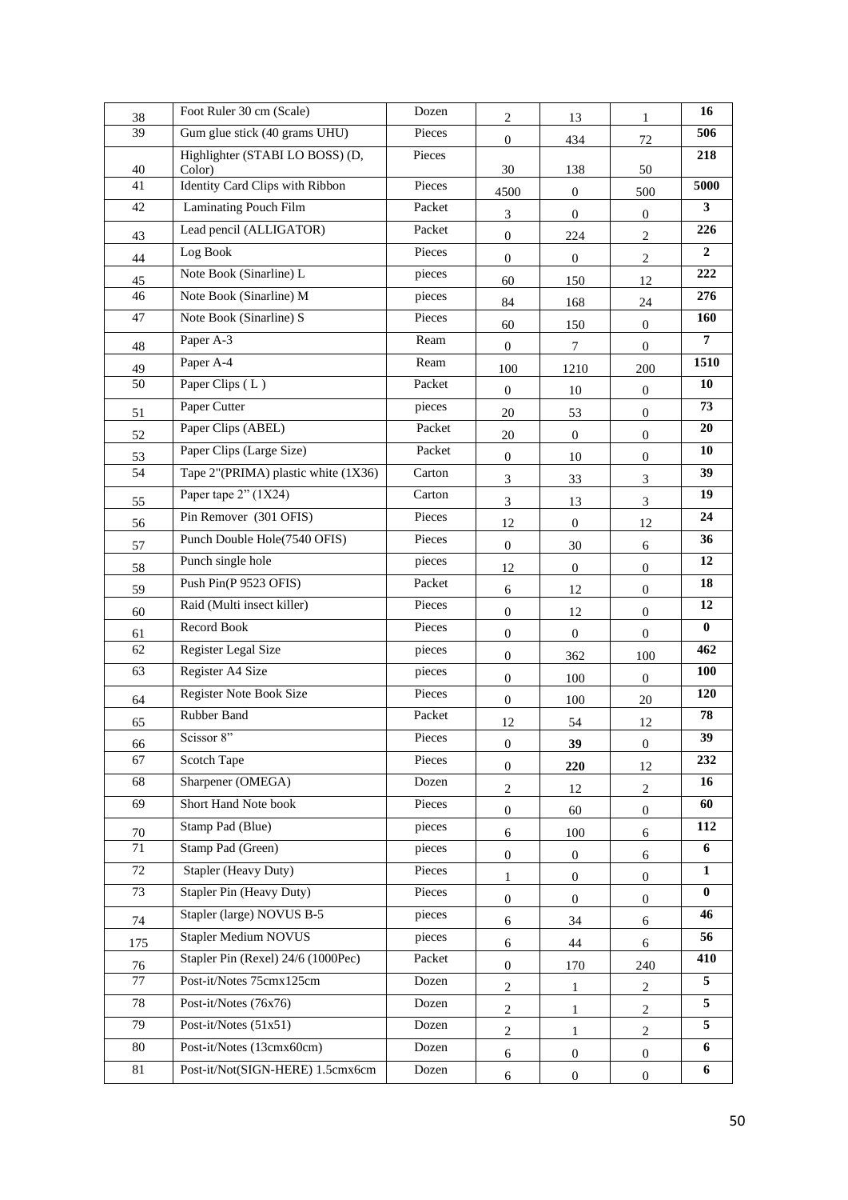| 38 | Foot Ruler 30 cm (Scale) | Dozen | 2 | 13 | 1 | **16** |
|---|---|---|---|---|---|---|
| 39 | Gum glue stick (40 grams UHU) | Pieces | 0 | 434 | 72 | **506** |
| 40 | Highlighter (STABI LO BOSS) (D, Color) | Pieces | 30 | 138 | 50 | **218** |
| 41 | Identity Card Clips with Ribbon | Pieces | 4500 | 0 | 500 | **5000** |
| 42 | Laminating Pouch Film | Packet | 3 | 0 | 0 | **3** |
| 43 | Lead pencil (ALLIGATOR) | Packet | 0 | 224 | 2 | **226** |
| 44 | Log Book | Pieces | 0 | 0 | 2 | **2** |
| 45 | Note Book (Sinarline) L | pieces | 60 | 150 | 12 | **222** |
| 46 | Note Book (Sinarline) M | pieces | 84 | 168 | 24 | **276** |
| 47 | Note Book (Sinarline) S | Pieces | 60 | 150 | 0 | **160** |
| 48 | Paper A-3 | Ream | 0 | 7 | 0 | **7** |
| 49 | Paper A-4 | Ream | 100 | 1210 | 200 | **1510** |
| 50 | Paper Clips ( L ) | Packet | 0 | 10 | 0 | **10** |
| 51 | Paper Cutter | pieces | 20 | 53 | 0 | **73** |
| 52 | Paper Clips (ABEL) | Packet | 20 | 0 | 0 | **20** |
| 53 | Paper Clips (Large Size) | Packet | 0 | 10 | 0 | **10** |
| 54 | Tape 2"(PRIMA) plastic white (1X36) | Carton | 3 | 33 | 3 | **39** |
| 55 | Paper tape 2" (1X24) | Carton | 3 | 13 | 3 | **19** |
| 56 | Pin Remover (301 OFIS) | Pieces | 12 | 0 | 12 | **24** |
| 57 | Punch Double Hole(7540 OFIS) | Pieces | 0 | 30 | 6 | **36** |
| 58 | Punch single hole | pieces | 12 | 0 | 0 | **12** |
| 59 | Push Pin(P 9523 OFIS) | Packet | 6 | 12 | 0 | **18** |
| 60 | Raid (Multi insect killer) | Pieces | 0 | 12 | 0 | **12** |
| 61 | Record Book | Pieces | 0 | 0 | 0 | **0** |
| 62 | Register Legal Size | pieces | 0 | 362 | 100 | **462** |
| 63 | Register A4 Size | pieces | 0 | 100 | 0 | **100** |
| 64 | Register Note Book Size | Pieces | 0 | 100 | 20 | **120** |
| 65 | Rubber Band | Packet | 12 | 54 | 12 | **78** |
| 66 | Scissor 8" | Pieces | 0 | **39** | 0 | **39** |
| 67 | Scotch Tape | Pieces | 0 | **220** | 12 | **232** |
| 68 | Sharpener (OMEGA) | Dozen | 2 | 12 | 2 | **16** |
| 69 | Short Hand Note book | Pieces | 0 | 60 | 0 | **60** |
| 70 | Stamp Pad (Blue) | pieces | 6 | 100 | 6 | **112** |
| 71 | Stamp Pad (Green) | pieces | 0 | 0 | 6 | **6** |
| 72 | Stapler (Heavy Duty) | Pieces | 1 | 0 | 0 | **1** |
| 73 | Stapler Pin (Heavy Duty) | Pieces | 0 | 0 | 0 | **0** |
| 74 | Stapler (large) NOVUS B-5 | pieces | 6 | 34 | 6 | **46** |
| 175 | Stapler Medium NOVUS | pieces | 6 | 44 | 6 | **56** |
| 76 | Stapler Pin (Rexel) 24/6 (1000Pec) | Packet | 0 | 170 | 240 | **410** |
| 77 | Post-it/Notes 75cmx125cm | Dozen | 2 | 1 | 2 | **5** |
| 78 | Post-it/Notes (76x76) | Dozen | 2 | 1 | 2 | **5** |
| 79 | Post-it/Notes (51x51) | Dozen | 2 | 1 | 2 | **5** |
| 80 | Post-it/Notes (13cmx60cm) | Dozen | 6 | 0 | 0 | **6** |
| 81 | Post-it/Not(SIGN-HERE) 1.5cmx6cm | Dozen | 6 | 0 | 0 | **6** |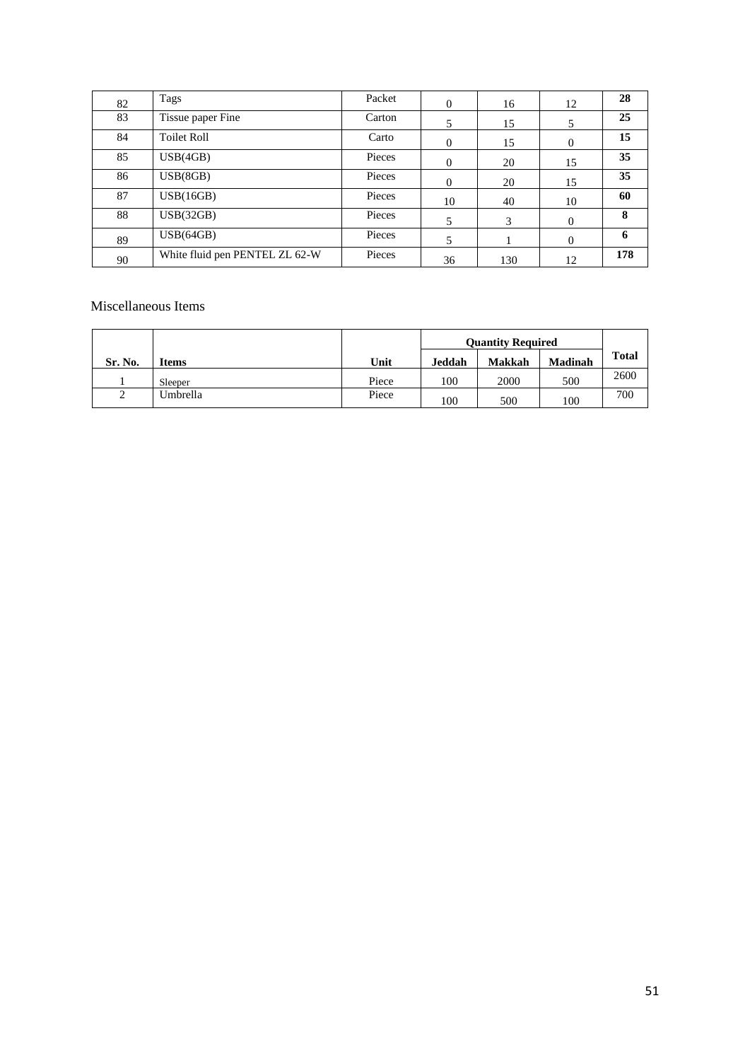| 82 | Tags | Packet | 0 | 16 | 12 | **28** |
|---|---|---|---|---|---|---|
| 83 | Tissue paper Fine | Carton | 5 | 15 | 5 | **25** |
| 84 | Toilet Roll | Carto | 0 | 15 | 0 | **15** |
| 85 | USB(4GB) | Pieces | 0 | 20 | 15 | **35** |
| 86 | USB(8GB) | Pieces | 0 | 20 | 15 | **35** |
| 87 | USB(16GB) | Pieces | 10 | 40 | 10 | **60** |
| 88 | USB(32GB) | Pieces | 5 | 3 | 0 | **8** |
| 89 | USB(64GB) | Pieces | 5 | 1 | 0 | **6** |
| 90 | White fluid pen PENTEL ZL 62-W | Pieces | 36 | 130 | 12 | **178** |

Miscellaneous Items

| | | | **Quantity Required** | | | |
|---|---|---|---|---|---|---|
| **Sr. No.** | **Items** | **Unit** | **Jeddah** | **Makkah** | **Madinah** | **Total** |
| 1 | Sleeper | Piece | 100 | 2000 | 500 | 2600 |
| 2 | Umbrella | Piece | 100 | 500 | 100 | 700 |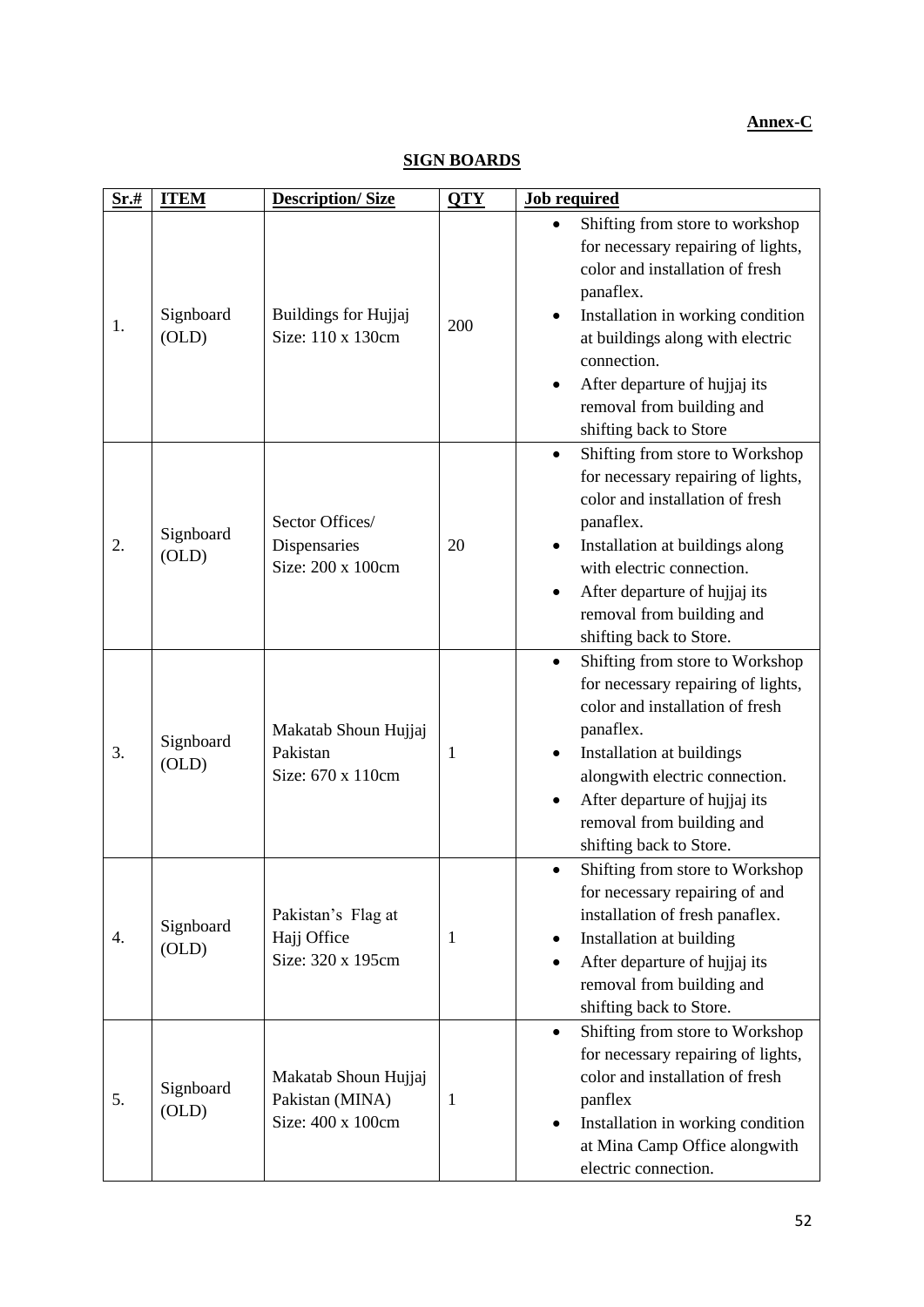**Annex-C**

## SIGN BOARDS

| Sr.# | ITEM | Description/ Size | QTY | Job required |
|---|---|---|---|---|
| 1. | Signboard (OLD) | Buildings for Hujjaj Size: 110 x 130cm | 200 | • Shifting from store to workshop for necessary repairing of lights, color and installation of fresh panaflex. • Installation in working condition at buildings along with electric connection. • After departure of hujjaj its removal from building and shifting back to Store |
| 2. | Signboard (OLD) | Sector Offices/ Dispensaries Size: 200 x 100cm | 20 | • Shifting from store to Workshop for necessary repairing of lights, color and installation of fresh panaflex. • Installation at buildings along with electric connection. • After departure of hujjaj its removal from building and shifting back to Store. |
| 3. | Signboard (OLD) | Makatab Shoun Hujjaj Pakistan Size: 670 x 110cm | 1 | • Shifting from store to Workshop for necessary repairing of lights, color and installation of fresh panaflex. • Installation at buildings alongwith electric connection. • After departure of hujjaj its removal from building and shifting back to Store. |
| 4. | Signboard (OLD) | Pakistan's Flag at Hajj Office Size: 320 x 195cm | 1 | • Shifting from store to Workshop for necessary repairing of and installation of fresh panaflex. • Installation at building • After departure of hujjaj its removal from building and shifting back to Store. |
| 5. | Signboard (OLD) | Makatab Shoun Hujjaj Pakistan (MINA) Size: 400 x 100cm | 1 | • Shifting from store to Workshop for necessary repairing of lights, color and installation of fresh panflex • Installation in working condition at Mina Camp Office alongwith electric connection. |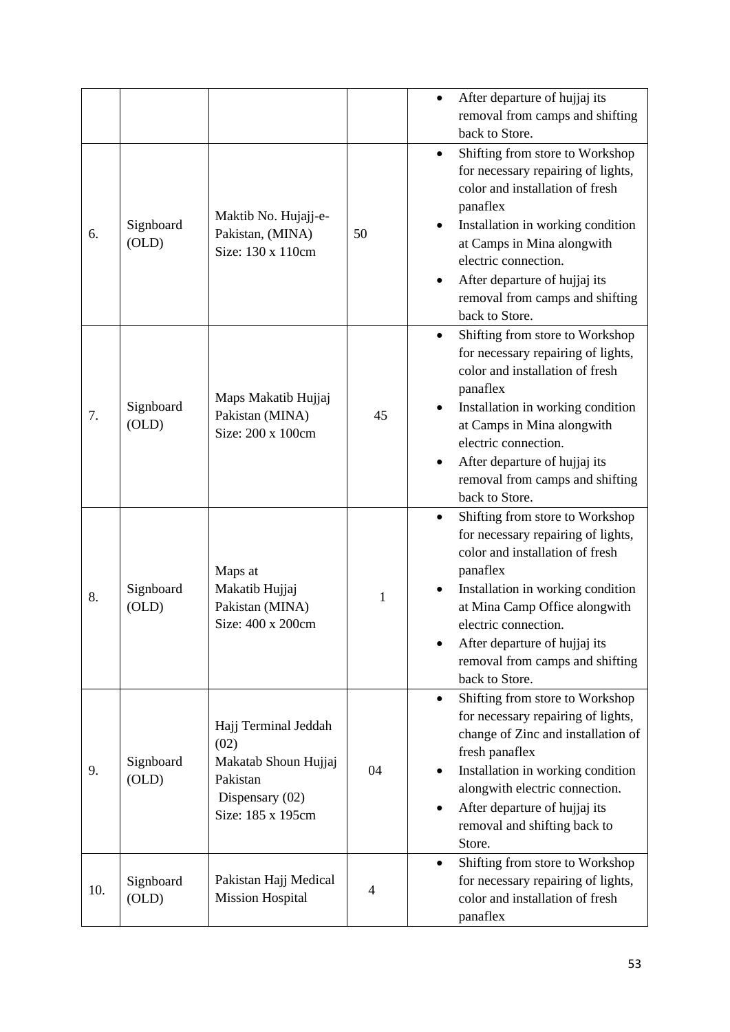| | | | | |
|---|---|---|---|---|
| | | | | • After departure of hujjaj its removal from camps and shifting back to Store. |
| 6. | Signboard (OLD) | Maktib No. Hujajj-e-Pakistan, (MINA) Size: 130 x 110cm | 50 | • Shifting from store to Workshop for necessary repairing of lights, color and installation of fresh panaflex<br>• Installation in working condition at Camps in Mina alongwith electric connection.<br>• After departure of hujjaj its removal from camps and shifting back to Store. |
| 7. | Signboard (OLD) | Maps Makatib Hujjaj Pakistan (MINA) Size: 200 x 100cm | 45 | • Shifting from store to Workshop for necessary repairing of lights, color and installation of fresh panaflex<br>• Installation in working condition at Camps in Mina alongwith electric connection.<br>• After departure of hujjaj its removal from camps and shifting back to Store. |
| 8. | Signboard (OLD) | Maps at Makatib Hujjaj Pakistan (MINA) Size: 400 x 200cm | 1 | • Shifting from store to Workshop for necessary repairing of lights, color and installation of fresh panaflex<br>• Installation in working condition at Mina Camp Office alongwith electric connection.<br>• After departure of hujjaj its removal from camps and shifting back to Store. |
| 9. | Signboard (OLD) | Hajj Terminal Jeddah (02) Makatab Shoun Hujjaj Pakistan Dispensary (02) Size: 185 x 195cm | 04 | • Shifting from store to Workshop for necessary repairing of lights, change of Zinc and installation of fresh panaflex<br>• Installation in working condition alongwith electric connection.<br>• After departure of hujjaj its removal and shifting back to Store. |
| 10. | Signboard (OLD) | Pakistan Hajj Medical Mission Hospital | 4 | • Shifting from store to Workshop for necessary repairing of lights, color and installation of fresh panaflex |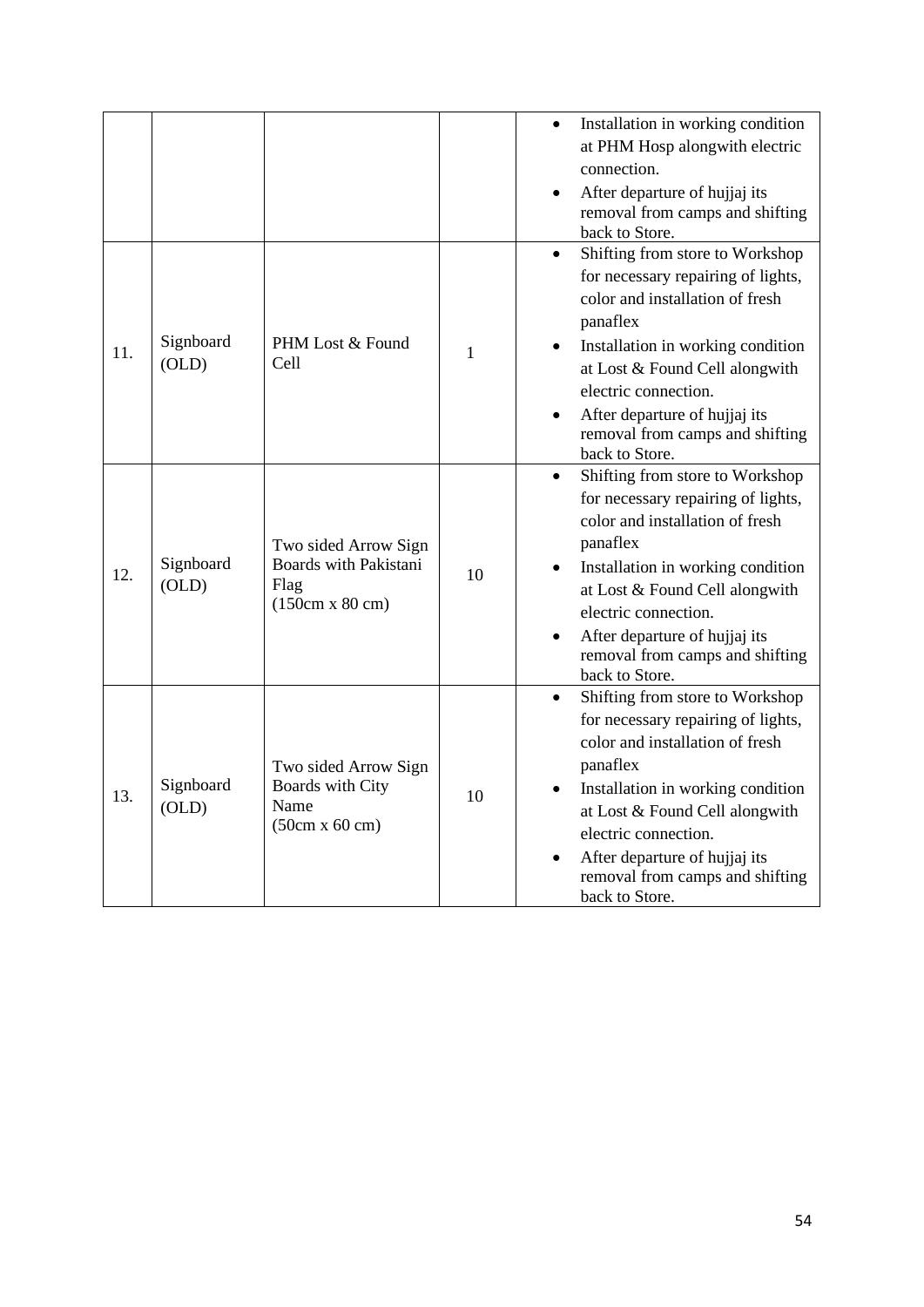| | | | | |
|---|---|---|---|---|
| | | | | • Installation in working condition at PHM Hosp alongwith electric connection. • After departure of hujjaj its removal from camps and shifting back to Store. |
| 11. | Signboard (OLD) | PHM Lost & Found Cell | 1 | • Shifting from store to Workshop for necessary repairing of lights, color and installation of fresh panaflex • Installation in working condition at Lost & Found Cell alongwith electric connection. • After departure of hujjaj its removal from camps and shifting back to Store. |
| 12. | Signboard (OLD) | Two sided Arrow Sign Boards with Pakistani Flag (150cm x 80 cm) | 10 | • Shifting from store to Workshop for necessary repairing of lights, color and installation of fresh panaflex • Installation in working condition at Lost & Found Cell alongwith electric connection. • After departure of hujjaj its removal from camps and shifting back to Store. |
| 13. | Signboard (OLD) | Two sided Arrow Sign Boards with City Name (50cm x 60 cm) | 10 | • Shifting from store to Workshop for necessary repairing of lights, color and installation of fresh panaflex • Installation in working condition at Lost & Found Cell alongwith electric connection. • After departure of hujjaj its removal from camps and shifting back to Store. |